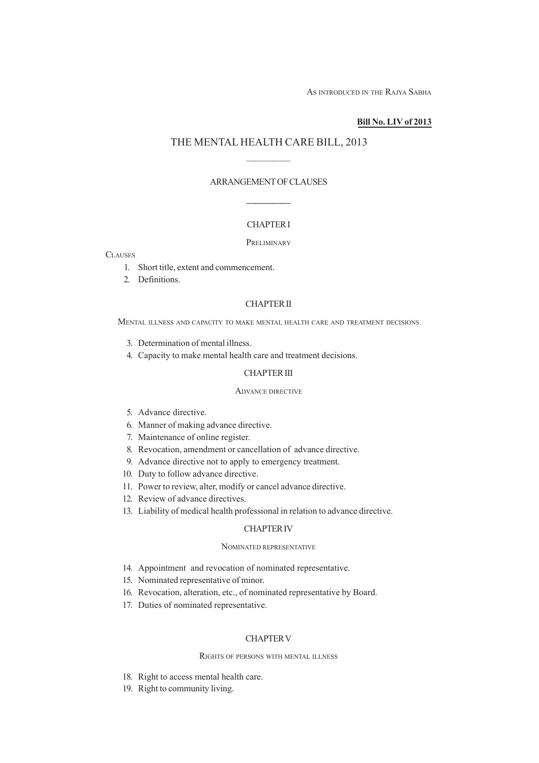AS INTRODUCED IN THE RAJYA SABHA

**Bill No. LIV of 2013**

# THE MENTAL HEALTH CARE BILL, 2013

———

ARRANGEMENT OF CLAUSES

———

## CHAPTER I

PRELIMINARY

CLAUSES

1. Short title, extent and commencement.
2. Definitions.

## CHAPTER II

MENTAL ILLNESS AND CAPACITY TO MAKE MENTAL HEALTH CARE AND TREATMENT DECISIONS

3. Determination of mental illness.
4. Capacity to make mental health care and treatment decisions.

## CHAPTER III

ADVANCE DIRECTIVE

5. Advance directive.
6. Manner of making advance directive.
7. Maintenance of online register.
8. Revocation, amendment or cancellation of advance directive.
9. Advance directive not to apply to emergency treatment.
10. Duty to follow advance directive.
11. Power to review, alter, modify or cancel advance directive.
12. Review of advance directives.
13. Liability of medical health professional in relation to advance directive.

## CHAPTER IV

NOMINATED REPRESENTATIVE

14. Appointment and revocation of nominated representative.
15. Nominated representative of minor.
16. Revocation, alteration, etc., of nominated representative by Board.
17. Duties of nominated representative.

## CHAPTER V

RIGHTS OF PERSONS WITH MENTAL ILLNESS

18. Right to access mental health care.
19. Right to community living.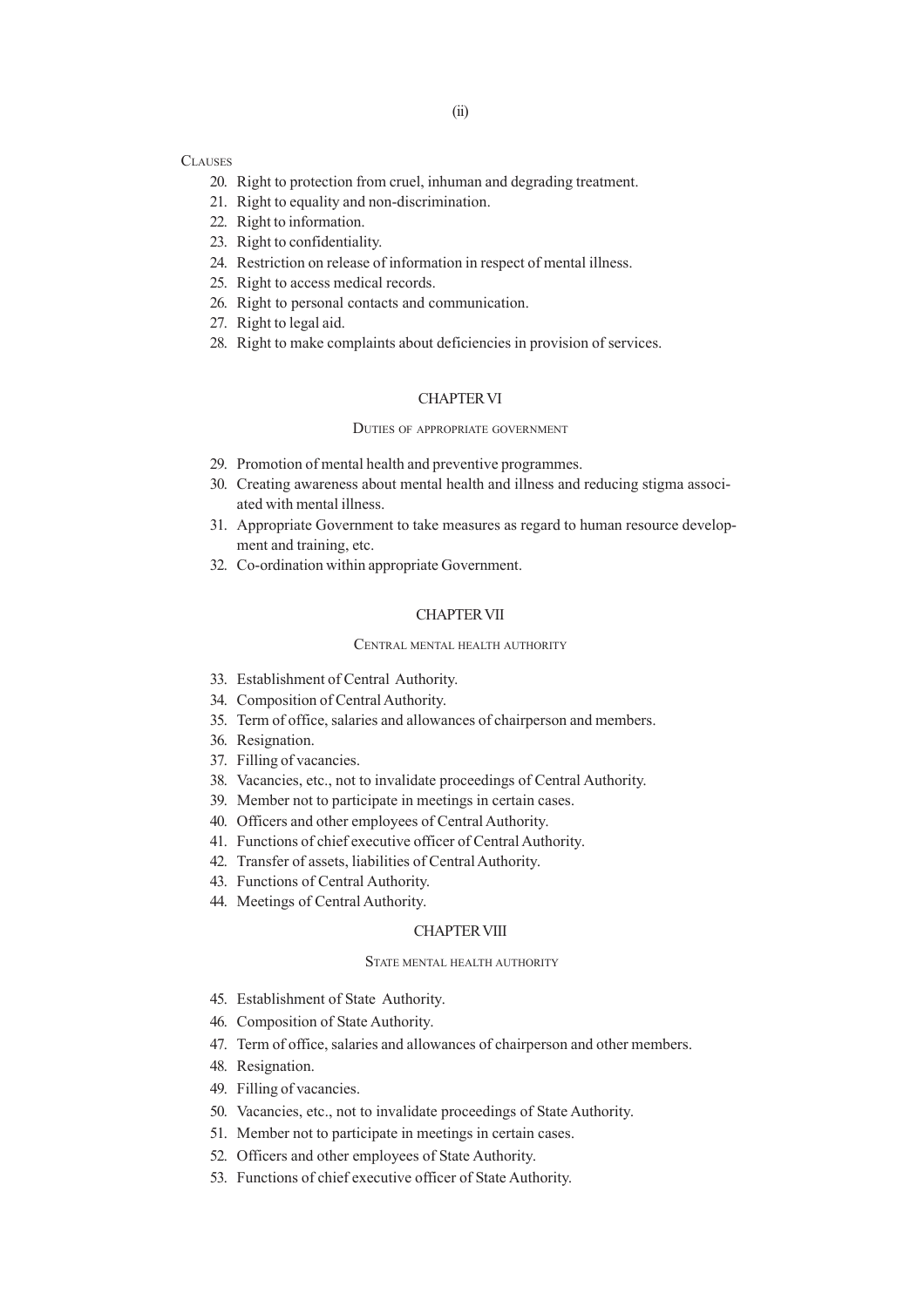CLAUSES

20. Right to protection from cruel, inhuman and degrading treatment.
21. Right to equality and non-discrimination.
22. Right to information.
23. Right to confidentiality.
24. Restriction on release of information in respect of mental illness.
25. Right to access medical records.
26. Right to personal contacts and communication.
27. Right to legal aid.
28. Right to make complaints about deficiencies in provision of services.

## CHAPTER VI

### DUTIES OF APPROPRIATE GOVERNMENT

29. Promotion of mental health and preventive programmes.
30. Creating awareness about mental health and illness and reducing stigma associated with mental illness.
31. Appropriate Government to take measures as regard to human resource development and training, etc.
32. Co-ordination within appropriate Government.

## CHAPTER VII

### CENTRAL MENTAL HEALTH AUTHORITY

33. Establishment of Central Authority.
34. Composition of Central Authority.
35. Term of office, salaries and allowances of chairperson and members.
36. Resignation.
37. Filling of vacancies.
38. Vacancies, etc., not to invalidate proceedings of Central Authority.
39. Member not to participate in meetings in certain cases.
40. Officers and other employees of Central Authority.
41. Functions of chief executive officer of Central Authority.
42. Transfer of assets, liabilities of Central Authority.
43. Functions of Central Authority.
44. Meetings of Central Authority.

## CHAPTER VIII

### STATE MENTAL HEALTH AUTHORITY

45. Establishment of State Authority.
46. Composition of State Authority.
47. Term of office, salaries and allowances of chairperson and other members.
48. Resignation.
49. Filling of vacancies.
50. Vacancies, etc., not to invalidate proceedings of State Authority.
51. Member not to participate in meetings in certain cases.
52. Officers and other employees of State Authority.
53. Functions of chief executive officer of State Authority.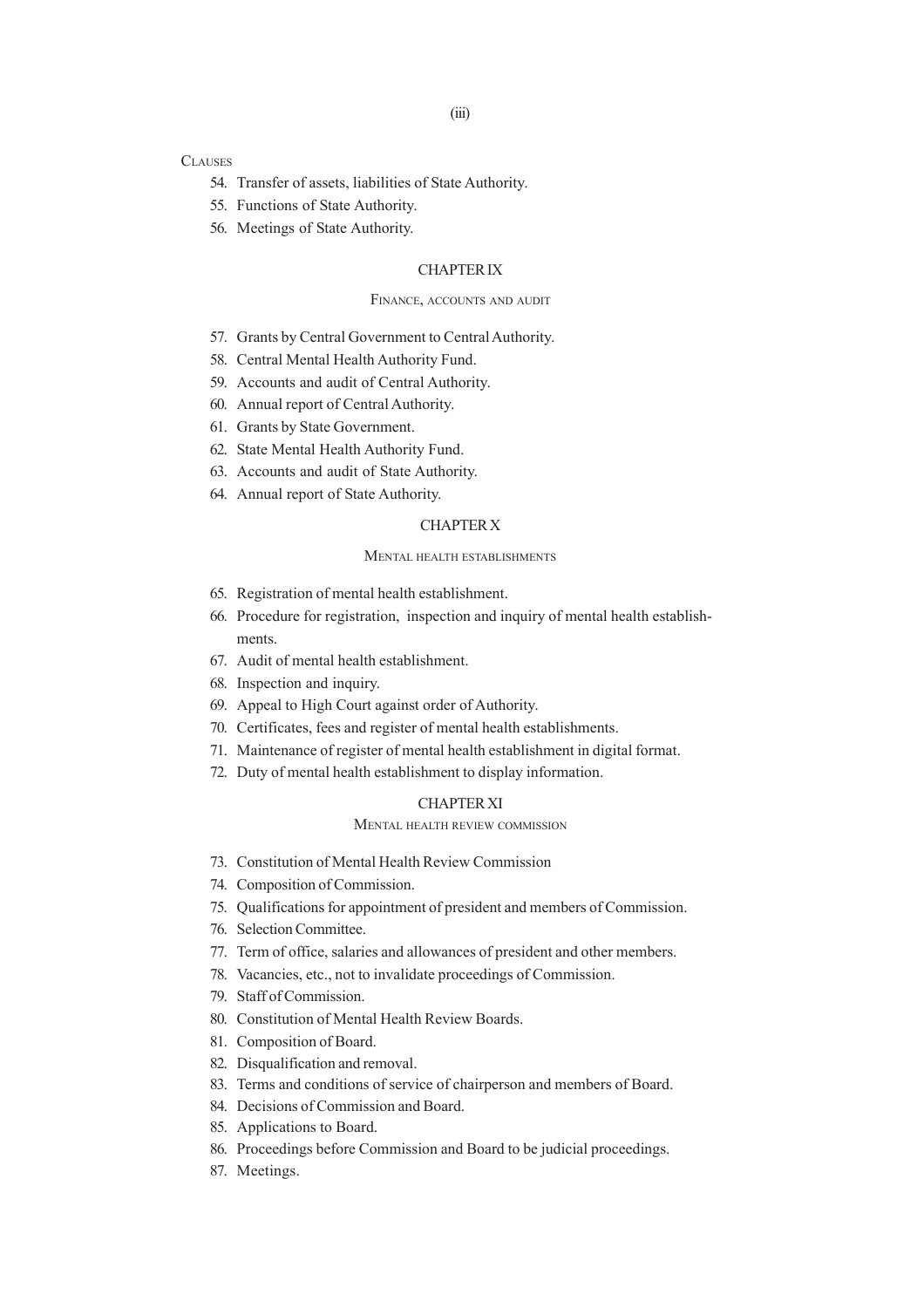CLAUSES

54. Transfer of assets, liabilities of State Authority.
55. Functions of State Authority.
56. Meetings of State Authority.

## CHAPTER IX

### FINANCE, ACCOUNTS AND AUDIT

57. Grants by Central Government to Central Authority.
58. Central Mental Health Authority Fund.
59. Accounts and audit of Central Authority.
60. Annual report of Central Authority.
61. Grants by State Government.
62. State Mental Health Authority Fund.
63. Accounts and audit of State Authority.
64. Annual report of State Authority.

## CHAPTER X

### MENTAL HEALTH ESTABLISHMENTS

65. Registration of mental health establishment.
66. Procedure for registration, inspection and inquiry of mental health establishments.
67. Audit of mental health establishment.
68. Inspection and inquiry.
69. Appeal to High Court against order of Authority.
70. Certificates, fees and register of mental health establishments.
71. Maintenance of register of mental health establishment in digital format.
72. Duty of mental health establishment to display information.

## CHAPTER XI

### MENTAL HEALTH REVIEW COMMISSION

73. Constitution of Mental Health Review Commission
74. Composition of Commission.
75. Qualifications for appointment of president and members of Commission.
76. Selection Committee.
77. Term of office, salaries and allowances of president and other members.
78. Vacancies, etc., not to invalidate proceedings of Commission.
79. Staff of Commission.
80. Constitution of Mental Health Review Boards.
81. Composition of Board.
82. Disqualification and removal.
83. Terms and conditions of service of chairperson and members of Board.
84. Decisions of Commission and Board.
85. Applications to Board.
86. Proceedings before Commission and Board to be judicial proceedings.
87. Meetings.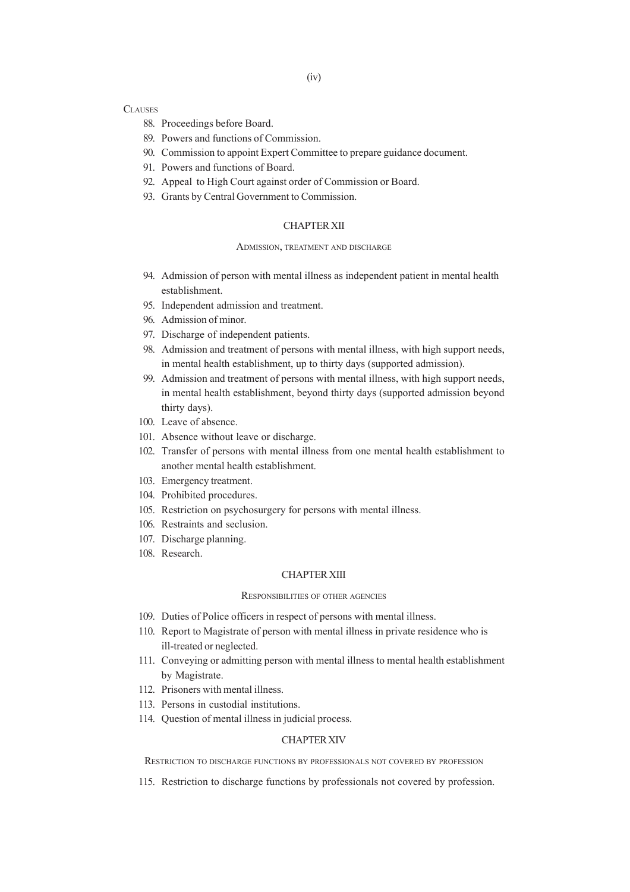CLAUSES

88. Proceedings before Board.
89. Powers and functions of Commission.
90. Commission to appoint Expert Committee to prepare guidance document.
91. Powers and functions of Board.
92. Appeal to High Court against order of Commission or Board.
93. Grants by Central Government to Commission.

## CHAPTER XII

### ADMISSION, TREATMENT AND DISCHARGE

94. Admission of person with mental illness as independent patient in mental health establishment.
95. Independent admission and treatment.
96. Admission of minor.
97. Discharge of independent patients.
98. Admission and treatment of persons with mental illness, with high support needs, in mental health establishment, up to thirty days (supported admission).
99. Admission and treatment of persons with mental illness, with high support needs, in mental health establishment, beyond thirty days (supported admission beyond thirty days).
100. Leave of absence.
101. Absence without leave or discharge.
102. Transfer of persons with mental illness from one mental health establishment to another mental health establishment.
103. Emergency treatment.
104. Prohibited procedures.
105. Restriction on psychosurgery for persons with mental illness.
106. Restraints and seclusion.
107. Discharge planning.
108. Research.

## CHAPTER XIII

### RESPONSIBILITIES OF OTHER AGENCIES

109. Duties of Police officers in respect of persons with mental illness.
110. Report to Magistrate of person with mental illness in private residence who is ill-treated or neglected.
111. Conveying or admitting person with mental illness to mental health establishment by Magistrate.
112. Prisoners with mental illness.
113. Persons in custodial institutions.
114. Question of mental illness in judicial process.

## CHAPTER XIV

### RESTRICTION TO DISCHARGE FUNCTIONS BY PROFESSIONALS NOT COVERED BY PROFESSION

115. Restriction to discharge functions by professionals not covered by profession.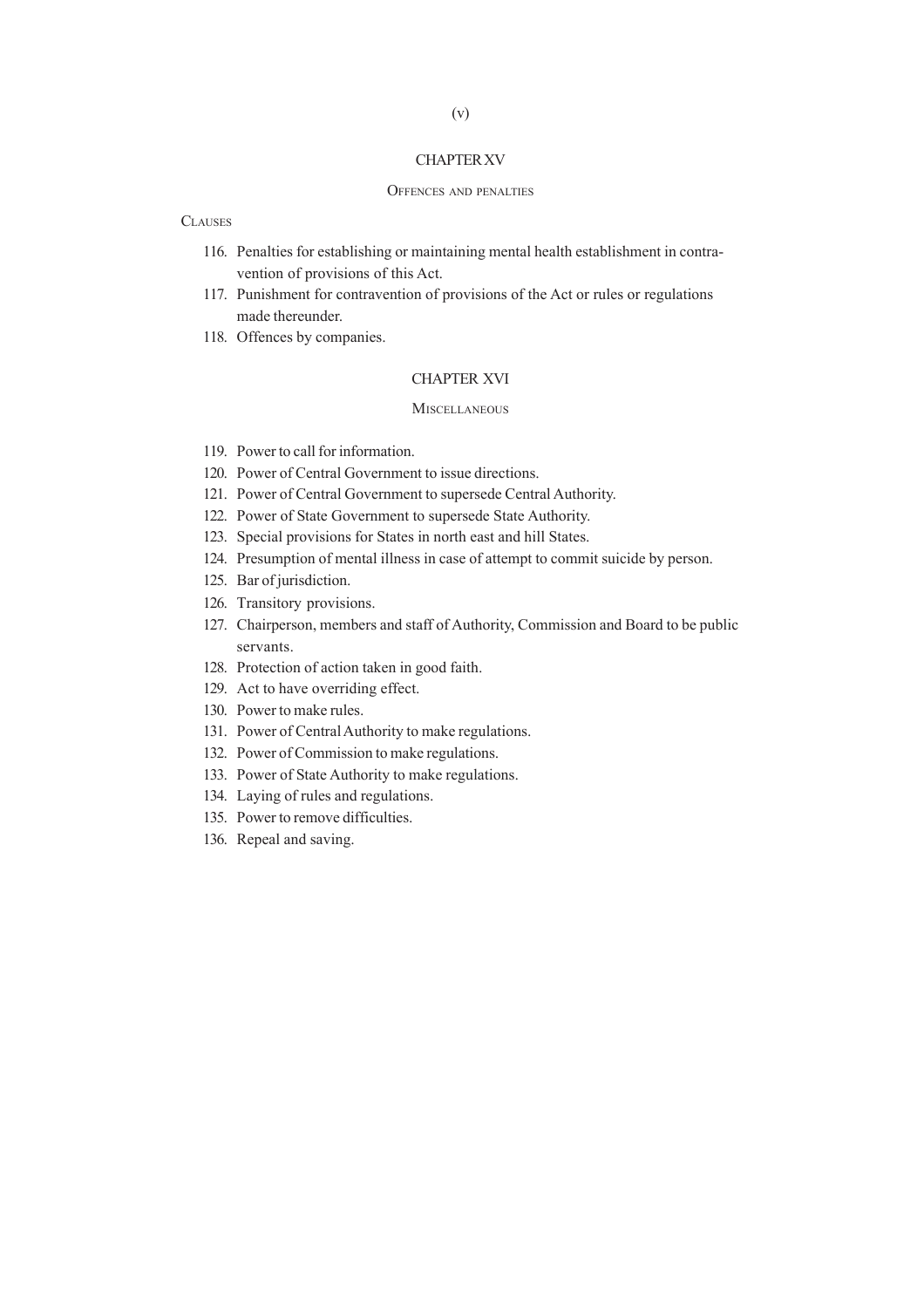## CHAPTER XV

### OFFENCES AND PENALTIES

CLAUSES

116. Penalties for establishing or maintaining mental health establishment in contravention of provisions of this Act.
117. Punishment for contravention of provisions of the Act or rules or regulations made thereunder.
118. Offences by companies.

## CHAPTER XVI

### MISCELLANEOUS

119. Power to call for information.
120. Power of Central Government to issue directions.
121. Power of Central Government to supersede Central Authority.
122. Power of State Government to supersede State Authority.
123. Special provisions for States in north east and hill States.
124. Presumption of mental illness in case of attempt to commit suicide by person.
125. Bar of jurisdiction.
126. Transitory provisions.
127. Chairperson, members and staff of Authority, Commission and Board to be public servants.
128. Protection of action taken in good faith.
129. Act to have overriding effect.
130. Power to make rules.
131. Power of Central Authority to make regulations.
132. Power of Commission to make regulations.
133. Power of State Authority to make regulations.
134. Laying of rules and regulations.
135. Power to remove difficulties.
136. Repeal and saving.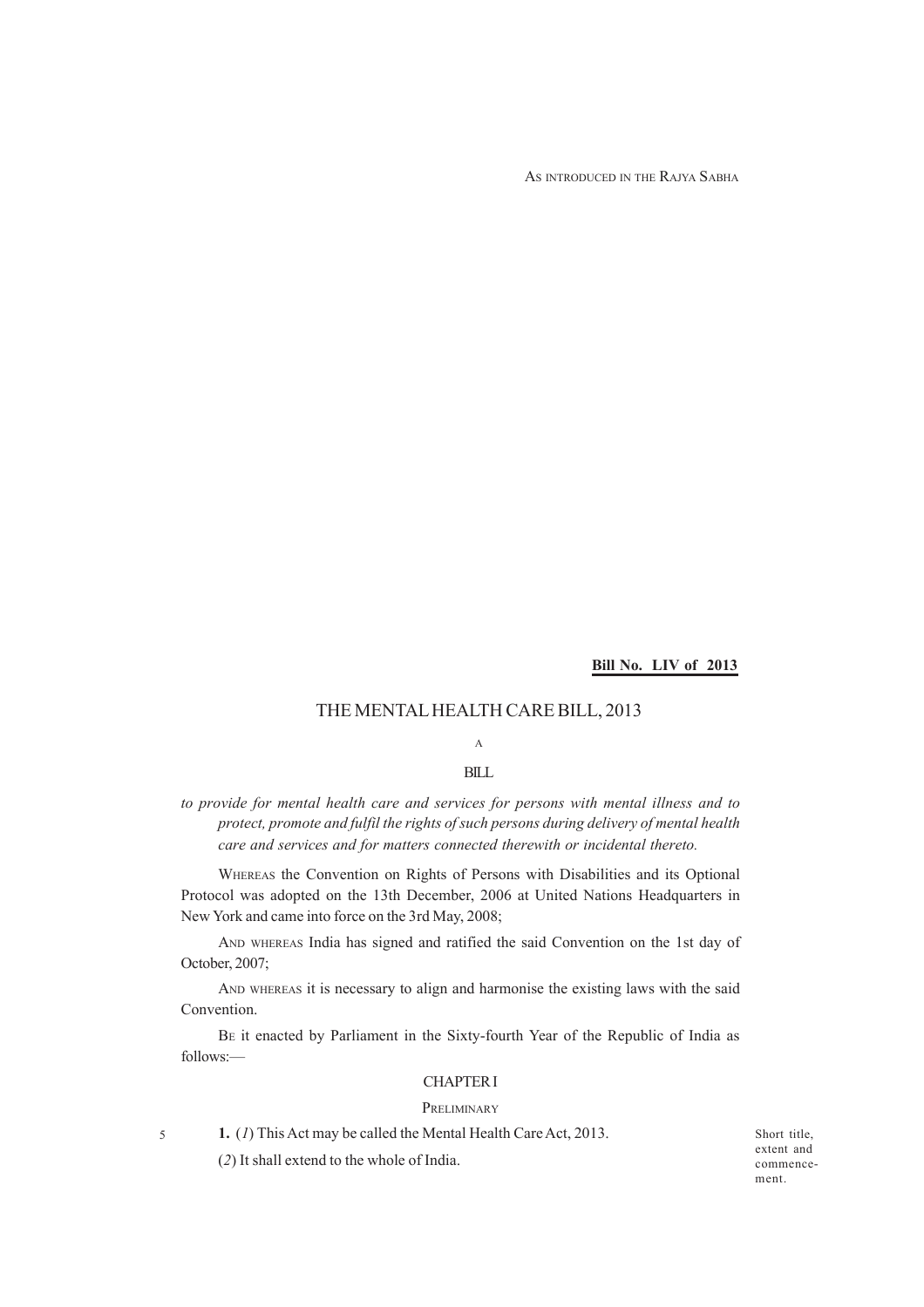AS INTRODUCED IN THE RAJYA SABHA

**Bill No. LIV of 2013**

# THE MENTAL HEALTH CARE BILL, 2013

A

BILL

*to provide for mental health care and services for persons with mental illness and to protect, promote and fulfil the rights of such persons during delivery of mental health care and services and for matters connected therewith or incidental thereto.*

WHEREAS the Convention on Rights of Persons with Disabilities and its Optional Protocol was adopted on the 13th December, 2006 at United Nations Headquarters in New York and came into force on the 3rd May, 2008;

AND WHEREAS India has signed and ratified the said Convention on the 1st day of October, 2007;

AND WHEREAS it is necessary to align and harmonise the existing laws with the said Convention.

BE it enacted by Parliament in the Sixty-fourth Year of the Republic of India as follows:—

## CHAPTER I

### PRELIMINARY

Short title, extent and commencement.

**1.** (*1*) This Act may be called the Mental Health Care Act, 2013.

(*2*) It shall extend to the whole of India.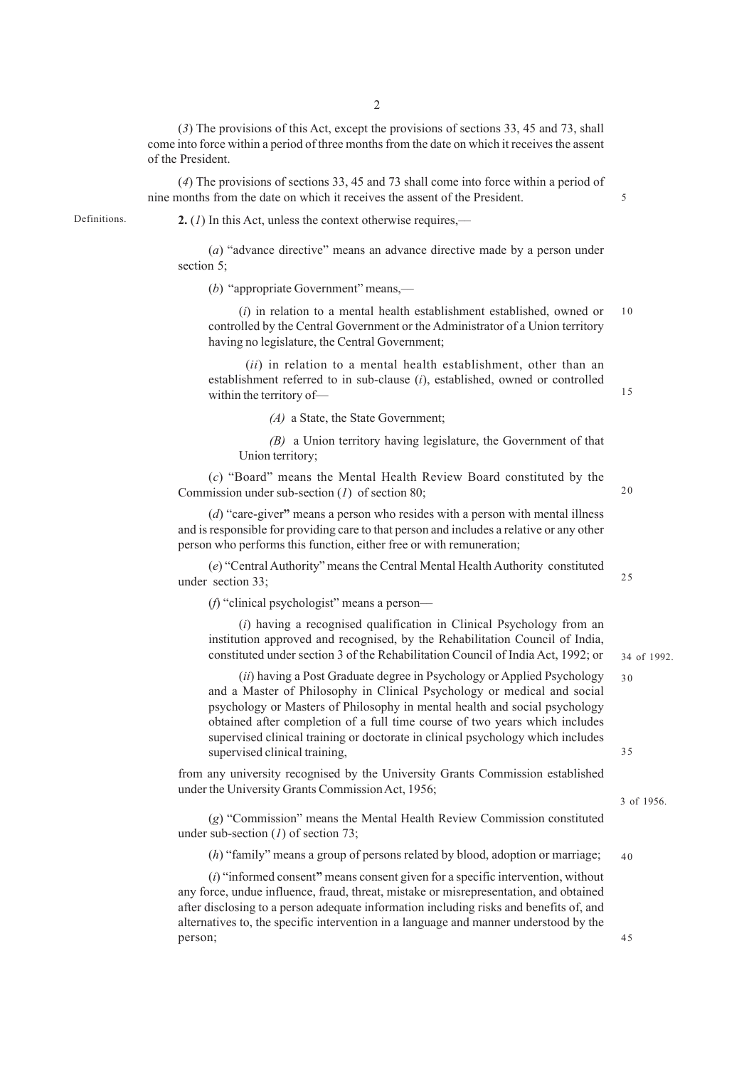(*3*) The provisions of this Act, except the provisions of sections 33, 45 and 73, shall come into force within a period of three months from the date on which it receives the assent of the President.

(*4*) The provisions of sections 33, 45 and 73 shall come into force within a period of nine months from the date on which it receives the assent of the President.

Definitions.

**2.** (*1*) In this Act, unless the context otherwise requires,—

(*a*) "advance directive" means an advance directive made by a person under section 5;

(*b*) "appropriate Government" means,—

(*i*) in relation to a mental health establishment established, owned or controlled by the Central Government or the Administrator of a Union territory having no legislature, the Central Government;

(*ii*) in relation to a mental health establishment, other than an establishment referred to in sub-clause (*i*), established, owned or controlled within the territory of—

*(A)* a State, the State Government;

*(B)* a Union territory having legislature, the Government of that Union territory;

(*c*) "Board" means the Mental Health Review Board constituted by the Commission under sub-section (*1*) of section 80;

(*d*) "care-giver" means a person who resides with a person with mental illness and is responsible for providing care to that person and includes a relative or any other person who performs this function, either free or with remuneration;

(*e*) "Central Authority" means the Central Mental Health Authority constituted under section 33;

(*f*) "clinical psychologist" means a person—

(*i*) having a recognised qualification in Clinical Psychology from an institution approved and recognised, by the Rehabilitation Council of India, constituted under section 3 of the Rehabilitation Council of India Act, 1992; or

34 of 1992.

(*ii*) having a Post Graduate degree in Psychology or Applied Psychology and a Master of Philosophy in Clinical Psychology or medical and social psychology or Masters of Philosophy in mental health and social psychology obtained after completion of a full time course of two years which includes supervised clinical training or doctorate in clinical psychology which includes supervised clinical training,

from any university recognised by the University Grants Commission established under the University Grants Commission Act, 1956;

3 of 1956.

(*g*) "Commission" means the Mental Health Review Commission constituted under sub-section (*1*) of section 73;

(*h*) "family" means a group of persons related by blood, adoption or marriage;

(*i*) "informed consent" means consent given for a specific intervention, without any force, undue influence, fraud, threat, mistake or misrepresentation, and obtained after disclosing to a person adequate information including risks and benefits of, and alternatives to, the specific intervention in a language and manner understood by the person;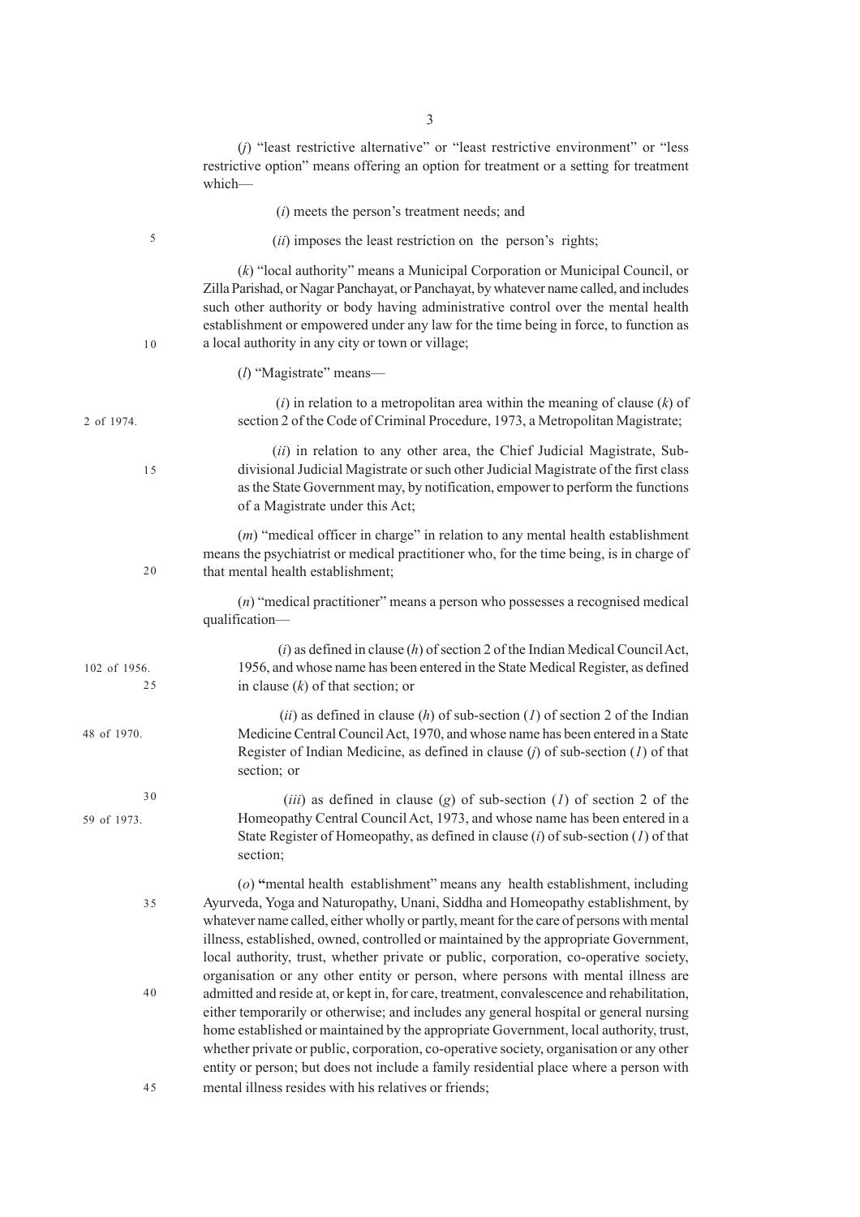(*j*) "least restrictive alternative" or "least restrictive environment" or "less restrictive option" means offering an option for treatment or a setting for treatment which—

(*i*) meets the person's treatment needs; and

(*ii*) imposes the least restriction on the person's rights;

(*k*) "local authority" means a Municipal Corporation or Municipal Council, or Zilla Parishad, or Nagar Panchayat, or Panchayat, by whatever name called, and includes such other authority or body having administrative control over the mental health establishment or empowered under any law for the time being in force, to function as a local authority in any city or town or village;

(*l*) "Magistrate" means—

(*i*) in relation to a metropolitan area within the meaning of clause (*k*) of section 2 of the Code of Criminal Procedure, 1973, a Metropolitan Magistrate; [2 of 1974.]

(*ii*) in relation to any other area, the Chief Judicial Magistrate, Sub-divisional Judicial Magistrate or such other Judicial Magistrate of the first class as the State Government may, by notification, empower to perform the functions of a Magistrate under this Act;

(*m*) "medical officer in charge" in relation to any mental health establishment means the psychiatrist or medical practitioner who, for the time being, is in charge of that mental health establishment;

(*n*) "medical practitioner" means a person who possesses a recognised medical qualification—

(*i*) as defined in clause (*h*) of section 2 of the Indian Medical Council Act, 1956, and whose name has been entered in the State Medical Register, as defined in clause (*k*) of that section; or [102 of 1956.]

(*ii*) as defined in clause (*h*) of sub-section (*1*) of section 2 of the Indian Medicine Central Council Act, 1970, and whose name has been entered in a State Register of Indian Medicine, as defined in clause (*j*) of sub-section (*1*) of that section; or [48 of 1970.]

(*iii*) as defined in clause (*g*) of sub-section (*1*) of section 2 of the Homeopathy Central Council Act, 1973, and whose name has been entered in a State Register of Homeopathy, as defined in clause (*i*) of sub-section (*1*) of that section; [59 of 1973.]

(*o*) "mental health establishment" means any health establishment, including Ayurveda, Yoga and Naturopathy, Unani, Siddha and Homeopathy establishment, by whatever name called, either wholly or partly, meant for the care of persons with mental illness, established, owned, controlled or maintained by the appropriate Government, local authority, trust, whether private or public, corporation, co-operative society, organisation or any other entity or person, where persons with mental illness are admitted and reside at, or kept in, for care, treatment, convalescence and rehabilitation, either temporarily or otherwise; and includes any general hospital or general nursing home established or maintained by the appropriate Government, local authority, trust, whether private or public, corporation, co-operative society, organisation or any other entity or person; but does not include a family residential place where a person with mental illness resides with his relatives or friends;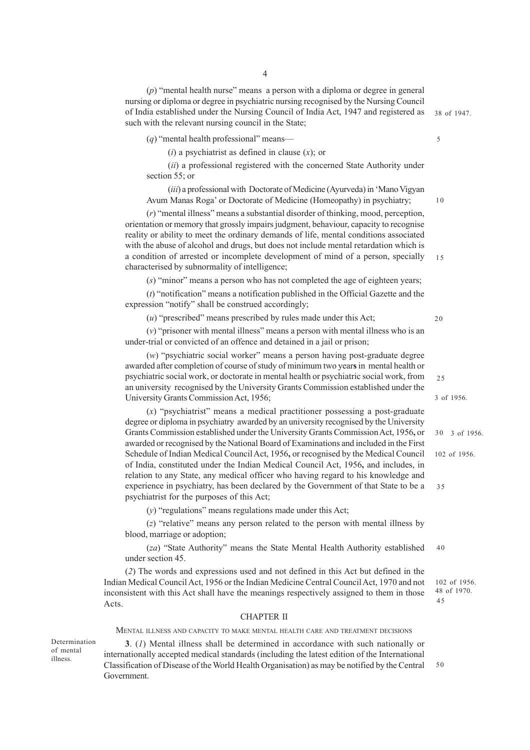(*p*) "mental health nurse" means a person with a diploma or degree in general nursing or diploma or degree in psychiatric nursing recognised by the Nursing Council of India established under the Nursing Council of India Act, 1947 and registered as such with the relevant nursing council in the State;

38 of 1947.

(*q*) "mental health professional" means—

(*i*) a psychiatrist as defined in clause (*x*); or

(*ii*) a professional registered with the concerned State Authority under section 55; or

(*iii*) a professional with Doctorate of Medicine (Ayurveda) in 'Mano Vigyan Avum Manas Roga' or Doctorate of Medicine (Homeopathy) in psychiatry;

(*r*) "mental illness" means a substantial disorder of thinking, mood, perception, orientation or memory that grossly impairs judgment, behaviour, capacity to recognise reality or ability to meet the ordinary demands of life, mental conditions associated with the abuse of alcohol and drugs, but does not include mental retardation which is a condition of arrested or incomplete development of mind of a person, specially characterised by subnormality of intelligence;

(*s*) "minor" means a person who has not completed the age of eighteen years;

(*t*) "notification" means a notification published in the Official Gazette and the expression "notify" shall be construed accordingly;

(*u*) "prescribed" means prescribed by rules made under this Act;

(*v*) "prisoner with mental illness" means a person with mental illness who is an under-trial or convicted of an offence and detained in a jail or prison;

(*w*) "psychiatric social worker" means a person having post-graduate degree awarded after completion of course of study of minimum two years in mental health or psychiatric social work, or doctorate in mental health or psychiatric social work, from an university recognised by the University Grants Commission established under the University Grants Commission Act, 1956;

3 of 1956.

(*x*) "psychiatrist" means a medical practitioner possessing a post-graduate degree or diploma in psychiatry awarded by an university recognised by the University Grants Commission established under the University Grants Commission Act, 1956, or awarded or recognised by the National Board of Examinations and included in the First Schedule of Indian Medical Council Act, 1956, or recognised by the Medical Council of India, constituted under the Indian Medical Council Act, 1956, and includes, in relation to any State, any medical officer who having regard to his knowledge and experience in psychiatry, has been declared by the Government of that State to be a psychiatrist for the purposes of this Act;

3 of 1956.

102 of 1956.

(*y*) "regulations" means regulations made under this Act;

(*z*) "relative" means any person related to the person with mental illness by blood, marriage or adoption;

(*za*) "State Authority" means the State Mental Health Authority established under section 45.

(*2*) The words and expressions used and not defined in this Act but defined in the Indian Medical Council Act, 1956 or the Indian Medicine Central Council Act, 1970 and not inconsistent with this Act shall have the meanings respectively assigned to them in those Acts.

102 of 1956.
48 of 1970.

## CHAPTER II

### MENTAL ILLNESS AND CAPACITY TO MAKE MENTAL HEALTH CARE AND TREATMENT DECISIONS

Determination of mental illness.

**3**. (*1*) Mental illness shall be determined in accordance with such nationally or internationally accepted medical standards (including the latest edition of the International Classification of Disease of the World Health Organisation) as may be notified by the Central Government.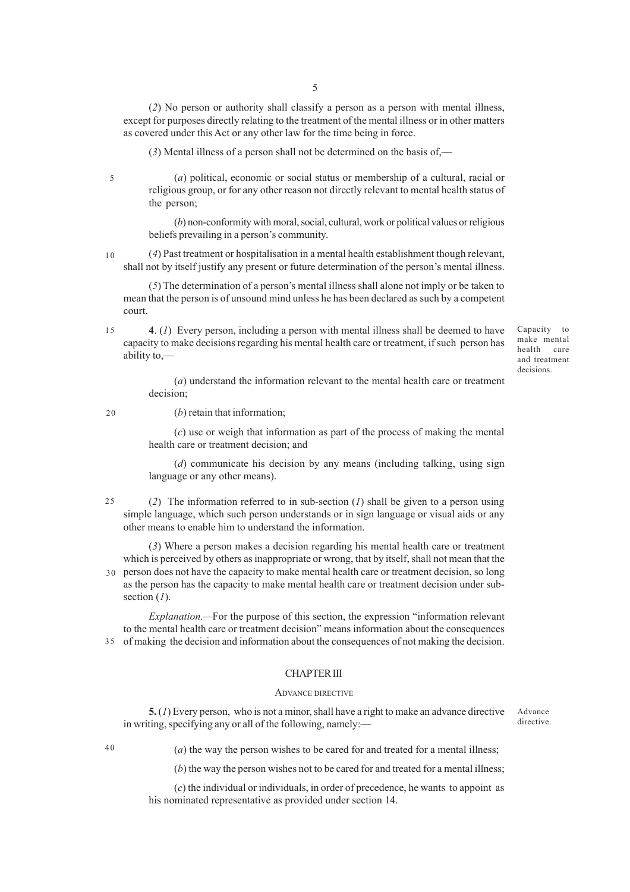(*2*) No person or authority shall classify a person as a person with mental illness, except for purposes directly relating to the treatment of the mental illness or in other matters as covered under this Act or any other law for the time being in force.

(*3*) Mental illness of a person shall not be determined on the basis of,—

(*a*) political, economic or social status or membership of a cultural, racial or religious group, or for any other reason not directly relevant to mental health status of the person;

(*b*) non-conformity with moral, social, cultural, work or political values or religious beliefs prevailing in a person's community.

(*4*) Past treatment or hospitalisation in a mental health establishment though relevant, shall not by itself justify any present or future determination of the person's mental illness.

(*5*) The determination of a person's mental illness shall alone not imply or be taken to mean that the person is of unsound mind unless he has been declared as such by a competent court.

Capacity to make mental health care and treatment decisions.

**4**. (*1*) Every person, including a person with mental illness shall be deemed to have capacity to make decisions regarding his mental health care or treatment, if such person has ability to,—

(*a*) understand the information relevant to the mental health care or treatment decision;

(*b*) retain that information;

(*c*) use or weigh that information as part of the process of making the mental health care or treatment decision; and

(*d*) communicate his decision by any means (including talking, using sign language or any other means).

(*2*) The information referred to in sub-section (*1*) shall be given to a person using simple language, which such person understands or in sign language or visual aids or any other means to enable him to understand the information.

(*3*) Where a person makes a decision regarding his mental health care or treatment which is perceived by others as inappropriate or wrong, that by itself, shall not mean that the person does not have the capacity to make mental health care or treatment decision, so long as the person has the capacity to make mental health care or treatment decision under sub-section (*1*).

*Explanation.*—For the purpose of this section, the expression "information relevant to the mental health care or treatment decision" means information about the consequences of making the decision and information about the consequences of not making the decision.

## CHAPTER III

### ADVANCE DIRECTIVE

Advance directive.

**5.** (*1*) Every person, who is not a minor, shall have a right to make an advance directive in writing, specifying any or all of the following, namely:—

(*a*) the way the person wishes to be cared for and treated for a mental illness;

(*b*) the way the person wishes not to be cared for and treated for a mental illness;

(*c*) the individual or individuals, in order of precedence, he wants to appoint as his nominated representative as provided under section 14.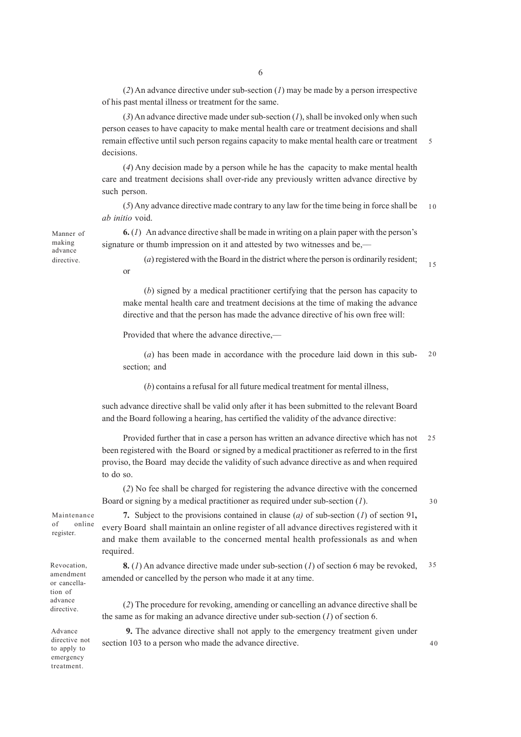(2) An advance directive under sub-section (*1*) may be made by a person irrespective of his past mental illness or treatment for the same.

(3) An advance directive made under sub-section (*1*), shall be invoked only when such person ceases to have capacity to make mental health care or treatment decisions and shall remain effective until such person regains capacity to make mental health care or treatment decisions.

(4) Any decision made by a person while he has the capacity to make mental health care and treatment decisions shall over-ride any previously written advance directive by such person.

(5) Any advance directive made contrary to any law for the time being in force shall be *ab initio* void.

*Manner of making advance directive.*

**6.** (*1*) An advance directive shall be made in writing on a plain paper with the person's signature or thumb impression on it and attested by two witnesses and be,—

(*a*) registered with the Board in the district where the person is ordinarily resident; or

(*b*) signed by a medical practitioner certifying that the person has capacity to make mental health care and treatment decisions at the time of making the advance directive and that the person has made the advance directive of his own free will:

Provided that where the advance directive,—

(*a*) has been made in accordance with the procedure laid down in this sub-section; and

(*b*) contains a refusal for all future medical treatment for mental illness,

such advance directive shall be valid only after it has been submitted to the relevant Board and the Board following a hearing, has certified the validity of the advance directive:

Provided further that in case a person has written an advance directive which has not been registered with the Board or signed by a medical practitioner as referred to in the first proviso, the Board may decide the validity of such advance directive as and when required to do so.

(*2*) No fee shall be charged for registering the advance directive with the concerned Board or signing by a medical practitioner as required under sub-section (*1*).

*Maintenance of online register.*

**7.** Subject to the provisions contained in clause (*a*) of sub-section (*1*) of section 91**,** every Board shall maintain an online register of all advance directives registered with it and make them available to the concerned mental health professionals as and when required.

*Revocation, amendment or cancellation of advance directive.*

**8.** (*1*) An advance directive made under sub-section (*1*) of section 6 may be revoked, amended or cancelled by the person who made it at any time.

(*2*) The procedure for revoking, amending or cancelling an advance directive shall be the same as for making an advance directive under sub-section (*1*) of section 6.

*Advance directive not to apply to emergency treatment.*

**9.** The advance directive shall not apply to the emergency treatment given under section 103 to a person who made the advance directive.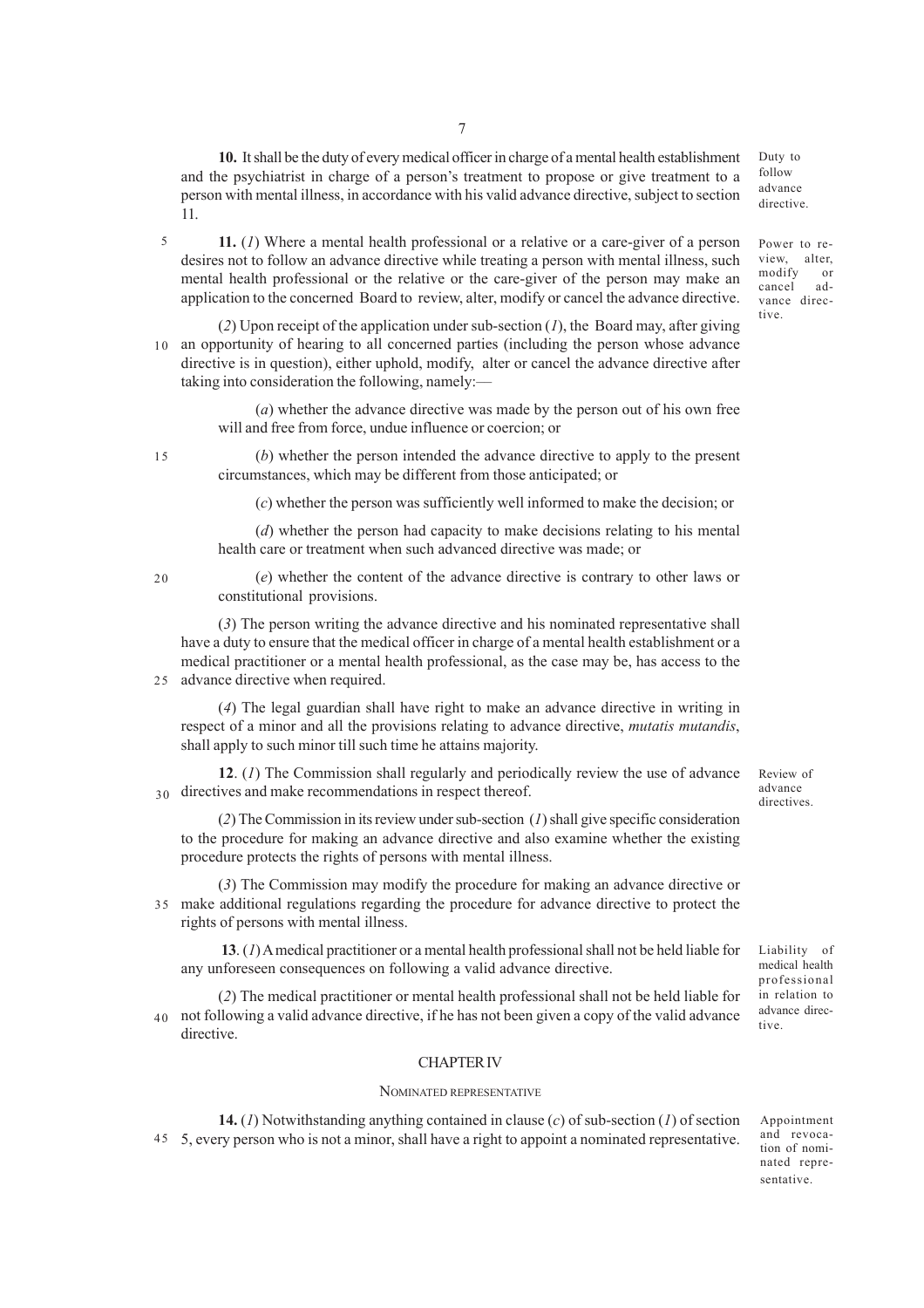**10.** It shall be the duty of every medical officer in charge of a mental health establishment and the psychiatrist in charge of a person's treatment to propose or give treatment to a person with mental illness, in accordance with his valid advance directive, subject to section 11.

*Duty to follow advance directive.*

**11.** (*1*) Where a mental health professional or a relative or a care-giver of a person desires not to follow an advance directive while treating a person with mental illness, such mental health professional or the relative or the care-giver of the person may make an application to the concerned Board to review, alter, modify or cancel the advance directive.

*Power to review, alter, modify or cancel advance directive.*

(*2*) Upon receipt of the application under sub-section (*1*), the Board may, after giving an opportunity of hearing to all concerned parties (including the person whose advance directive is in question), either uphold, modify, alter or cancel the advance directive after taking into consideration the following, namely:—

(*a*) whether the advance directive was made by the person out of his own free will and free from force, undue influence or coercion; or

(*b*) whether the person intended the advance directive to apply to the present circumstances, which may be different from those anticipated; or

(*c*) whether the person was sufficiently well informed to make the decision; or

(*d*) whether the person had capacity to make decisions relating to his mental health care or treatment when such advanced directive was made; or

(*e*) whether the content of the advance directive is contrary to other laws or constitutional provisions.

(*3*) The person writing the advance directive and his nominated representative shall have a duty to ensure that the medical officer in charge of a mental health establishment or a medical practitioner or a mental health professional, as the case may be, has access to the advance directive when required.

(*4*) The legal guardian shall have right to make an advance directive in writing in respect of a minor and all the provisions relating to advance directive, *mutatis mutandis*, shall apply to such minor till such time he attains majority.

**12**. (*1*) The Commission shall regularly and periodically review the use of advance directives and make recommendations in respect thereof.

*Review of advance directives.*

(*2*) The Commission in its review under sub-section (*1*) shall give specific consideration to the procedure for making an advance directive and also examine whether the existing procedure protects the rights of persons with mental illness.

(*3*) The Commission may modify the procedure for making an advance directive or make additional regulations regarding the procedure for advance directive to protect the rights of persons with mental illness.

**13**. (*1*) A medical practitioner or a mental health professional shall not be held liable for any unforeseen consequences on following a valid advance directive.

*Liability of medical health professional in relation to advance directive.*

(*2*) The medical practitioner or mental health professional shall not be held liable for not following a valid advance directive, if he has not been given a copy of the valid advance directive.

## CHAPTER IV

### NOMINATED REPRESENTATIVE

**14.** (*1*) Notwithstanding anything contained in clause (*c*) of sub-section (*1*) of section 5, every person who is not a minor, shall have a right to appoint a nominated representative.

*Appointment and revocation of nominated representative.*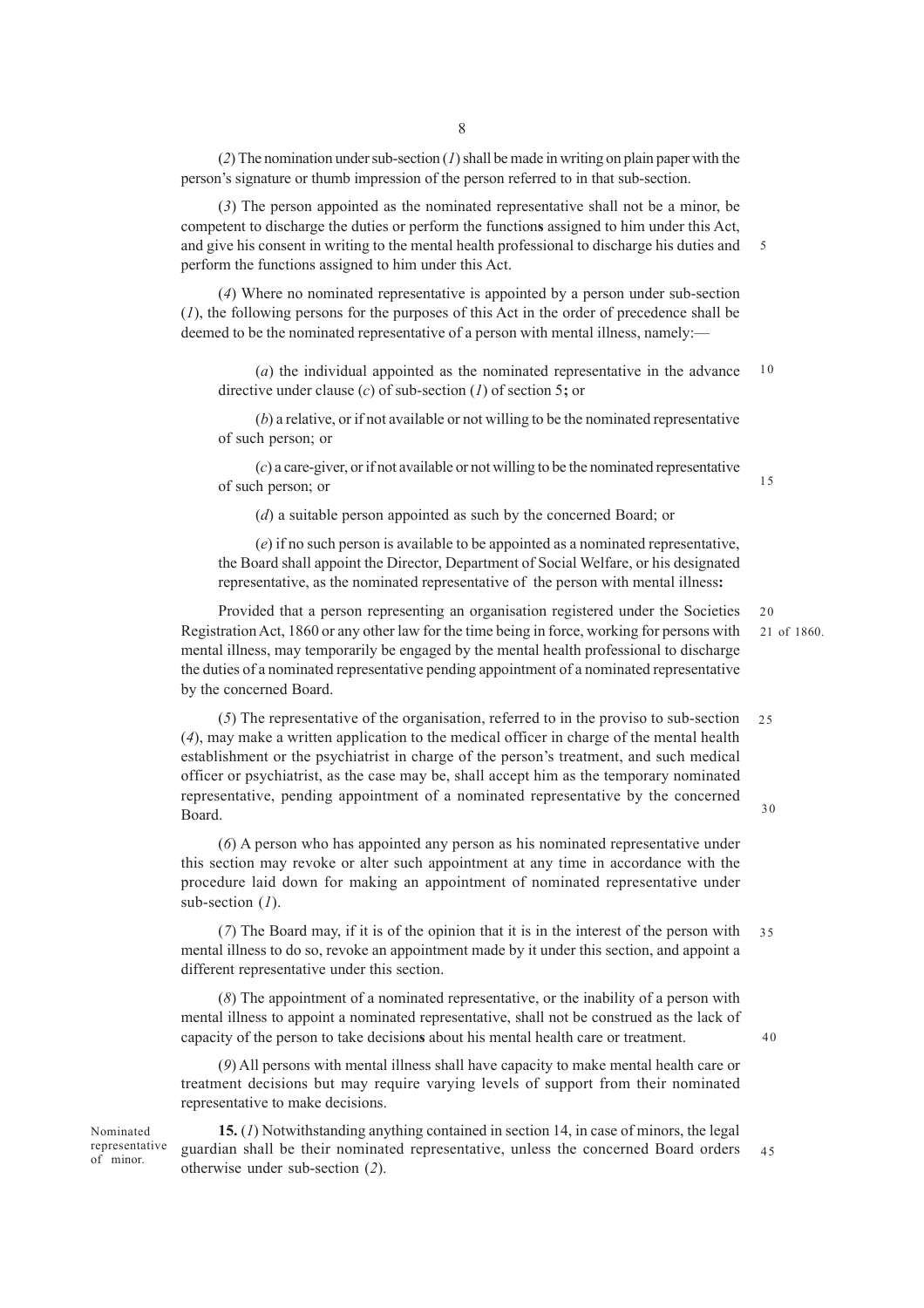(*2*) The nomination under sub-section (*1*) shall be made in writing on plain paper with the person's signature or thumb impression of the person referred to in that sub-section.

(*3*) The person appointed as the nominated representative shall not be a minor, be competent to discharge the duties or perform the functions assigned to him under this Act, and give his consent in writing to the mental health professional to discharge his duties and perform the functions assigned to him under this Act.

(*4*) Where no nominated representative is appointed by a person under sub-section (*1*), the following persons for the purposes of this Act in the order of precedence shall be deemed to be the nominated representative of a person with mental illness, namely:—

(*a*) the individual appointed as the nominated representative in the advance directive under clause (*c*) of sub-section (*1*) of section 5**;** or

(*b*) a relative, or if not available or not willing to be the nominated representative of such person; or

(*c*) a care-giver, or if not available or not willing to be the nominated representative of such person; or

(*d*) a suitable person appointed as such by the concerned Board; or

(*e*) if no such person is available to be appointed as a nominated representative, the Board shall appoint the Director, Department of Social Welfare, or his designated representative, as the nominated representative of the person with mental illness**:**

Provided that a person representing an organisation registered under the Societies Registration Act, 1860 or any other law for the time being in force, working for persons with mental illness, may temporarily be engaged by the mental health professional to discharge the duties of a nominated representative pending appointment of a nominated representative by the concerned Board.

21 of 1860.

(*5*) The representative of the organisation, referred to in the proviso to sub-section (*4*), may make a written application to the medical officer in charge of the mental health establishment or the psychiatrist in charge of the person's treatment, and such medical officer or psychiatrist, as the case may be, shall accept him as the temporary nominated representative, pending appointment of a nominated representative by the concerned Board.

(*6*) A person who has appointed any person as his nominated representative under this section may revoke or alter such appointment at any time in accordance with the procedure laid down for making an appointment of nominated representative under sub-section (*1*).

(*7*) The Board may, if it is of the opinion that it is in the interest of the person with mental illness to do so, revoke an appointment made by it under this section, and appoint a different representative under this section.

(*8*) The appointment of a nominated representative, or the inability of a person with mental illness to appoint a nominated representative, shall not be construed as the lack of capacity of the person to take decisions about his mental health care or treatment.

(*9*) All persons with mental illness shall have capacity to make mental health care or treatment decisions but may require varying levels of support from their nominated representative to make decisions.

Nominated representative of minor.

**15.** (*1*) Notwithstanding anything contained in section 14, in case of minors, the legal guardian shall be their nominated representative, unless the concerned Board orders otherwise under sub-section (*2*).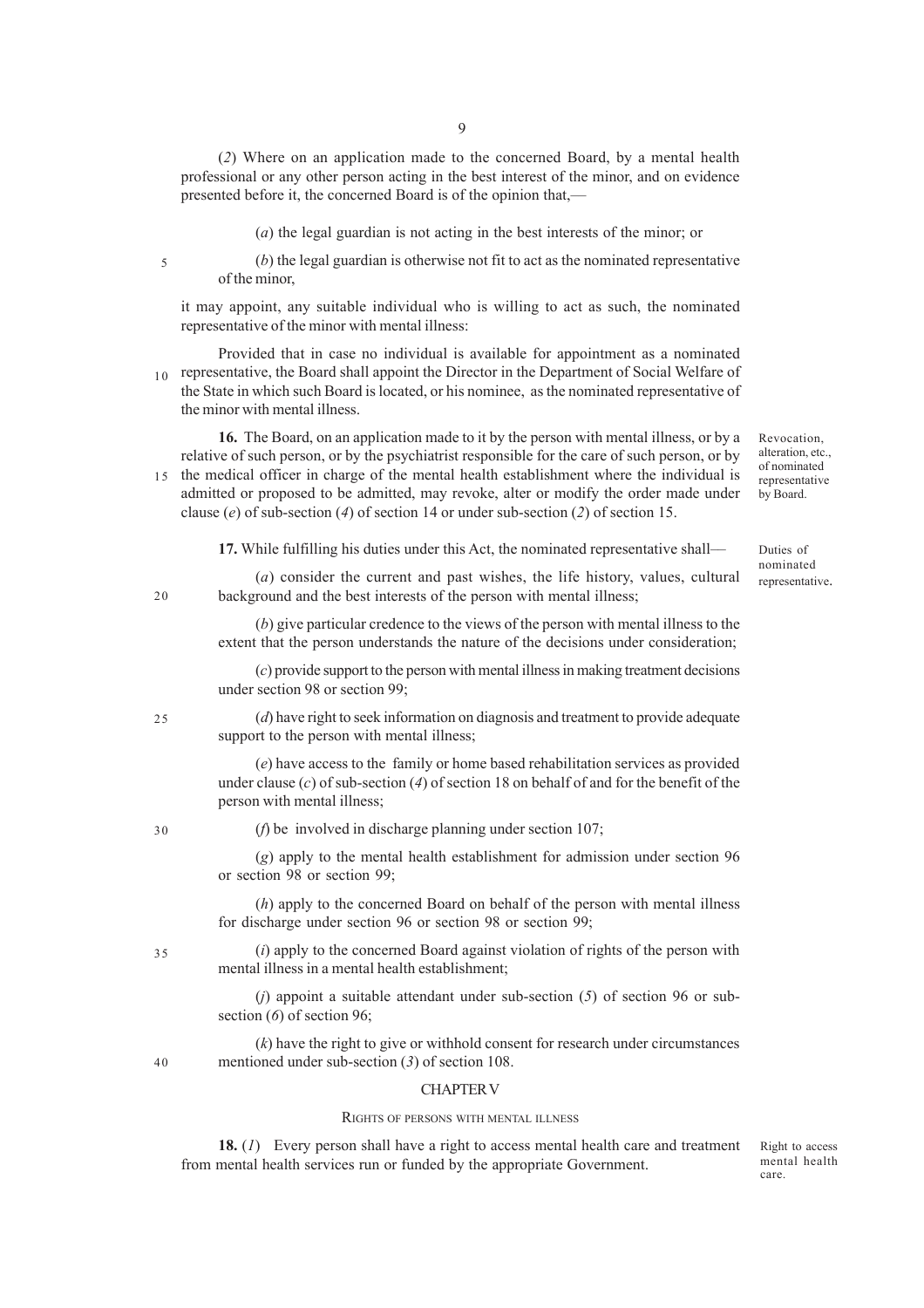(*2*) Where on an application made to the concerned Board, by a mental health professional or any other person acting in the best interest of the minor, and on evidence presented before it, the concerned Board is of the opinion that,—

(*a*) the legal guardian is not acting in the best interests of the minor; or

(*b*) the legal guardian is otherwise not fit to act as the nominated representative of the minor,

it may appoint, any suitable individual who is willing to act as such, the nominated representative of the minor with mental illness:

Provided that in case no individual is available for appointment as a nominated representative, the Board shall appoint the Director in the Department of Social Welfare of the State in which such Board is located, or his nominee, as the nominated representative of the minor with mental illness.

Revocation, alteration, etc., of nominated representative by Board.

**16.** The Board, on an application made to it by the person with mental illness, or by a relative of such person, or by the psychiatrist responsible for the care of such person, or by the medical officer in charge of the mental health establishment where the individual is admitted or proposed to be admitted, may revoke, alter or modify the order made under clause (*e*) of sub-section (*4*) of section 14 or under sub-section (*2*) of section 15.

Duties of nominated representative.

**17.** While fulfilling his duties under this Act, the nominated representative shall—

(*a*) consider the current and past wishes, the life history, values, cultural background and the best interests of the person with mental illness;

(*b*) give particular credence to the views of the person with mental illness to the extent that the person understands the nature of the decisions under consideration;

(*c*) provide support to the person with mental illness in making treatment decisions under section 98 or section 99;

(*d*) have right to seek information on diagnosis and treatment to provide adequate support to the person with mental illness;

(*e*) have access to the family or home based rehabilitation services as provided under clause (*c*) of sub-section (*4*) of section 18 on behalf of and for the benefit of the person with mental illness;

(*f*) be involved in discharge planning under section 107;

(*g*) apply to the mental health establishment for admission under section 96 or section 98 or section 99;

(*h*) apply to the concerned Board on behalf of the person with mental illness for discharge under section 96 or section 98 or section 99;

(*i*) apply to the concerned Board against violation of rights of the person with mental illness in a mental health establishment;

(*j*) appoint a suitable attendant under sub-section (*5*) of section 96 or sub-section (*6*) of section 96;

(*k*) have the right to give or withhold consent for research under circumstances mentioned under sub-section (*3*) of section 108.

## CHAPTER V

### RIGHTS OF PERSONS WITH MENTAL ILLNESS

Right to access mental health care.

**18.** (*1*) Every person shall have a right to access mental health care and treatment from mental health services run or funded by the appropriate Government.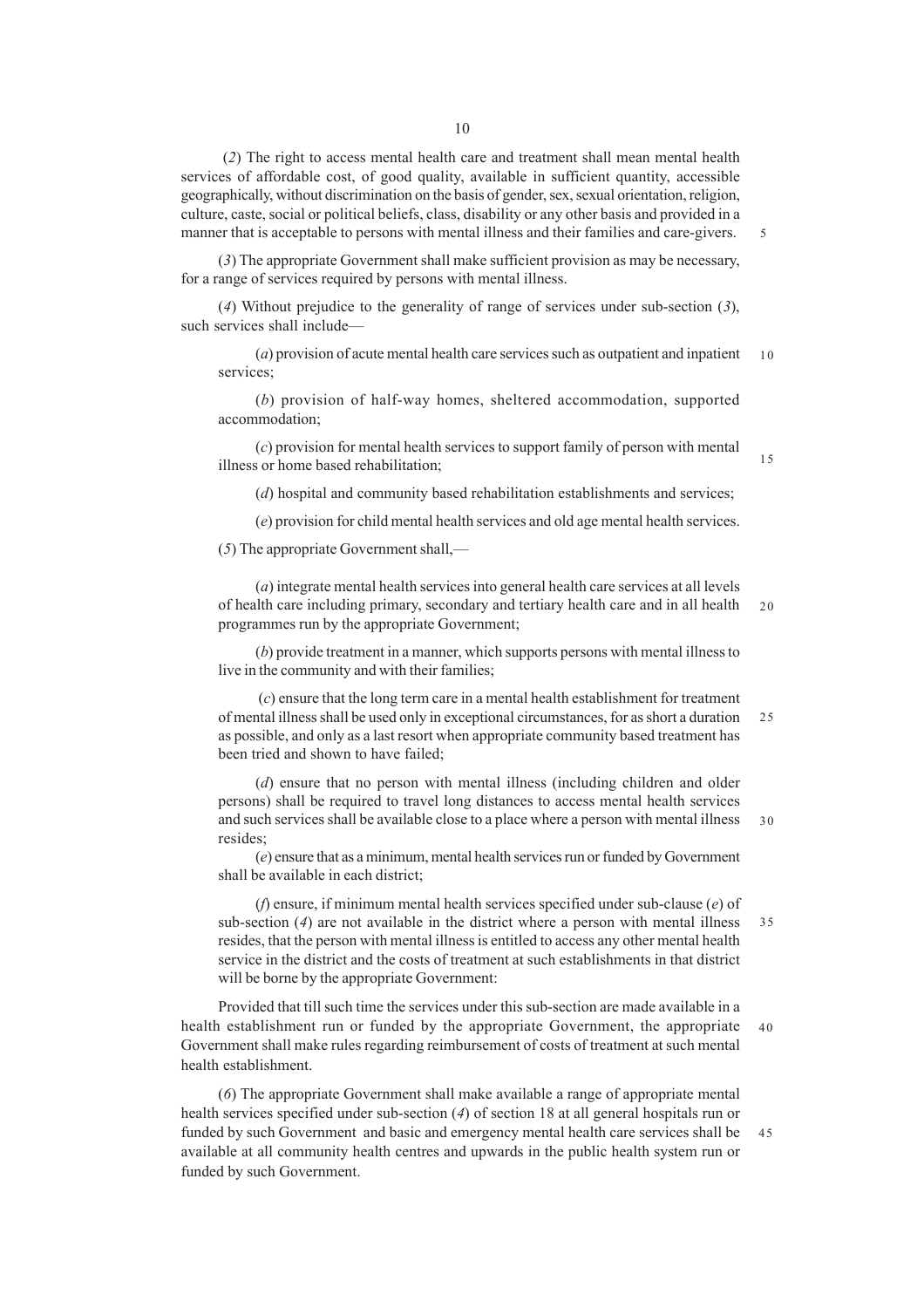(*2*) The right to access mental health care and treatment shall mean mental health services of affordable cost, of good quality, available in sufficient quantity, accessible geographically, without discrimination on the basis of gender, sex, sexual orientation, religion, culture, caste, social or political beliefs, class, disability or any other basis and provided in a manner that is acceptable to persons with mental illness and their families and care-givers.

(*3*) The appropriate Government shall make sufficient provision as may be necessary, for a range of services required by persons with mental illness.

(*4*) Without prejudice to the generality of range of services under sub-section (*3*), such services shall include—

(*a*) provision of acute mental health care services such as outpatient and inpatient services;

(*b*) provision of half-way homes, sheltered accommodation, supported accommodation;

(*c*) provision for mental health services to support family of person with mental illness or home based rehabilitation;

(*d*) hospital and community based rehabilitation establishments and services;

(*e*) provision for child mental health services and old age mental health services.

(*5*) The appropriate Government shall,—

(*a*) integrate mental health services into general health care services at all levels of health care including primary, secondary and tertiary health care and in all health programmes run by the appropriate Government;

(*b*) provide treatment in a manner, which supports persons with mental illness to live in the community and with their families;

(*c*) ensure that the long term care in a mental health establishment for treatment of mental illness shall be used only in exceptional circumstances, for as short a duration as possible, and only as a last resort when appropriate community based treatment has been tried and shown to have failed;

(*d*) ensure that no person with mental illness (including children and older persons) shall be required to travel long distances to access mental health services and such services shall be available close to a place where a person with mental illness resides;

(*e*) ensure that as a minimum, mental health services run or funded by Government shall be available in each district;

(*f*) ensure, if minimum mental health services specified under sub-clause (*e*) of sub-section (*4*) are not available in the district where a person with mental illness resides, that the person with mental illness is entitled to access any other mental health service in the district and the costs of treatment at such establishments in that district will be borne by the appropriate Government:

Provided that till such time the services under this sub-section are made available in a health establishment run or funded by the appropriate Government, the appropriate Government shall make rules regarding reimbursement of costs of treatment at such mental health establishment.

(*6*) The appropriate Government shall make available a range of appropriate mental health services specified under sub-section (*4*) of section 18 at all general hospitals run or funded by such Government and basic and emergency mental health care services shall be available at all community health centres and upwards in the public health system run or funded by such Government.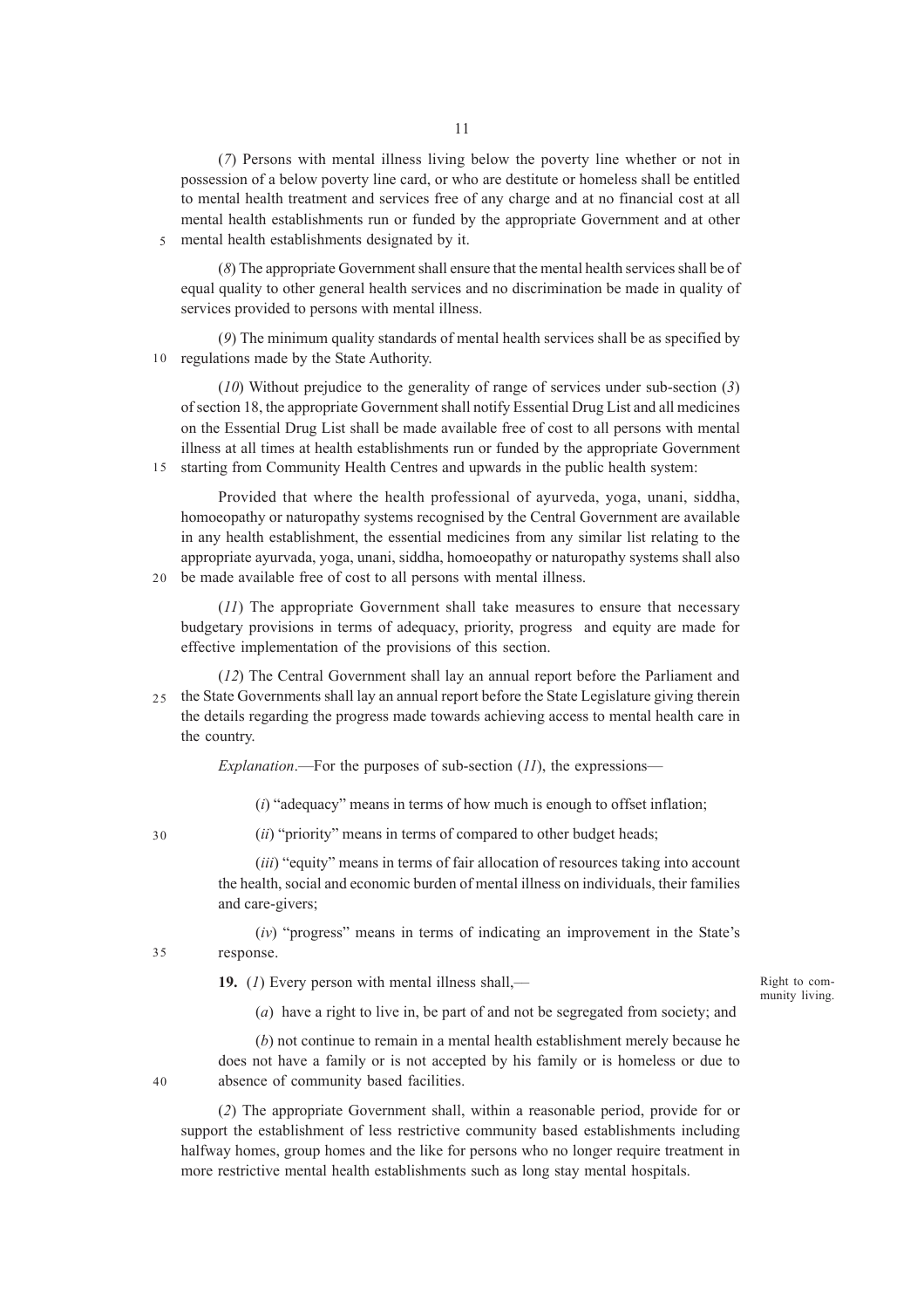(*7*) Persons with mental illness living below the poverty line whether or not in possession of a below poverty line card, or who are destitute or homeless shall be entitled to mental health treatment and services free of any charge and at no financial cost at all mental health establishments run or funded by the appropriate Government and at other mental health establishments designated by it.

(*8*) The appropriate Government shall ensure that the mental health services shall be of equal quality to other general health services and no discrimination be made in quality of services provided to persons with mental illness.

(*9*) The minimum quality standards of mental health services shall be as specified by regulations made by the State Authority.

(*10*) Without prejudice to the generality of range of services under sub-section (*3*) of section 18, the appropriate Government shall notify Essential Drug List and all medicines on the Essential Drug List shall be made available free of cost to all persons with mental illness at all times at health establishments run or funded by the appropriate Government starting from Community Health Centres and upwards in the public health system:

Provided that where the health professional of ayurveda, yoga, unani, siddha, homoeopathy or naturopathy systems recognised by the Central Government are available in any health establishment, the essential medicines from any similar list relating to the appropriate ayurvada, yoga, unani, siddha, homoeopathy or naturopathy systems shall also be made available free of cost to all persons with mental illness.

(*11*) The appropriate Government shall take measures to ensure that necessary budgetary provisions in terms of adequacy, priority, progress and equity are made for effective implementation of the provisions of this section.

(*12*) The Central Government shall lay an annual report before the Parliament and the State Governments shall lay an annual report before the State Legislature giving therein the details regarding the progress made towards achieving access to mental health care in the country.

*Explanation*.—For the purposes of sub-section (*11*), the expressions—

(*i*) "adequacy" means in terms of how much is enough to offset inflation;

(*ii*) "priority" means in terms of compared to other budget heads;

(*iii*) "equity" means in terms of fair allocation of resources taking into account the health, social and economic burden of mental illness on individuals, their families and care-givers;

(*iv*) "progress" means in terms of indicating an improvement in the State's response.

Right to community living.

**19.** (*1*) Every person with mental illness shall,—

(*a*) have a right to live in, be part of and not be segregated from society; and

(*b*) not continue to remain in a mental health establishment merely because he does not have a family or is not accepted by his family or is homeless or due to absence of community based facilities.

(*2*) The appropriate Government shall, within a reasonable period, provide for or support the establishment of less restrictive community based establishments including halfway homes, group homes and the like for persons who no longer require treatment in more restrictive mental health establishments such as long stay mental hospitals.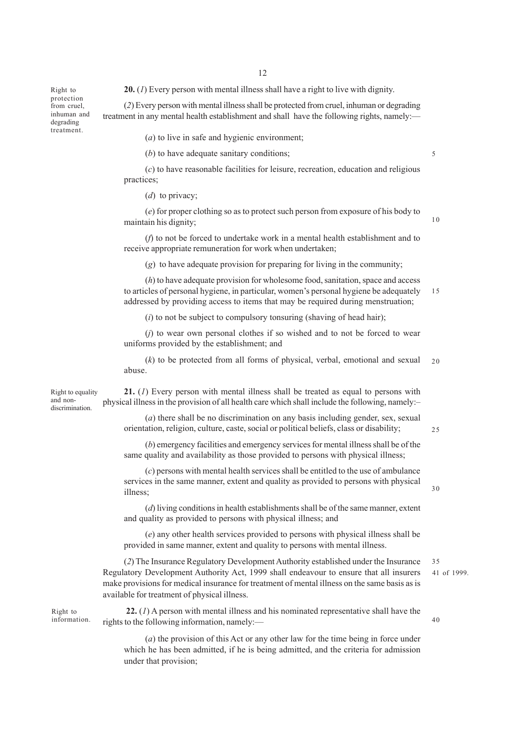Right to protection from cruel, inhuman and degrading treatment.

**20.** (*1*) Every person with mental illness shall have a right to live with dignity.

(*2*) Every person with mental illness shall be protected from cruel, inhuman or degrading treatment in any mental health establishment and shall have the following rights, namely:—

(*a*) to live in safe and hygienic environment;

(*b*) to have adequate sanitary conditions;

(*c*) to have reasonable facilities for leisure, recreation, education and religious practices;

(*d*) to privacy;

(*e*) for proper clothing so as to protect such person from exposure of his body to maintain his dignity;

(*f*) to not be forced to undertake work in a mental health establishment and to receive appropriate remuneration for work when undertaken;

(*g*) to have adequate provision for preparing for living in the community;

(*h*) to have adequate provision for wholesome food, sanitation, space and access to articles of personal hygiene, in particular, women's personal hygiene be adequately addressed by providing access to items that may be required during menstruation;

(*i*) to not be subject to compulsory tonsuring (shaving of head hair);

(*j*) to wear own personal clothes if so wished and to not be forced to wear uniforms provided by the establishment; and

(*k*) to be protected from all forms of physical, verbal, emotional and sexual abuse.

Right to equality and non-discrimination.

**21.** (*1*) Every person with mental illness shall be treated as equal to persons with physical illness in the provision of all health care which shall include the following, namely:–

(*a*) there shall be no discrimination on any basis including gender, sex, sexual orientation, religion, culture, caste, social or political beliefs, class or disability;

(*b*) emergency facilities and emergency services for mental illness shall be of the same quality and availability as those provided to persons with physical illness;

(*c*) persons with mental health services shall be entitled to the use of ambulance services in the same manner, extent and quality as provided to persons with physical illness;

(*d*) living conditions in health establishments shall be of the same manner, extent and quality as provided to persons with physical illness; and

(*e*) any other health services provided to persons with physical illness shall be provided in same manner, extent and quality to persons with mental illness.

(*2*) The Insurance Regulatory Development Authority established under the Insurance Regulatory Development Authority Act, 1999 shall endeavour to ensure that all insurers make provisions for medical insurance for treatment of mental illness on the same basis as is available for treatment of physical illness.

41 of 1999.

Right to information.

**22.** (*1*) A person with mental illness and his nominated representative shall have the rights to the following information, namely:—

(*a*) the provision of this Act or any other law for the time being in force under which he has been admitted, if he is being admitted, and the criteria for admission under that provision;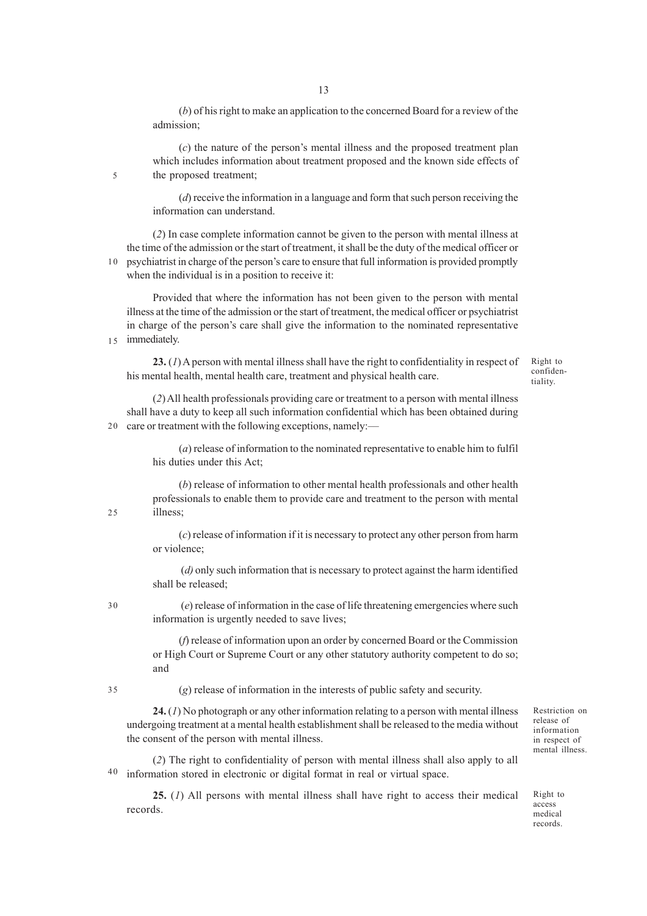(*b*) of his right to make an application to the concerned Board for a review of the admission;

(*c*) the nature of the person's mental illness and the proposed treatment plan which includes information about treatment proposed and the known side effects of the proposed treatment;

(*d*) receive the information in a language and form that such person receiving the information can understand.

(*2*) In case complete information cannot be given to the person with mental illness at the time of the admission or the start of treatment, it shall be the duty of the medical officer or psychiatrist in charge of the person's care to ensure that full information is provided promptly when the individual is in a position to receive it:

Provided that where the information has not been given to the person with mental illness at the time of the admission or the start of treatment, the medical officer or psychiatrist in charge of the person's care shall give the information to the nominated representative immediately.

Right to confidentiality.

**23.** (*1*) A person with mental illness shall have the right to confidentiality in respect of his mental health, mental health care, treatment and physical health care.

(*2*) All health professionals providing care or treatment to a person with mental illness shall have a duty to keep all such information confidential which has been obtained during care or treatment with the following exceptions, namely:—

(*a*) release of information to the nominated representative to enable him to fulfil his duties under this Act;

(*b*) release of information to other mental health professionals and other health professionals to enable them to provide care and treatment to the person with mental illness;

(*c*) release of information if it is necessary to protect any other person from harm or violence;

(*d)* only such information that is necessary to protect against the harm identified shall be released;

(*e*) release of information in the case of life threatening emergencies where such information is urgently needed to save lives;

(*f*) release of information upon an order by concerned Board or the Commission or High Court or Supreme Court or any other statutory authority competent to do so; and

(*g*) release of information in the interests of public safety and security.

Restriction on release of information in respect of mental illness.

**24.** (*1*) No photograph or any other information relating to a person with mental illness undergoing treatment at a mental health establishment shall be released to the media without the consent of the person with mental illness.

(*2*) The right to confidentiality of person with mental illness shall also apply to all information stored in electronic or digital format in real or virtual space.

Right to access medical records.

**25.** (*1*) All persons with mental illness shall have right to access their medical records.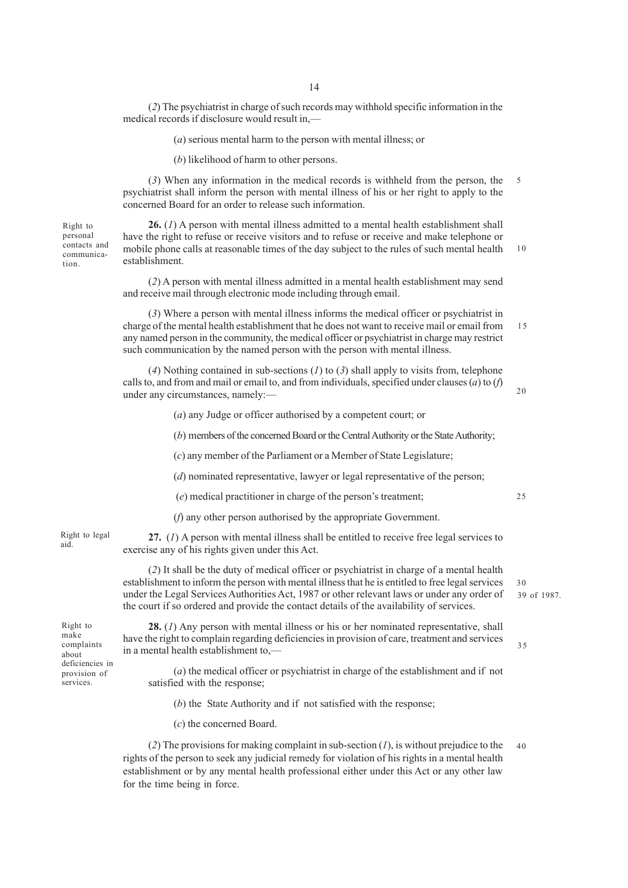(*2*) The psychiatrist in charge of such records may withhold specific information in the medical records if disclosure would result in,—

(*a*) serious mental harm to the person with mental illness; or

(*b*) likelihood of harm to other persons.

(*3*) When any information in the medical records is withheld from the person, the psychiatrist shall inform the person with mental illness of his or her right to apply to the concerned Board for an order to release such information.

Right to personal contacts and communication.

**26.** (*1*) A person with mental illness admitted to a mental health establishment shall have the right to refuse or receive visitors and to refuse or receive and make telephone or mobile phone calls at reasonable times of the day subject to the rules of such mental health establishment.

(*2*) A person with mental illness admitted in a mental health establishment may send and receive mail through electronic mode including through email.

(*3*) Where a person with mental illness informs the medical officer or psychiatrist in charge of the mental health establishment that he does not want to receive mail or email from any named person in the community, the medical officer or psychiatrist in charge may restrict such communication by the named person with the person with mental illness.

(*4*) Nothing contained in sub-sections (*1*) to (*3*) shall apply to visits from, telephone calls to, and from and mail or email to, and from individuals, specified under clauses (*a*) to (*f*) under any circumstances, namely:—

(*a*) any Judge or officer authorised by a competent court; or

(*b*) members of the concerned Board or the Central Authority or the State Authority;

(*c*) any member of the Parliament or a Member of State Legislature;

(*d*) nominated representative, lawyer or legal representative of the person;

(*e*) medical practitioner in charge of the person's treatment;

(*f*) any other person authorised by the appropriate Government.

Right to legal aid.

**27.** (*1*) A person with mental illness shall be entitled to receive free legal services to exercise any of his rights given under this Act.

(*2*) It shall be the duty of medical officer or psychiatrist in charge of a mental health establishment to inform the person with mental illness that he is entitled to free legal services under the Legal Services Authorities Act, 1987 or other relevant laws or under any order of the court if so ordered and provide the contact details of the availability of services.

39 of 1987.

Right to make complaints about deficiencies in provision of services.

**28.** (*1*) Any person with mental illness or his or her nominated representative, shall have the right to complain regarding deficiencies in provision of care, treatment and services in a mental health establishment to,—

(*a*) the medical officer or psychiatrist in charge of the establishment and if not satisfied with the response;

(*b*) the State Authority and if not satisfied with the response;

(*c*) the concerned Board.

(*2*) The provisions for making complaint in sub-section (*1*), is without prejudice to the rights of the person to seek any judicial remedy for violation of his rights in a mental health establishment or by any mental health professional either under this Act or any other law for the time being in force.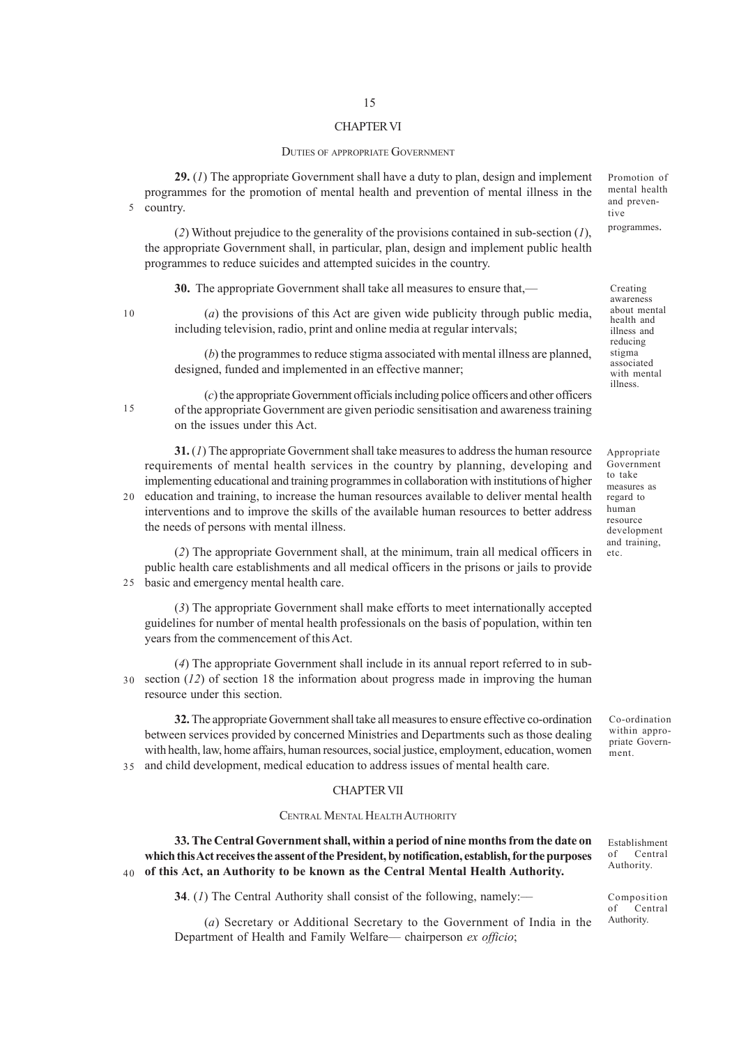## CHAPTER VI

### DUTIES OF APPROPRIATE GOVERNMENT

Promotion of mental health and preventive programmes.

**29.** (*1*) The appropriate Government shall have a duty to plan, design and implement programmes for the promotion of mental health and prevention of mental illness in the country.

(*2*) Without prejudice to the generality of the provisions contained in sub-section (*1*), the appropriate Government shall, in particular, plan, design and implement public health programmes to reduce suicides and attempted suicides in the country.

Creating awareness about mental health and illness and reducing stigma associated with mental illness.

**30.** The appropriate Government shall take all measures to ensure that,—

(*a*) the provisions of this Act are given wide publicity through public media, including television, radio, print and online media at regular intervals;

(*b*) the programmes to reduce stigma associated with mental illness are planned, designed, funded and implemented in an effective manner;

(*c*) the appropriate Government officials including police officers and other officers of the appropriate Government are given periodic sensitisation and awareness training on the issues under this Act.

Appropriate Government to take measures as regard to human resource development and training, etc.

**31.** (*1*) The appropriate Government shall take measures to address the human resource requirements of mental health services in the country by planning, developing and implementing educational and training programmes in collaboration with institutions of higher education and training, to increase the human resources available to deliver mental health interventions and to improve the skills of the available human resources to better address the needs of persons with mental illness.

(*2*) The appropriate Government shall, at the minimum, train all medical officers in public health care establishments and all medical officers in the prisons or jails to provide basic and emergency mental health care.

(*3*) The appropriate Government shall make efforts to meet internationally accepted guidelines for number of mental health professionals on the basis of population, within ten years from the commencement of this Act.

(*4*) The appropriate Government shall include in its annual report referred to in sub-section (*12*) of section 18 the information about progress made in improving the human resource under this section.

Co-ordination within appropriate Government.

**32.** The appropriate Government shall take all measures to ensure effective co-ordination between services provided by concerned Ministries and Departments such as those dealing with health, law, home affairs, human resources, social justice, employment, education, women and child development, medical education to address issues of mental health care.

## CHAPTER VII

### CENTRAL MENTAL HEALTH AUTHORITY

Establishment of Central Authority.

**33. The Central Government shall, within a period of nine months from the date on which this Act receives the assent of the President, by notification, establish, for the purposes of this Act, an Authority to be known as the Central Mental Health Authority.**

Composition of Central Authority.

**34**. (*1*) The Central Authority shall consist of the following, namely:—

(*a*) Secretary or Additional Secretary to the Government of India in the Department of Health and Family Welfare— chairperson *ex officio*;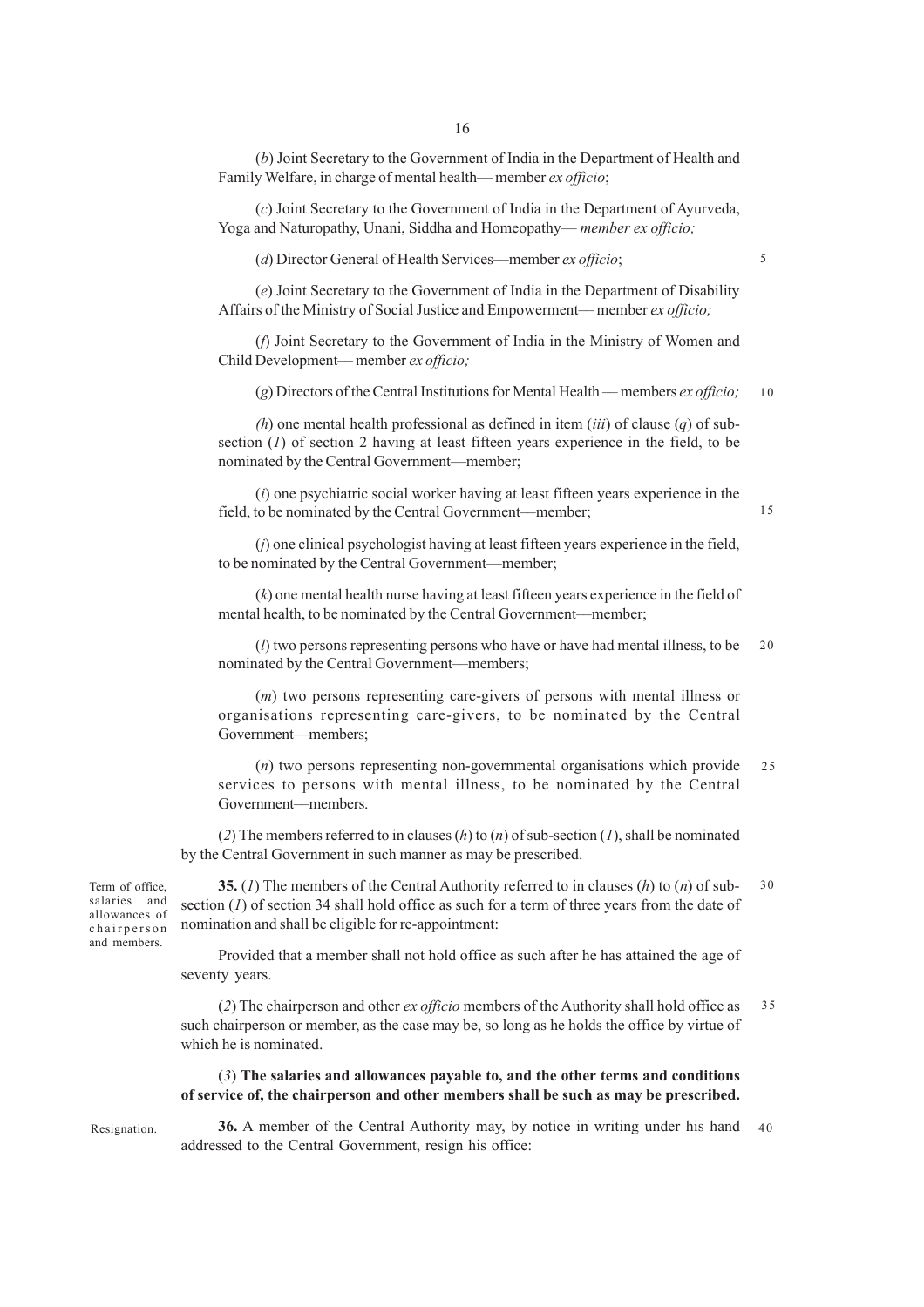(*b*) Joint Secretary to the Government of India in the Department of Health and Family Welfare, in charge of mental health— member *ex officio*;

(*c*) Joint Secretary to the Government of India in the Department of Ayurveda, Yoga and Naturopathy, Unani, Siddha and Homeopathy— *member ex officio;*

(*d*) Director General of Health Services—member *ex officio*;

(*e*) Joint Secretary to the Government of India in the Department of Disability Affairs of the Ministry of Social Justice and Empowerment— member *ex officio;*

(*f*) Joint Secretary to the Government of India in the Ministry of Women and Child Development— member *ex officio;*

(*g*) Directors of the Central Institutions for Mental Health — members *ex officio;*

(*h*) one mental health professional as defined in item (*iii*) of clause (*q*) of sub-section (*1*) of section 2 having at least fifteen years experience in the field, to be nominated by the Central Government—member;

(*i*) one psychiatric social worker having at least fifteen years experience in the field, to be nominated by the Central Government—member;

(*j*) one clinical psychologist having at least fifteen years experience in the field, to be nominated by the Central Government—member;

(*k*) one mental health nurse having at least fifteen years experience in the field of mental health, to be nominated by the Central Government—member;

(*l*) two persons representing persons who have or have had mental illness, to be nominated by the Central Government—members;

(*m*) two persons representing care-givers of persons with mental illness or organisations representing care-givers, to be nominated by the Central Government—members;

(*n*) two persons representing non-governmental organisations which provide services to persons with mental illness, to be nominated by the Central Government—members.

(*2*) The members referred to in clauses (*h*) to (*n*) of sub-section (*1*), shall be nominated by the Central Government in such manner as may be prescribed.

Term of office, salaries and allowances of chairperson and members.

**35.** (*1*) The members of the Central Authority referred to in clauses (*h*) to (*n*) of sub-section (*1*) of section 34 shall hold office as such for a term of three years from the date of nomination and shall be eligible for re-appointment:

Provided that a member shall not hold office as such after he has attained the age of seventy years.

(*2*) The chairperson and other *ex officio* members of the Authority shall hold office as such chairperson or member, as the case may be, so long as he holds the office by virtue of which he is nominated.

(*3*) **The salaries and allowances payable to, and the other terms and conditions of service of, the chairperson and other members shall be such as may be prescribed.**

Resignation.

**36.** A member of the Central Authority may, by notice in writing under his hand addressed to the Central Government, resign his office: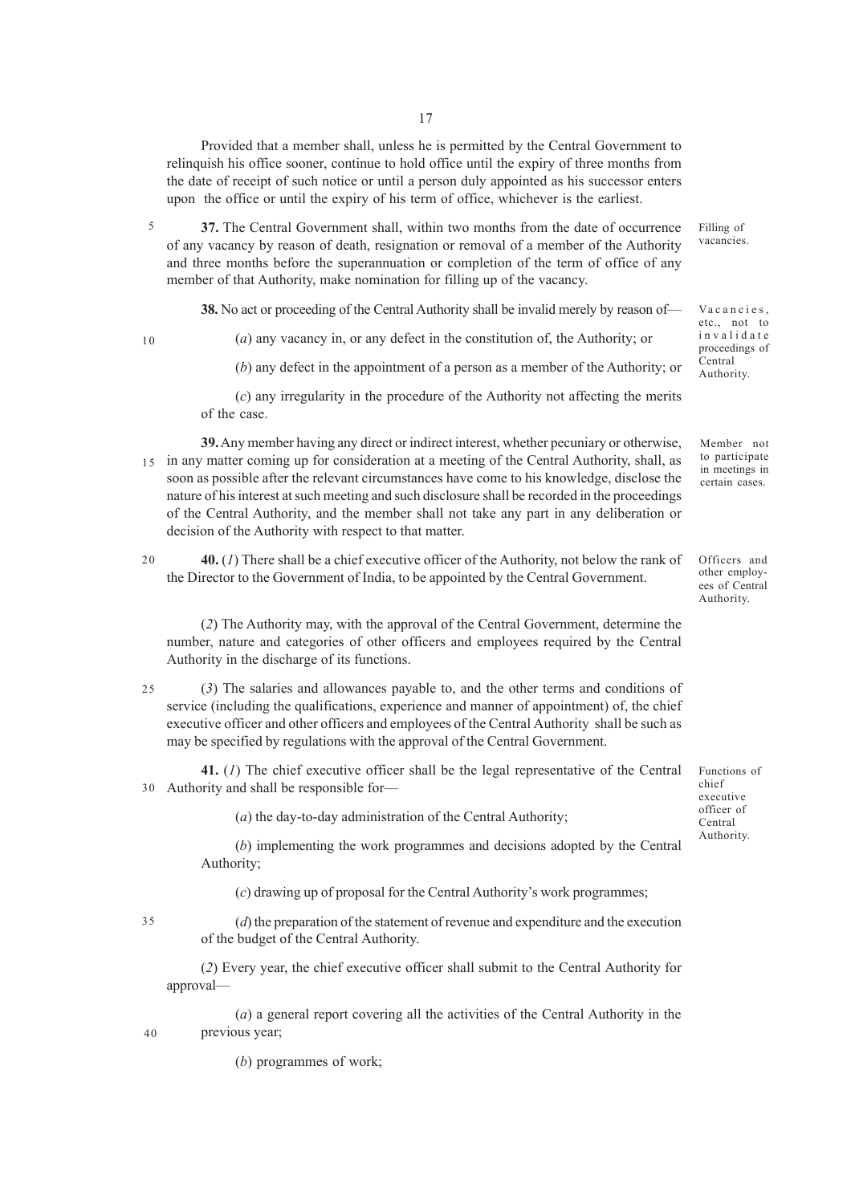Provided that a member shall, unless he is permitted by the Central Government to relinquish his office sooner, continue to hold office until the expiry of three months from the date of receipt of such notice or until a person duly appointed as his successor enters upon the office or until the expiry of his term of office, whichever is the earliest.

*Filling of vacancies.*

**37.** The Central Government shall, within two months from the date of occurrence of any vacancy by reason of death, resignation or removal of a member of the Authority and three months before the superannuation or completion of the term of office of any member of that Authority, make nomination for filling up of the vacancy.

*Vacancies, etc., not to invalidate proceedings of Central Authority.*

**38.** No act or proceeding of the Central Authority shall be invalid merely by reason of—

(*a*) any vacancy in, or any defect in the constitution of, the Authority; or

(*b*) any defect in the appointment of a person as a member of the Authority; or

(*c*) any irregularity in the procedure of the Authority not affecting the merits of the case.

*Member not to participate in meetings in certain cases.*

**39.** Any member having any direct or indirect interest, whether pecuniary or otherwise, in any matter coming up for consideration at a meeting of the Central Authority, shall, as soon as possible after the relevant circumstances have come to his knowledge, disclose the nature of his interest at such meeting and such disclosure shall be recorded in the proceedings of the Central Authority, and the member shall not take any part in any deliberation or decision of the Authority with respect to that matter.

*Officers and other employees of Central Authority.*

**40.** (*1*) There shall be a chief executive officer of the Authority, not below the rank of the Director to the Government of India, to be appointed by the Central Government.

(*2*) The Authority may, with the approval of the Central Government, determine the number, nature and categories of other officers and employees required by the Central Authority in the discharge of its functions.

(*3*) The salaries and allowances payable to, and the other terms and conditions of service (including the qualifications, experience and manner of appointment) of, the chief executive officer and other officers and employees of the Central Authority shall be such as may be specified by regulations with the approval of the Central Government.

*Functions of chief executive officer of Central Authority.*

**41.** (*1*) The chief executive officer shall be the legal representative of the Central Authority and shall be responsible for—

(*a*) the day-to-day administration of the Central Authority;

(*b*) implementing the work programmes and decisions adopted by the Central Authority;

(*c*) drawing up of proposal for the Central Authority's work programmes;

(*d*) the preparation of the statement of revenue and expenditure and the execution of the budget of the Central Authority.

(*2*) Every year, the chief executive officer shall submit to the Central Authority for approval—

(*a*) a general report covering all the activities of the Central Authority in the previous year;

(*b*) programmes of work;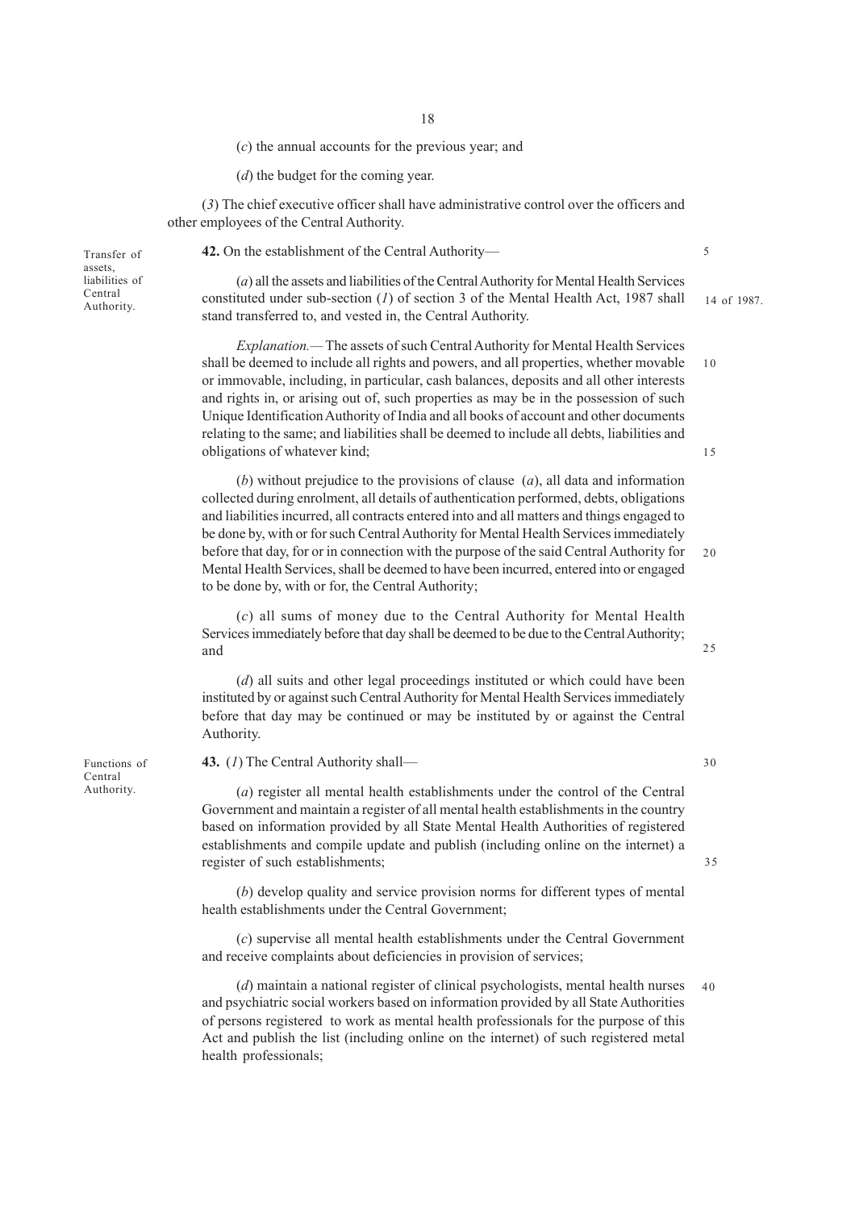(*c*) the annual accounts for the previous year; and

(*d*) the budget for the coming year.

(*3*) The chief executive officer shall have administrative control over the officers and other employees of the Central Authority.

Transfer of assets, liabilities of Central Authority.

**42.** On the establishment of the Central Authority—

(*a*) all the assets and liabilities of the Central Authority for Mental Health Services constituted under sub-section (*1*) of section 3 of the Mental Health Act, 1987 shall stand transferred to, and vested in, the Central Authority.

14 of 1987.

*Explanation.*— The assets of such Central Authority for Mental Health Services shall be deemed to include all rights and powers, and all properties, whether movable or immovable, including, in particular, cash balances, deposits and all other interests and rights in, or arising out of, such properties as may be in the possession of such Unique Identification Authority of India and all books of account and other documents relating to the same; and liabilities shall be deemed to include all debts, liabilities and obligations of whatever kind;

(*b*) without prejudice to the provisions of clause (*a*), all data and information collected during enrolment, all details of authentication performed, debts, obligations and liabilities incurred, all contracts entered into and all matters and things engaged to be done by, with or for such Central Authority for Mental Health Services immediately before that day, for or in connection with the purpose of the said Central Authority for Mental Health Services, shall be deemed to have been incurred, entered into or engaged to be done by, with or for, the Central Authority;

(*c*) all sums of money due to the Central Authority for Mental Health Services immediately before that day shall be deemed to be due to the Central Authority; and

(*d*) all suits and other legal proceedings instituted or which could have been instituted by or against such Central Authority for Mental Health Services immediately before that day may be continued or may be instituted by or against the Central Authority.

Functions of Central Authority.

**43.** (*1*) The Central Authority shall—

(*a*) register all mental health establishments under the control of the Central Government and maintain a register of all mental health establishments in the country based on information provided by all State Mental Health Authorities of registered establishments and compile update and publish (including online on the internet) a register of such establishments;

(*b*) develop quality and service provision norms for different types of mental health establishments under the Central Government;

(*c*) supervise all mental health establishments under the Central Government and receive complaints about deficiencies in provision of services;

(*d*) maintain a national register of clinical psychologists, mental health nurses and psychiatric social workers based on information provided by all State Authorities of persons registered to work as mental health professionals for the purpose of this Act and publish the list (including online on the internet) of such registered metal health professionals;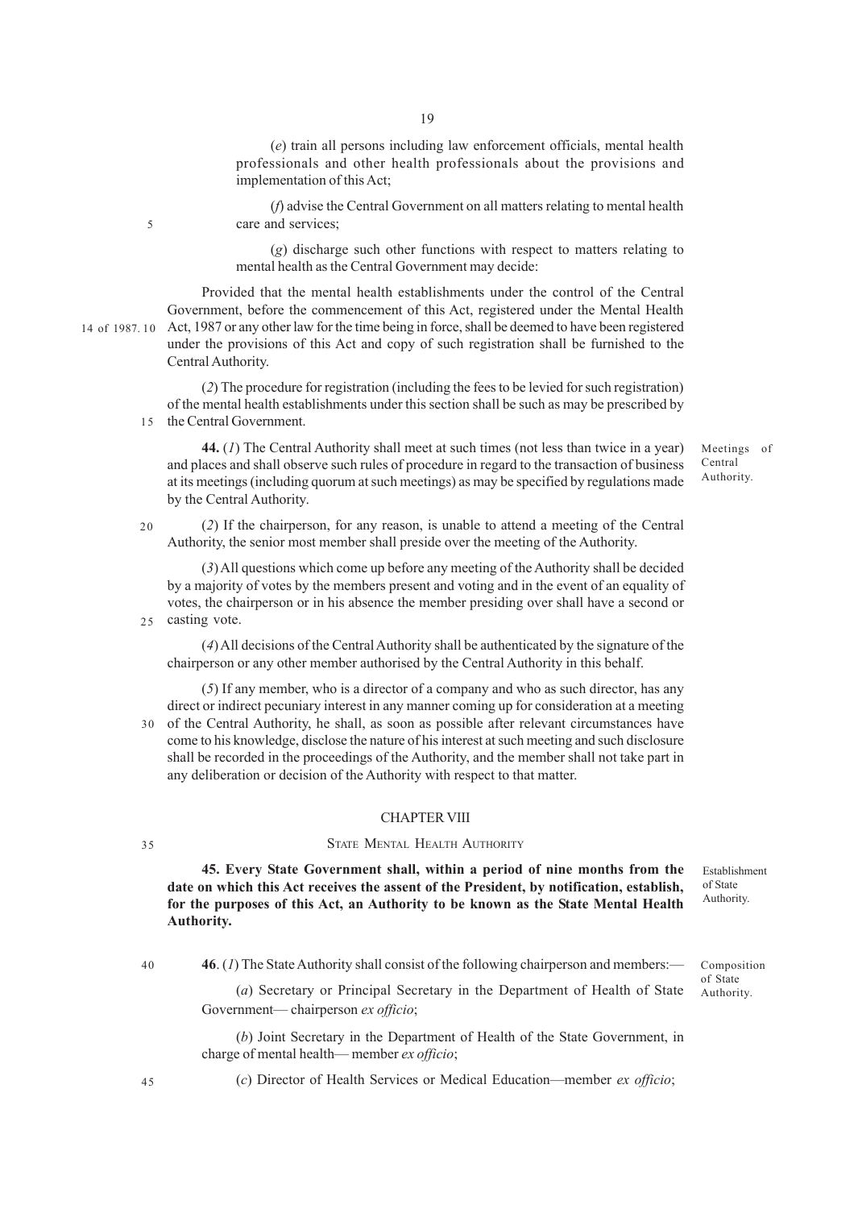(*e*) train all persons including law enforcement officials, mental health professionals and other health professionals about the provisions and implementation of this Act;

(*f*) advise the Central Government on all matters relating to mental health care and services;

(*g*) discharge such other functions with respect to matters relating to mental health as the Central Government may decide:

Provided that the mental health establishments under the control of the Central Government, before the commencement of this Act, registered under the Mental Health Act, 1987 or any other law for the time being in force, shall be deemed to have been registered under the provisions of this Act and copy of such registration shall be furnished to the Central Authority.

14 of 1987.

(*2*) The procedure for registration (including the fees to be levied for such registration) of the mental health establishments under this section shall be such as may be prescribed by the Central Government.

Meetings of Central Authority.

**44.** (*1*) The Central Authority shall meet at such times (not less than twice in a year) and places and shall observe such rules of procedure in regard to the transaction of business at its meetings (including quorum at such meetings) as may be specified by regulations made by the Central Authority.

(*2*) If the chairperson, for any reason, is unable to attend a meeting of the Central Authority, the senior most member shall preside over the meeting of the Authority.

(*3*) All questions which come up before any meeting of the Authority shall be decided by a majority of votes by the members present and voting and in the event of an equality of votes, the chairperson or in his absence the member presiding over shall have a second or casting vote.

(*4*) All decisions of the Central Authority shall be authenticated by the signature of the chairperson or any other member authorised by the Central Authority in this behalf.

(*5*) If any member, who is a director of a company and who as such director, has any direct or indirect pecuniary interest in any manner coming up for consideration at a meeting of the Central Authority, he shall, as soon as possible after relevant circumstances have come to his knowledge, disclose the nature of his interest at such meeting and such disclosure shall be recorded in the proceedings of the Authority, and the member shall not take part in any deliberation or decision of the Authority with respect to that matter.

## CHAPTER VIII

## STATE MENTAL HEALTH AUTHORITY

Establishment of State Authority.

**45. Every State Government shall, within a period of nine months from the date on which this Act receives the assent of the President, by notification, establish, for the purposes of this Act, an Authority to be known as the State Mental Health Authority.**

Composition of State Authority.

**46**. (*1*) The State Authority shall consist of the following chairperson and members:—

(*a*) Secretary or Principal Secretary in the Department of Health of State Government— chairperson *ex officio*;

(*b*) Joint Secretary in the Department of Health of the State Government, in charge of mental health— member *ex officio*;

(*c*) Director of Health Services or Medical Education—member *ex officio*;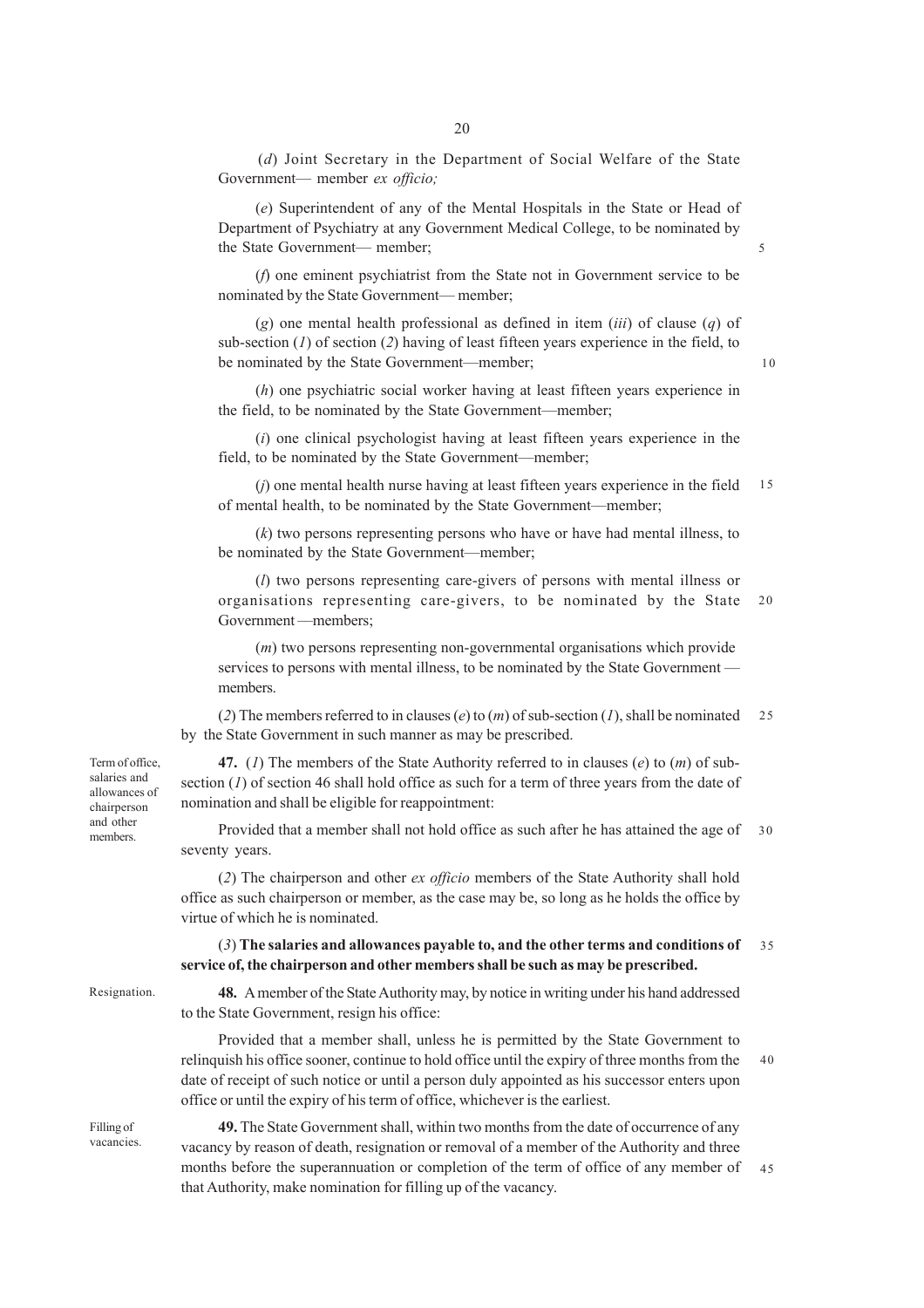(*d*) Joint Secretary in the Department of Social Welfare of the State Government— member *ex officio;*

(*e*) Superintendent of any of the Mental Hospitals in the State or Head of Department of Psychiatry at any Government Medical College, to be nominated by the State Government— member;

(*f*) one eminent psychiatrist from the State not in Government service to be nominated by the State Government— member;

(*g*) one mental health professional as defined in item (*iii*) of clause (*q*) of sub-section (*1*) of section (*2*) having of least fifteen years experience in the field, to be nominated by the State Government—member;

(*h*) one psychiatric social worker having at least fifteen years experience in the field, to be nominated by the State Government—member;

(*i*) one clinical psychologist having at least fifteen years experience in the field, to be nominated by the State Government—member;

(*j*) one mental health nurse having at least fifteen years experience in the field of mental health, to be nominated by the State Government—member;

(*k*) two persons representing persons who have or have had mental illness, to be nominated by the State Government—member;

(*l*) two persons representing care-givers of persons with mental illness or organisations representing care-givers, to be nominated by the State Government —members;

(*m*) two persons representing non-governmental organisations which provide services to persons with mental illness, to be nominated by the State Government — members.

(*2*) The members referred to in clauses (*e*) to (*m*) of sub-section (*1*), shall be nominated by the State Government in such manner as may be prescribed.

*Term of office, salaries and allowances of chairperson and other members.*

**47.** (*1*) The members of the State Authority referred to in clauses (*e*) to (*m*) of sub-section (*1*) of section 46 shall hold office as such for a term of three years from the date of nomination and shall be eligible for reappointment:

Provided that a member shall not hold office as such after he has attained the age of seventy years.

(*2*) The chairperson and other *ex officio* members of the State Authority shall hold office as such chairperson or member, as the case may be, so long as he holds the office by virtue of which he is nominated.

(*3*) **The salaries and allowances payable to, and the other terms and conditions of service of, the chairperson and other members shall be such as may be prescribed.**

*Resignation.*

**48.** A member of the State Authority may, by notice in writing under his hand addressed to the State Government, resign his office:

Provided that a member shall, unless he is permitted by the State Government to relinquish his office sooner, continue to hold office until the expiry of three months from the date of receipt of such notice or until a person duly appointed as his successor enters upon office or until the expiry of his term of office, whichever is the earliest.

*Filling of vacancies.*

**49.** The State Government shall, within two months from the date of occurrence of any vacancy by reason of death, resignation or removal of a member of the Authority and three months before the superannuation or completion of the term of office of any member of that Authority, make nomination for filling up of the vacancy.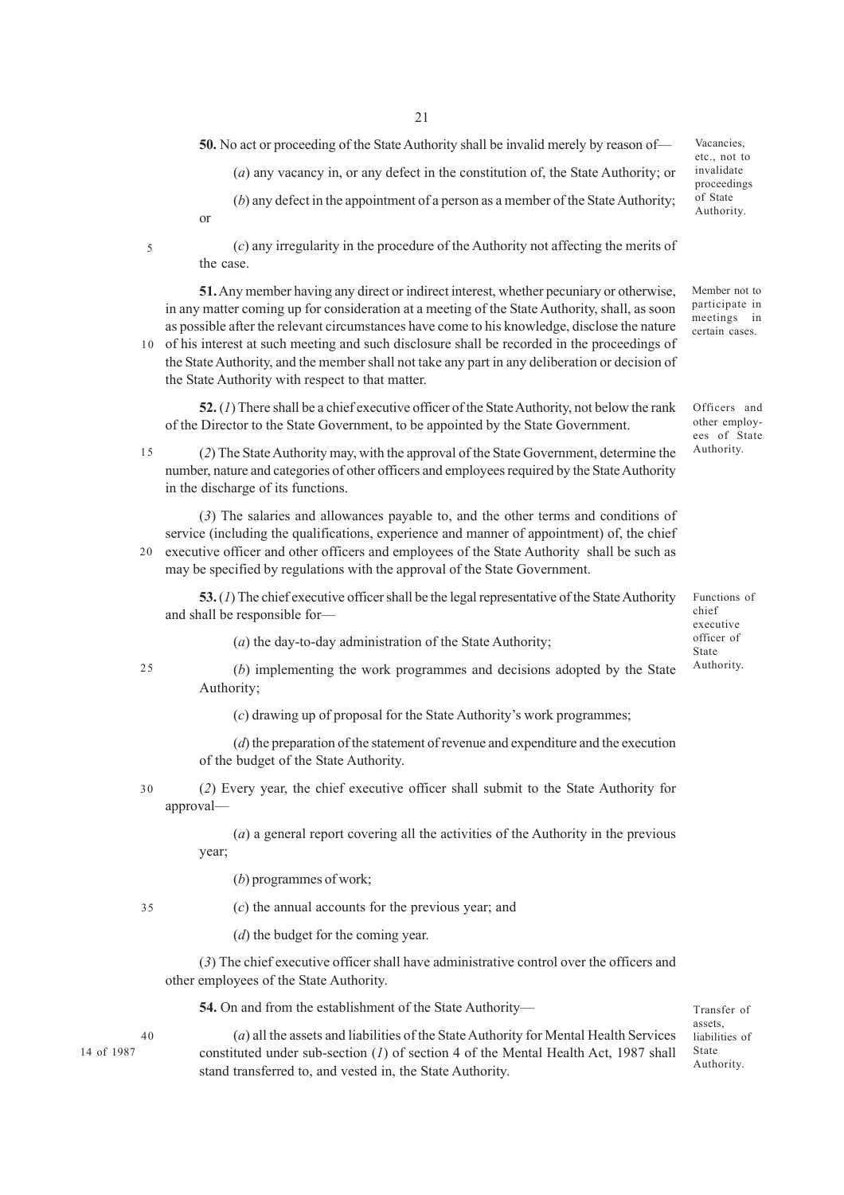**50.** No act or proceeding of the State Authority shall be invalid merely by reason of—

Vacancies, etc., not to invalidate proceedings of State Authority.

(*a*) any vacancy in, or any defect in the constitution of, the State Authority; or

(*b*) any defect in the appointment of a person as a member of the State Authority; or

(*c*) any irregularity in the procedure of the Authority not affecting the merits of the case.

**51.** Any member having any direct or indirect interest, whether pecuniary or otherwise, in any matter coming up for consideration at a meeting of the State Authority, shall, as soon as possible after the relevant circumstances have come to his knowledge, disclose the nature of his interest at such meeting and such disclosure shall be recorded in the proceedings of the State Authority, and the member shall not take any part in any deliberation or decision of the State Authority with respect to that matter.

Member not to participate in meetings in certain cases.

**52.** (*1*) There shall be a chief executive officer of the State Authority, not below the rank of the Director to the State Government, to be appointed by the State Government.

Officers and other employees of State Authority.

(*2*) The State Authority may, with the approval of the State Government, determine the number, nature and categories of other officers and employees required by the State Authority in the discharge of its functions.

(*3*) The salaries and allowances payable to, and the other terms and conditions of service (including the qualifications, experience and manner of appointment) of, the chief executive officer and other officers and employees of the State Authority shall be such as may be specified by regulations with the approval of the State Government.

**53.** (*1*) The chief executive officer shall be the legal representative of the State Authority and shall be responsible for—

Functions of chief executive officer of State Authority.

(*a*) the day-to-day administration of the State Authority;

(*b*) implementing the work programmes and decisions adopted by the State Authority;

(*c*) drawing up of proposal for the State Authority's work programmes;

(*d*) the preparation of the statement of revenue and expenditure and the execution of the budget of the State Authority.

(*2*) Every year, the chief executive officer shall submit to the State Authority for approval—

(*a*) a general report covering all the activities of the Authority in the previous year;

(*b*) programmes of work;

(*c*) the annual accounts for the previous year; and

(*d*) the budget for the coming year.

(*3*) The chief executive officer shall have administrative control over the officers and other employees of the State Authority.

**54.** On and from the establishment of the State Authority—

Transfer of assets, liabilities of State Authority.

(*a*) all the assets and liabilities of the State Authority for Mental Health Services constituted under sub-section (*1*) of section 4 of the Mental Health Act, 1987 shall stand transferred to, and vested in, the State Authority.

14 of 1987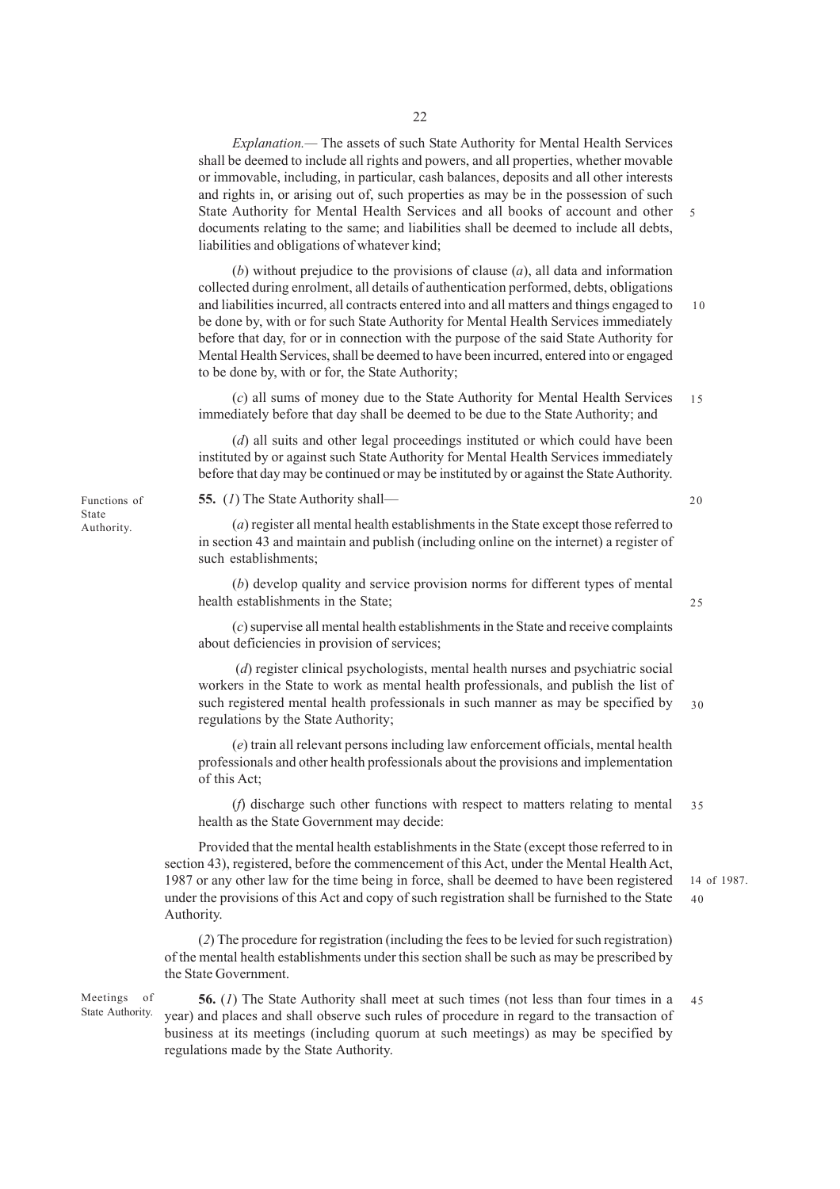*Explanation.*— The assets of such State Authority for Mental Health Services shall be deemed to include all rights and powers, and all properties, whether movable or immovable, including, in particular, cash balances, deposits and all other interests and rights in, or arising out of, such properties as may be in the possession of such State Authority for Mental Health Services and all books of account and other documents relating to the same; and liabilities shall be deemed to include all debts, liabilities and obligations of whatever kind;

(*b*) without prejudice to the provisions of clause (*a*), all data and information collected during enrolment, all details of authentication performed, debts, obligations and liabilities incurred, all contracts entered into and all matters and things engaged to be done by, with or for such State Authority for Mental Health Services immediately before that day, for or in connection with the purpose of the said State Authority for Mental Health Services, shall be deemed to have been incurred, entered into or engaged to be done by, with or for, the State Authority;

(*c*) all sums of money due to the State Authority for Mental Health Services immediately before that day shall be deemed to be due to the State Authority; and

(*d*) all suits and other legal proceedings instituted or which could have been instituted by or against such State Authority for Mental Health Services immediately before that day may be continued or may be instituted by or against the State Authority.

Functions of State Authority.

**55.** (*1*) The State Authority shall—

(*a*) register all mental health establishments in the State except those referred to in section 43 and maintain and publish (including online on the internet) a register of such establishments;

(*b*) develop quality and service provision norms for different types of mental health establishments in the State;

(*c*) supervise all mental health establishments in the State and receive complaints about deficiencies in provision of services;

(*d*) register clinical psychologists, mental health nurses and psychiatric social workers in the State to work as mental health professionals, and publish the list of such registered mental health professionals in such manner as may be specified by regulations by the State Authority;

(*e*) train all relevant persons including law enforcement officials, mental health professionals and other health professionals about the provisions and implementation of this Act;

(*f*) discharge such other functions with respect to matters relating to mental health as the State Government may decide:

Provided that the mental health establishments in the State (except those referred to in section 43), registered, before the commencement of this Act, under the Mental Health Act, 1987 or any other law for the time being in force, shall be deemed to have been registered under the provisions of this Act and copy of such registration shall be furnished to the State Authority.

14 of 1987.

(*2*) The procedure for registration (including the fees to be levied for such registration) of the mental health establishments under this section shall be such as may be prescribed by the State Government.

Meetings of State Authority.

**56.** (*1*) The State Authority shall meet at such times (not less than four times in a year) and places and shall observe such rules of procedure in regard to the transaction of business at its meetings (including quorum at such meetings) as may be specified by regulations made by the State Authority.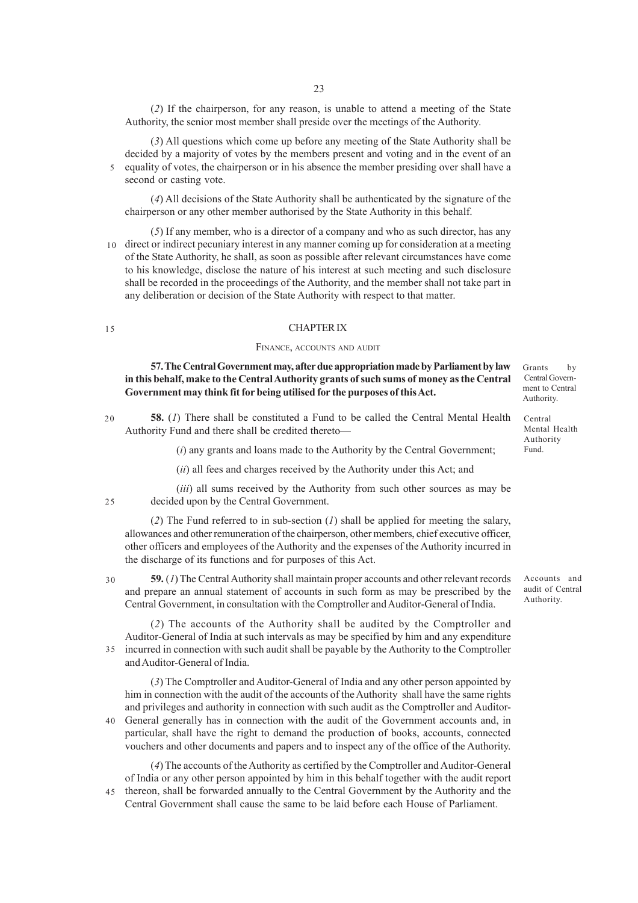(*2*) If the chairperson, for any reason, is unable to attend a meeting of the State Authority, the senior most member shall preside over the meetings of the Authority.

(*3*) All questions which come up before any meeting of the State Authority shall be decided by a majority of votes by the members present and voting and in the event of an equality of votes, the chairperson or in his absence the member presiding over shall have a second or casting vote.

(*4*) All decisions of the State Authority shall be authenticated by the signature of the chairperson or any other member authorised by the State Authority in this behalf.

(*5*) If any member, who is a director of a company and who as such director, has any direct or indirect pecuniary interest in any manner coming up for consideration at a meeting of the State Authority, he shall, as soon as possible after relevant circumstances have come to his knowledge, disclose the nature of his interest at such meeting and such disclosure shall be recorded in the proceedings of the Authority, and the member shall not take part in any deliberation or decision of the State Authority with respect to that matter.

## CHAPTER IX

### FINANCE, ACCOUNTS AND AUDIT

*Grants by Central Government to Central Authority.*

**57. The Central Government may, after due appropriation made by Parliament by law in this behalf, make to the Central Authority grants of such sums of money as the Central Government may think fit for being utilised for the purposes of this Act.**

*Central Mental Health Authority Fund.*

**58.** (*1*) There shall be constituted a Fund to be called the Central Mental Health Authority Fund and there shall be credited thereto—

(*i*) any grants and loans made to the Authority by the Central Government;

(*ii*) all fees and charges received by the Authority under this Act; and

(*iii*) all sums received by the Authority from such other sources as may be decided upon by the Central Government.

(*2*) The Fund referred to in sub-section (*1*) shall be applied for meeting the salary, allowances and other remuneration of the chairperson, other members, chief executive officer, other officers and employees of the Authority and the expenses of the Authority incurred in the discharge of its functions and for purposes of this Act.

*Accounts and audit of Central Authority.*

**59.** (*1*) The Central Authority shall maintain proper accounts and other relevant records and prepare an annual statement of accounts in such form as may be prescribed by the Central Government, in consultation with the Comptroller and Auditor-General of India.

(*2*) The accounts of the Authority shall be audited by the Comptroller and Auditor-General of India at such intervals as may be specified by him and any expenditure incurred in connection with such audit shall be payable by the Authority to the Comptroller and Auditor-General of India.

(*3*) The Comptroller and Auditor-General of India and any other person appointed by him in connection with the audit of the accounts of the Authority shall have the same rights and privileges and authority in connection with such audit as the Comptroller and Auditor-General generally has in connection with the audit of the Government accounts and, in particular, shall have the right to demand the production of books, accounts, connected vouchers and other documents and papers and to inspect any of the office of the Authority.

(*4*) The accounts of the Authority as certified by the Comptroller and Auditor-General of India or any other person appointed by him in this behalf together with the audit report thereon, shall be forwarded annually to the Central Government by the Authority and the Central Government shall cause the same to be laid before each House of Parliament.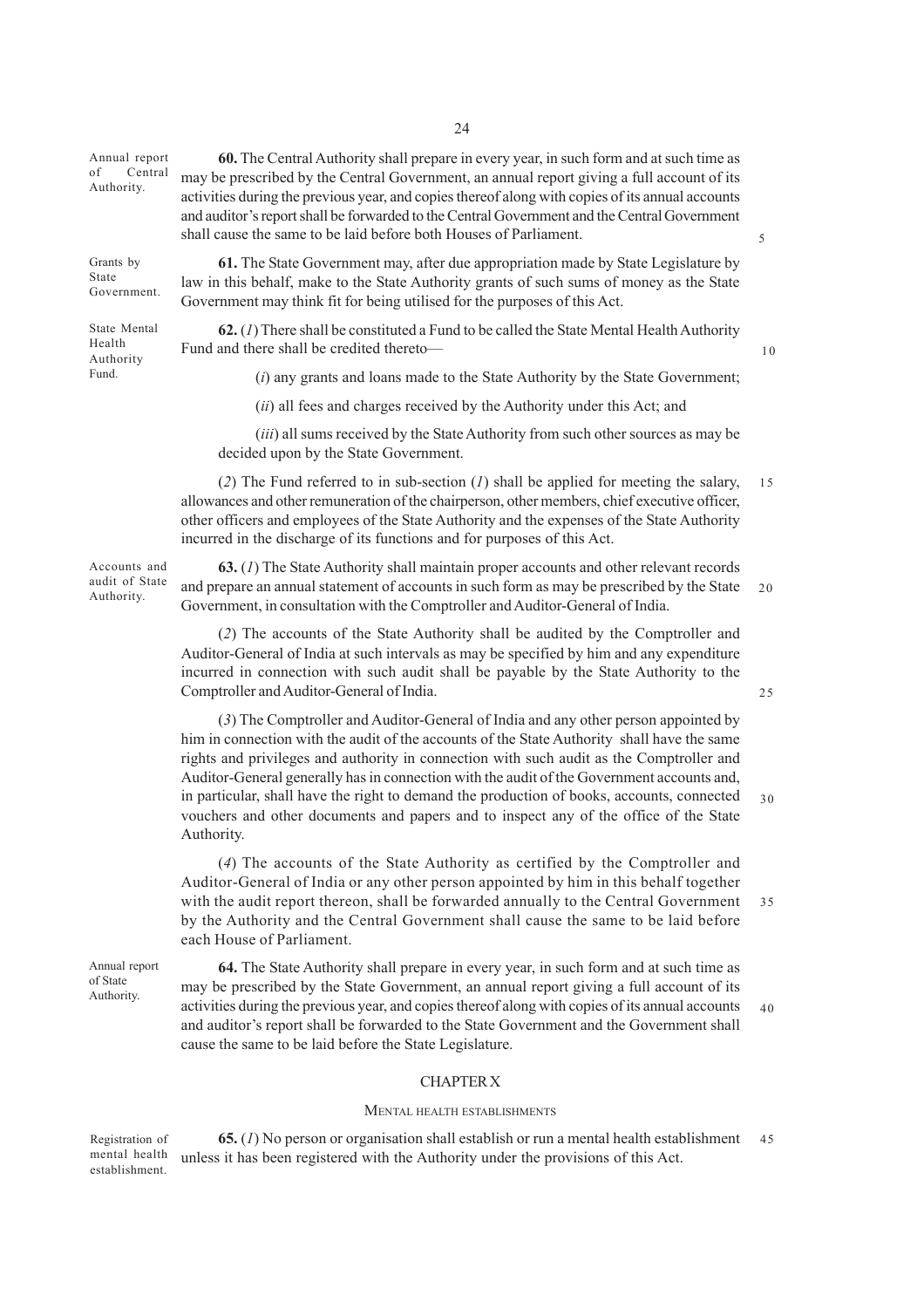**Annual report of Central Authority.**

**60.** The Central Authority shall prepare in every year, in such form and at such time as may be prescribed by the Central Government, an annual report giving a full account of its activities during the previous year, and copies thereof along with copies of its annual accounts and auditor's report shall be forwarded to the Central Government and the Central Government shall cause the same to be laid before both Houses of Parliament.

**Grants by State Government.**

**61.** The State Government may, after due appropriation made by State Legislature by law in this behalf, make to the State Authority grants of such sums of money as the State Government may think fit for being utilised for the purposes of this Act.

**State Mental Health Authority Fund.**

**62.** (*1*) There shall be constituted a Fund to be called the State Mental Health Authority Fund and there shall be credited thereto—

(*i*) any grants and loans made to the State Authority by the State Government;

(*ii*) all fees and charges received by the Authority under this Act; and

(*iii*) all sums received by the State Authority from such other sources as may be decided upon by the State Government.

(*2*) The Fund referred to in sub-section (*1*) shall be applied for meeting the salary, allowances and other remuneration of the chairperson, other members, chief executive officer, other officers and employees of the State Authority and the expenses of the State Authority incurred in the discharge of its functions and for purposes of this Act.

**Accounts and audit of State Authority.**

**63.** (*1*) The State Authority shall maintain proper accounts and other relevant records and prepare an annual statement of accounts in such form as may be prescribed by the State Government, in consultation with the Comptroller and Auditor-General of India.

(*2*) The accounts of the State Authority shall be audited by the Comptroller and Auditor-General of India at such intervals as may be specified by him and any expenditure incurred in connection with such audit shall be payable by the State Authority to the Comptroller and Auditor-General of India.

(*3*) The Comptroller and Auditor-General of India and any other person appointed by him in connection with the audit of the accounts of the State Authority shall have the same rights and privileges and authority in connection with such audit as the Comptroller and Auditor-General generally has in connection with the audit of the Government accounts and, in particular, shall have the right to demand the production of books, accounts, connected vouchers and other documents and papers and to inspect any of the office of the State Authority.

(*4*) The accounts of the State Authority as certified by the Comptroller and Auditor-General of India or any other person appointed by him in this behalf together with the audit report thereon, shall be forwarded annually to the Central Government by the Authority and the Central Government shall cause the same to be laid before each House of Parliament.

**Annual report of State Authority.**

**64.** The State Authority shall prepare in every year, in such form and at such time as may be prescribed by the State Government, an annual report giving a full account of its activities during the previous year, and copies thereof along with copies of its annual accounts and auditor's report shall be forwarded to the State Government and the Government shall cause the same to be laid before the State Legislature.

## CHAPTER X

### MENTAL HEALTH ESTABLISHMENTS

**Registration of mental health establishment.**

**65.** (*1*) No person or organisation shall establish or run a mental health establishment unless it has been registered with the Authority under the provisions of this Act.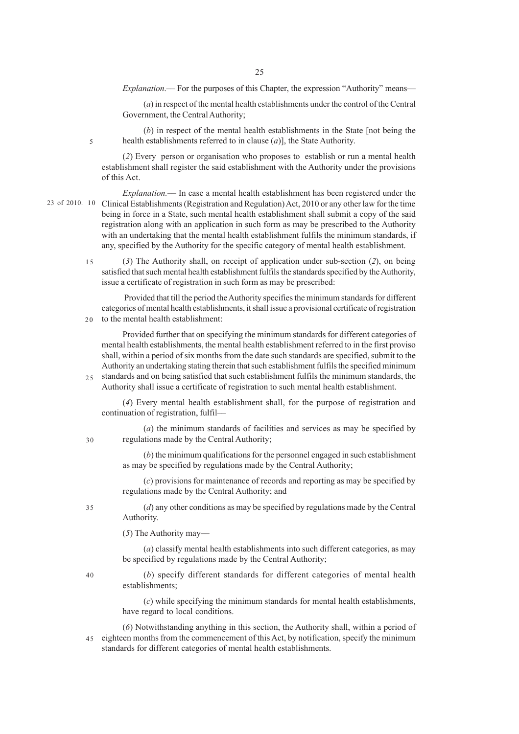*Explanation*.— For the purposes of this Chapter, the expression "Authority" means—

(*a*) in respect of the mental health establishments under the control of the Central Government, the Central Authority;

(*b*) in respect of the mental health establishments in the State [not being the health establishments referred to in clause (*a*)], the State Authority.

(*2*) Every person or organisation who proposes to establish or run a mental health establishment shall register the said establishment with the Authority under the provisions of this Act.

*Explanation.*— In case a mental health establishment has been registered under the Clinical Establishments (Registration and Regulation) Act, 2010 or any other law for the time being in force in a State, such mental health establishment shall submit a copy of the said registration along with an application in such form as may be prescribed to the Authority with an undertaking that the mental health establishment fulfils the minimum standards, if any, specified by the Authority for the specific category of mental health establishment.

23 of 2010.

(*3*) The Authority shall, on receipt of application under sub-section (*2*), on being satisfied that such mental health establishment fulfils the standards specified by the Authority, issue a certificate of registration in such form as may be prescribed:

Provided that till the period the Authority specifies the minimum standards for different categories of mental health establishments, it shall issue a provisional certificate of registration to the mental health establishment:

Provided further that on specifying the minimum standards for different categories of mental health establishments, the mental health establishment referred to in the first proviso shall, within a period of six months from the date such standards are specified, submit to the Authority an undertaking stating therein that such establishment fulfils the specified minimum standards and on being satisfied that such establishment fulfils the minimum standards, the Authority shall issue a certificate of registration to such mental health establishment.

(*4*) Every mental health establishment shall, for the purpose of registration and continuation of registration, fulfil—

(*a*) the minimum standards of facilities and services as may be specified by regulations made by the Central Authority;

(*b*) the minimum qualifications for the personnel engaged in such establishment as may be specified by regulations made by the Central Authority;

(*c*) provisions for maintenance of records and reporting as may be specified by regulations made by the Central Authority; and

(*d*) any other conditions as may be specified by regulations made by the Central Authority.

(*5*) The Authority may—

(*a*) classify mental health establishments into such different categories, as may be specified by regulations made by the Central Authority;

(*b*) specify different standards for different categories of mental health establishments;

(*c*) while specifying the minimum standards for mental health establishments, have regard to local conditions.

(*6*) Notwithstanding anything in this section, the Authority shall, within a period of eighteen months from the commencement of this Act, by notification, specify the minimum standards for different categories of mental health establishments.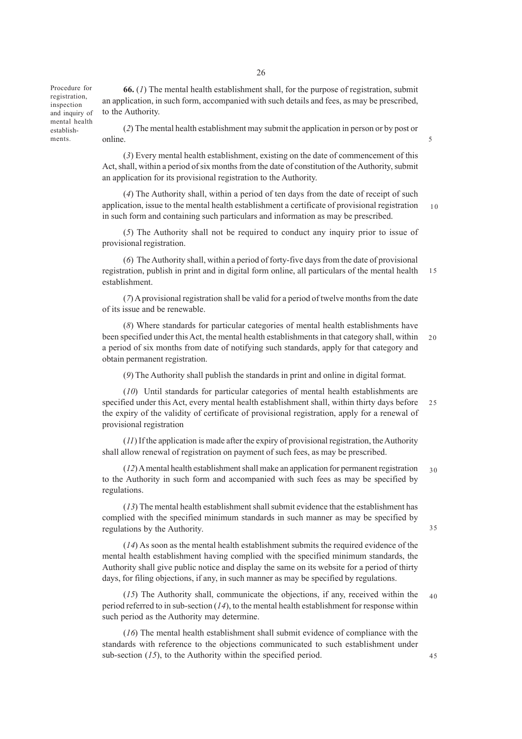*Procedure for registration, inspection and inquiry of mental health establishments.*

**66.** (*1*) The mental health establishment shall, for the purpose of registration, submit an application, in such form, accompanied with such details and fees, as may be prescribed, to the Authority.

(*2*) The mental health establishment may submit the application in person or by post or online.

(*3*) Every mental health establishment, existing on the date of commencement of this Act, shall, within a period of six months from the date of constitution of the Authority, submit an application for its provisional registration to the Authority.

(*4*) The Authority shall, within a period of ten days from the date of receipt of such application, issue to the mental health establishment a certificate of provisional registration in such form and containing such particulars and information as may be prescribed.

(*5*) The Authority shall not be required to conduct any inquiry prior to issue of provisional registration.

(*6*) The Authority shall, within a period of forty-five days from the date of provisional registration, publish in print and in digital form online, all particulars of the mental health establishment.

(*7*) A provisional registration shall be valid for a period of twelve months from the date of its issue and be renewable.

(*8*) Where standards for particular categories of mental health establishments have been specified under this Act, the mental health establishments in that category shall, within a period of six months from date of notifying such standards, apply for that category and obtain permanent registration.

(*9*) The Authority shall publish the standards in print and online in digital format.

(*10*) Until standards for particular categories of mental health establishments are specified under this Act, every mental health establishment shall, within thirty days before the expiry of the validity of certificate of provisional registration, apply for a renewal of provisional registration

(*11*) If the application is made after the expiry of provisional registration, the Authority shall allow renewal of registration on payment of such fees, as may be prescribed.

(*12*) A mental health establishment shall make an application for permanent registration to the Authority in such form and accompanied with such fees as may be specified by regulations.

(*13*) The mental health establishment shall submit evidence that the establishment has complied with the specified minimum standards in such manner as may be specified by regulations by the Authority.

(*14*) As soon as the mental health establishment submits the required evidence of the mental health establishment having complied with the specified minimum standards, the Authority shall give public notice and display the same on its website for a period of thirty days, for filing objections, if any, in such manner as may be specified by regulations.

(*15*) The Authority shall, communicate the objections, if any, received within the period referred to in sub-section (*14*), to the mental health establishment for response within such period as the Authority may determine.

(*16*) The mental health establishment shall submit evidence of compliance with the standards with reference to the objections communicated to such establishment under sub-section (*15*), to the Authority within the specified period.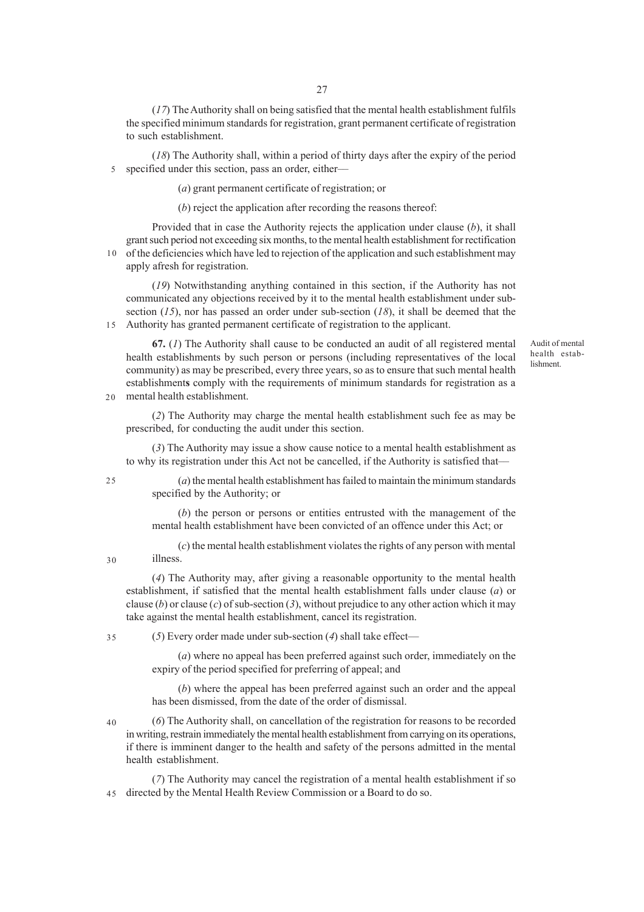(*17*) The Authority shall on being satisfied that the mental health establishment fulfils the specified minimum standards for registration, grant permanent certificate of registration to such establishment.

(*18*) The Authority shall, within a period of thirty days after the expiry of the period specified under this section, pass an order, either—

(*a*) grant permanent certificate of registration; or

(*b*) reject the application after recording the reasons thereof:

Provided that in case the Authority rejects the application under clause (*b*), it shall grant such period not exceeding six months, to the mental health establishment for rectification of the deficiencies which have led to rejection of the application and such establishment may apply afresh for registration.

(*19*) Notwithstanding anything contained in this section, if the Authority has not communicated any objections received by it to the mental health establishment under sub-section (*15*), nor has passed an order under sub-section (*18*), it shall be deemed that the Authority has granted permanent certificate of registration to the applicant.

Audit of mental health establishment.

**67.** (*1*) The Authority shall cause to be conducted an audit of all registered mental health establishments by such person or persons (including representatives of the local community) as may be prescribed, every three years, so as to ensure that such mental health establishment**s** comply with the requirements of minimum standards for registration as a mental health establishment.

(*2*) The Authority may charge the mental health establishment such fee as may be prescribed, for conducting the audit under this section.

(*3*) The Authority may issue a show cause notice to a mental health establishment as to why its registration under this Act not be cancelled, if the Authority is satisfied that—

(*a*) the mental health establishment has failed to maintain the minimum standards specified by the Authority; or

(*b*) the person or persons or entities entrusted with the management of the mental health establishment have been convicted of an offence under this Act; or

(*c*) the mental health establishment violates the rights of any person with mental illness.

(*4*) The Authority may, after giving a reasonable opportunity to the mental health establishment, if satisfied that the mental health establishment falls under clause (*a*) or clause (*b*) or clause (*c*) of sub-section (*3*), without prejudice to any other action which it may take against the mental health establishment, cancel its registration.

(*5*) Every order made under sub-section (*4*) shall take effect—

(*a*) where no appeal has been preferred against such order, immediately on the expiry of the period specified for preferring of appeal; and

(*b*) where the appeal has been preferred against such an order and the appeal has been dismissed, from the date of the order of dismissal.

(*6*) The Authority shall, on cancellation of the registration for reasons to be recorded in writing, restrain immediately the mental health establishment from carrying on its operations, if there is imminent danger to the health and safety of the persons admitted in the mental health establishment.

(*7*) The Authority may cancel the registration of a mental health establishment if so directed by the Mental Health Review Commission or a Board to do so.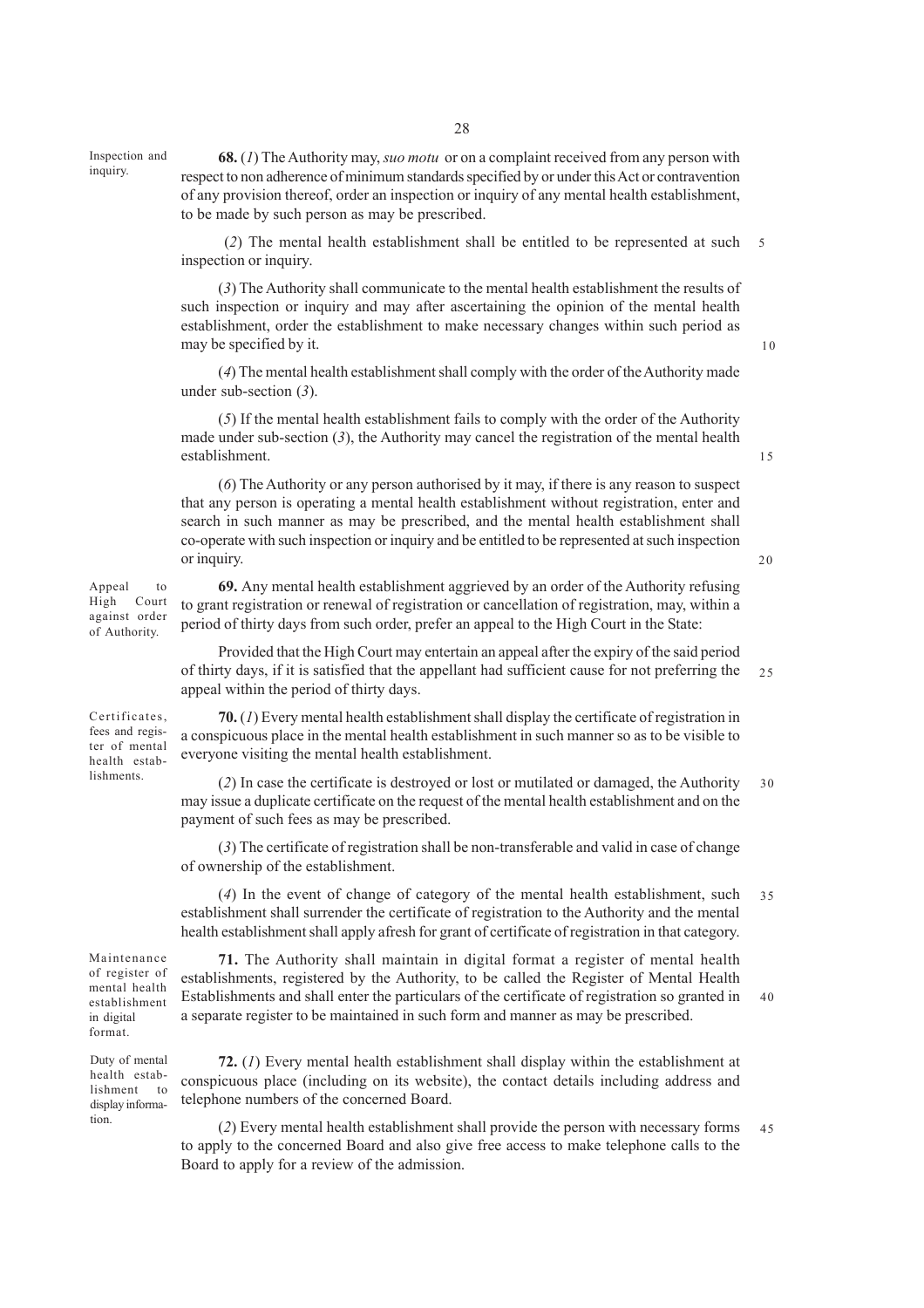**Inspection and inquiry.**

**68.** (*1*) The Authority may, *suo motu* or on a complaint received from any person with respect to non adherence of minimum standards specified by or under this Act or contravention of any provision thereof, order an inspection or inquiry of any mental health establishment, to be made by such person as may be prescribed.

(*2*) The mental health establishment shall be entitled to be represented at such inspection or inquiry.

(*3*) The Authority shall communicate to the mental health establishment the results of such inspection or inquiry and may after ascertaining the opinion of the mental health establishment, order the establishment to make necessary changes within such period as may be specified by it.

(*4*) The mental health establishment shall comply with the order of the Authority made under sub-section (*3*).

(*5*) If the mental health establishment fails to comply with the order of the Authority made under sub-section (*3*), the Authority may cancel the registration of the mental health establishment.

(*6*) The Authority or any person authorised by it may, if there is any reason to suspect that any person is operating a mental health establishment without registration, enter and search in such manner as may be prescribed, and the mental health establishment shall co-operate with such inspection or inquiry and be entitled to be represented at such inspection or inquiry.

**Appeal to High Court against order of Authority.**

**69.** Any mental health establishment aggrieved by an order of the Authority refusing to grant registration or renewal of registration or cancellation of registration, may, within a period of thirty days from such order, prefer an appeal to the High Court in the State:

Provided that the High Court may entertain an appeal after the expiry of the said period of thirty days, if it is satisfied that the appellant had sufficient cause for not preferring the appeal within the period of thirty days.

**Certificates, fees and register of mental health establishments.**

**70.** (*1*) Every mental health establishment shall display the certificate of registration in a conspicuous place in the mental health establishment in such manner so as to be visible to everyone visiting the mental health establishment.

(*2*) In case the certificate is destroyed or lost or mutilated or damaged, the Authority may issue a duplicate certificate on the request of the mental health establishment and on the payment of such fees as may be prescribed.

(*3*) The certificate of registration shall be non-transferable and valid in case of change of ownership of the establishment.

(*4*) In the event of change of category of the mental health establishment, such establishment shall surrender the certificate of registration to the Authority and the mental health establishment shall apply afresh for grant of certificate of registration in that category.

**Maintenance of register of mental health establishment in digital format.**

**71.** The Authority shall maintain in digital format a register of mental health establishments, registered by the Authority, to be called the Register of Mental Health Establishments and shall enter the particulars of the certificate of registration so granted in a separate register to be maintained in such form and manner as may be prescribed.

**Duty of mental health establishment to display information.**

**72.** (*1*) Every mental health establishment shall display within the establishment at conspicuous place (including on its website), the contact details including address and telephone numbers of the concerned Board.

(*2*) Every mental health establishment shall provide the person with necessary forms to apply to the concerned Board and also give free access to make telephone calls to the Board to apply for a review of the admission.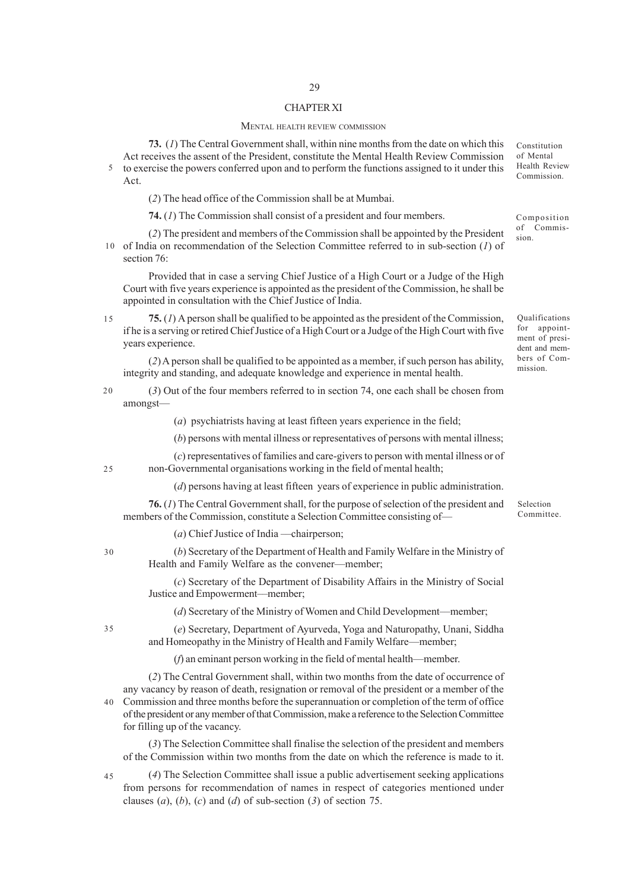## CHAPTER XI

### MENTAL HEALTH REVIEW COMMISSION

*Constitution of Mental Health Review Commission.*

**73.** (*1*) The Central Government shall, within nine months from the date on which this Act receives the assent of the President, constitute the Mental Health Review Commission to exercise the powers conferred upon and to perform the functions assigned to it under this Act.

(*2*) The head office of the Commission shall be at Mumbai.

*Composition of Commission.*

**74.** (*1*) The Commission shall consist of a president and four members.

(*2*) The president and members of the Commission shall be appointed by the President of India on recommendation of the Selection Committee referred to in sub-section (*1*) of section 76:

Provided that in case a serving Chief Justice of a High Court or a Judge of the High Court with five years experience is appointed as the president of the Commission, he shall be appointed in consultation with the Chief Justice of India.

*Qualifications for appointment of president and members of Commission.*

**75.** (*1*) A person shall be qualified to be appointed as the president of the Commission, if he is a serving or retired Chief Justice of a High Court or a Judge of the High Court with five years experience.

(*2*) A person shall be qualified to be appointed as a member, if such person has ability, integrity and standing, and adequate knowledge and experience in mental health.

(*3*) Out of the four members referred to in section 74, one each shall be chosen from amongst—

(*a*) psychiatrists having at least fifteen years experience in the field;

(*b*) persons with mental illness or representatives of persons with mental illness;

(*c*) representatives of families and care-givers to person with mental illness or of non-Governmental organisations working in the field of mental health;

(*d*) persons having at least fifteen years of experience in public administration.

*Selection Committee.*

**76.** (*1*) The Central Government shall, for the purpose of selection of the president and members of the Commission, constitute a Selection Committee consisting of—

(*a*) Chief Justice of India —chairperson;

(*b*) Secretary of the Department of Health and Family Welfare in the Ministry of Health and Family Welfare as the convener—member;

(*c*) Secretary of the Department of Disability Affairs in the Ministry of Social Justice and Empowerment—member;

(*d*) Secretary of the Ministry of Women and Child Development—member;

(*e*) Secretary, Department of Ayurveda, Yoga and Naturopathy, Unani, Siddha and Homeopathy in the Ministry of Health and Family Welfare—member;

(*f*) an eminant person working in the field of mental health—member.

(*2*) The Central Government shall, within two months from the date of occurrence of any vacancy by reason of death, resignation or removal of the president or a member of the Commission and three months before the superannuation or completion of the term of office of the president or any member of that Commission, make a reference to the Selection Committee for filling up of the vacancy.

(*3*) The Selection Committee shall finalise the selection of the president and members of the Commission within two months from the date on which the reference is made to it.

(*4*) The Selection Committee shall issue a public advertisement seeking applications from persons for recommendation of names in respect of categories mentioned under clauses (*a*), (*b*), (*c*) and (*d*) of sub-section (*3*) of section 75.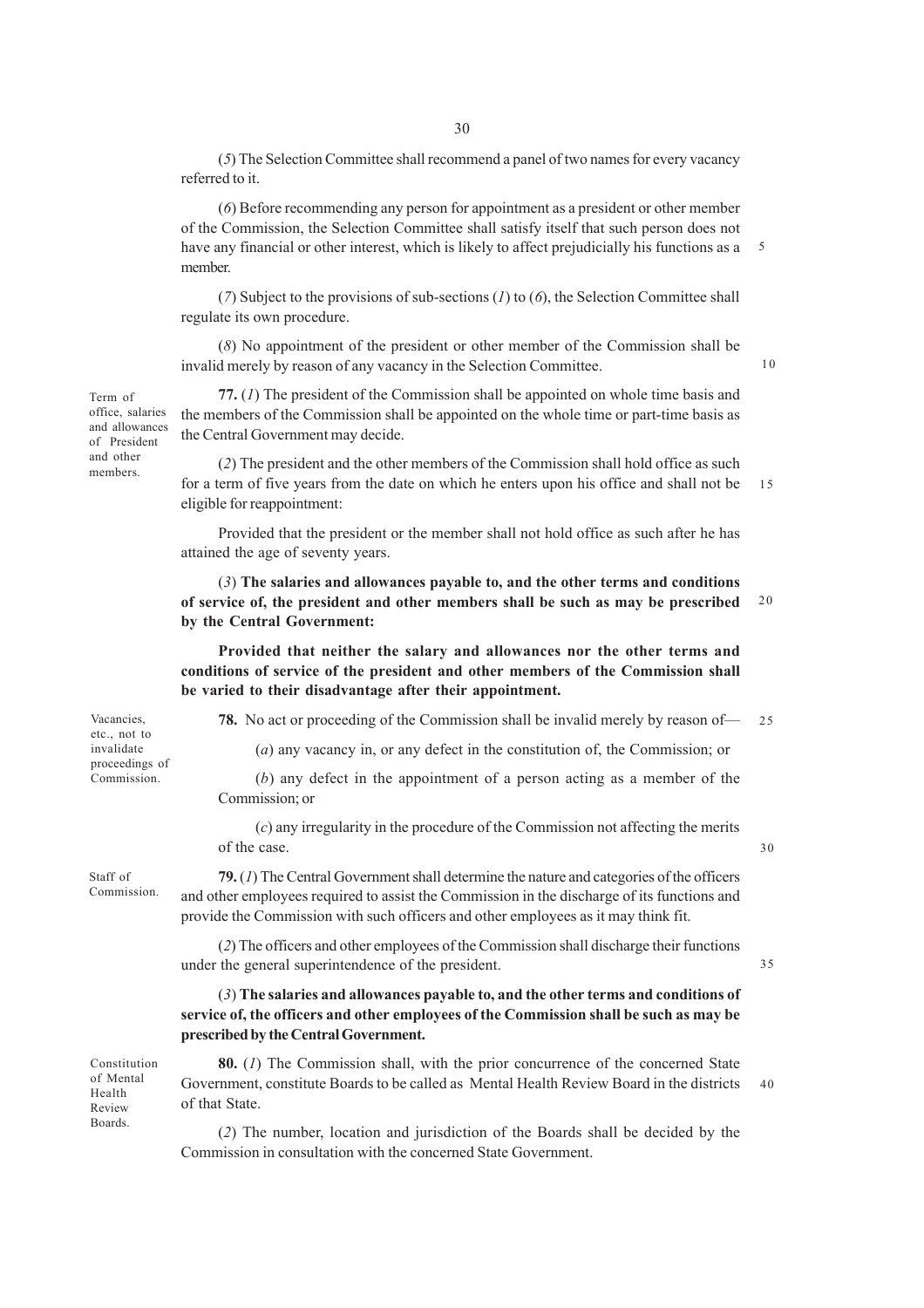(*5*) The Selection Committee shall recommend a panel of two names for every vacancy referred to it.

(*6*) Before recommending any person for appointment as a president or other member of the Commission, the Selection Committee shall satisfy itself that such person does not have any financial or other interest, which is likely to affect prejudicially his functions as a member.

(*7*) Subject to the provisions of sub-sections (*1*) to (*6*), the Selection Committee shall regulate its own procedure.

(*8*) No appointment of the president or other member of the Commission shall be invalid merely by reason of any vacancy in the Selection Committee.

Term of office, salaries and allowances of President and other members.

**77.** (*1*) The president of the Commission shall be appointed on whole time basis and the members of the Commission shall be appointed on the whole time or part-time basis as the Central Government may decide.

(*2*) The president and the other members of the Commission shall hold office as such for a term of five years from the date on which he enters upon his office and shall not be eligible for reappointment:

Provided that the president or the member shall not hold office as such after he has attained the age of seventy years.

(*3*) **The salaries and allowances payable to, and the other terms and conditions of service of, the president and other members shall be such as may be prescribed by the Central Government:**

**Provided that neither the salary and allowances nor the other terms and conditions of service of the president and other members of the Commission shall be varied to their disadvantage after their appointment.**

Vacancies, etc., not to invalidate proceedings of Commission.

**78.** No act or proceeding of the Commission shall be invalid merely by reason of—

(*a*) any vacancy in, or any defect in the constitution of, the Commission; or

(*b*) any defect in the appointment of a person acting as a member of the Commission; or

(*c*) any irregularity in the procedure of the Commission not affecting the merits of the case.

Staff of Commission.

**79.** (*1*) The Central Government shall determine the nature and categories of the officers and other employees required to assist the Commission in the discharge of its functions and provide the Commission with such officers and other employees as it may think fit.

(*2*) The officers and other employees of the Commission shall discharge their functions under the general superintendence of the president.

(*3*) **The salaries and allowances payable to, and the other terms and conditions of service of, the officers and other employees of the Commission shall be such as may be prescribed by the Central Government.**

Constitution of Mental Health Review Boards.

**80.** (*1*) The Commission shall, with the prior concurrence of the concerned State Government, constitute Boards to be called as Mental Health Review Board in the districts of that State.

(*2*) The number, location and jurisdiction of the Boards shall be decided by the Commission in consultation with the concerned State Government.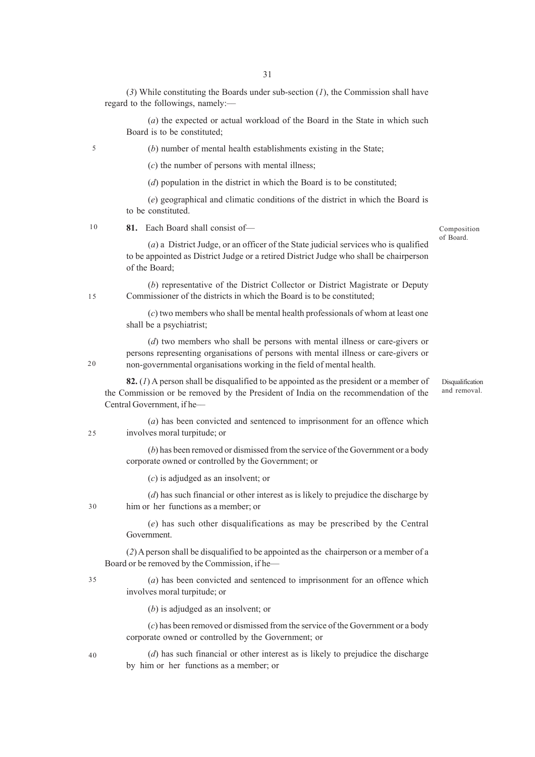(3) While constituting the Boards under sub-section (1), the Commission shall have regard to the followings, namely:—

(a) the expected or actual workload of the Board in the State in which such Board is to be constituted;

(b) number of mental health establishments existing in the State;

(c) the number of persons with mental illness;

(d) population in the district in which the Board is to be constituted;

(e) geographical and climatic conditions of the district in which the Board is to be constituted.

*Composition of Board.*

**81.** Each Board shall consist of—

(a) a District Judge, or an officer of the State judicial services who is qualified to be appointed as District Judge or a retired District Judge who shall be chairperson of the Board;

(b) representative of the District Collector or District Magistrate or Deputy Commissioner of the districts in which the Board is to be constituted;

(c) two members who shall be mental health professionals of whom at least one shall be a psychiatrist;

(d) two members who shall be persons with mental illness or care-givers or persons representing organisations of persons with mental illness or care-givers or non-governmental organisations working in the field of mental health.

*Disqualification and removal.*

**82.** (1) A person shall be disqualified to be appointed as the president or a member of the Commission or be removed by the President of India on the recommendation of the Central Government, if he—

(a) has been convicted and sentenced to imprisonment for an offence which involves moral turpitude; or

(b) has been removed or dismissed from the service of the Government or a body corporate owned or controlled by the Government; or

(c) is adjudged as an insolvent; or

(d) has such financial or other interest as is likely to prejudice the discharge by him or her functions as a member; or

(e) has such other disqualifications as may be prescribed by the Central Government.

(2) A person shall be disqualified to be appointed as the chairperson or a member of a Board or be removed by the Commission, if he—

(a) has been convicted and sentenced to imprisonment for an offence which involves moral turpitude; or

(b) is adjudged as an insolvent; or

(c) has been removed or dismissed from the service of the Government or a body corporate owned or controlled by the Government; or

(d) has such financial or other interest as is likely to prejudice the discharge by him or her functions as a member; or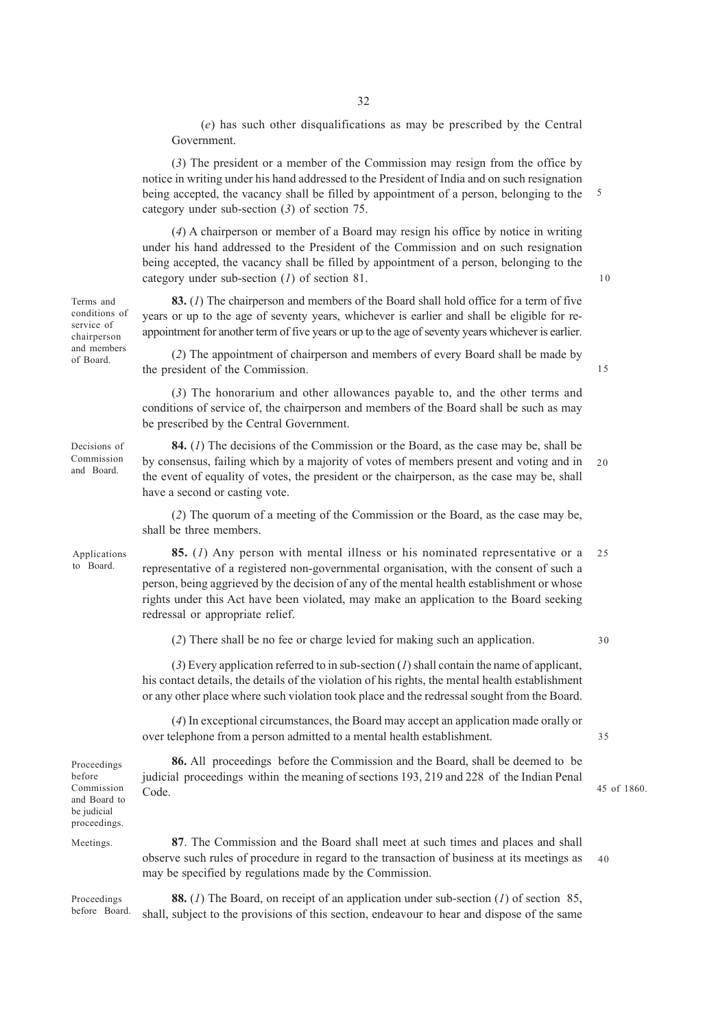(*e*) has such other disqualifications as may be prescribed by the Central Government.

(*3*) The president or a member of the Commission may resign from the office by notice in writing under his hand addressed to the President of India and on such resignation being accepted, the vacancy shall be filled by appointment of a person, belonging to the category under sub-section (*3*) of section 75.

(*4*) A chairperson or member of a Board may resign his office by notice in writing under his hand addressed to the President of the Commission and on such resignation being accepted, the vacancy shall be filled by appointment of a person, belonging to the category under sub-section (*1*) of section 81.

Terms and conditions of service of chairperson and members of Board.

**83.** (*1*) The chairperson and members of the Board shall hold office for a term of five years or up to the age of seventy years, whichever is earlier and shall be eligible for re-appointment for another term of five years or up to the age of seventy years whichever is earlier.

(*2*) The appointment of chairperson and members of every Board shall be made by the president of the Commission.

(*3*) The honorarium and other allowances payable to, and the other terms and conditions of service of, the chairperson and members of the Board shall be such as may be prescribed by the Central Government.

Decisions of Commission and Board.

**84.** (*1*) The decisions of the Commission or the Board, as the case may be, shall be by consensus, failing which by a majority of votes of members present and voting and in the event of equality of votes, the president or the chairperson, as the case may be, shall have a second or casting vote.

(*2*) The quorum of a meeting of the Commission or the Board, as the case may be, shall be three members.

Applications to Board.

**85.** (*1*) Any person with mental illness or his nominated representative or a representative of a registered non-governmental organisation, with the consent of such a person, being aggrieved by the decision of any of the mental health establishment or whose rights under this Act have been violated, may make an application to the Board seeking redressal or appropriate relief.

(*2*) There shall be no fee or charge levied for making such an application.

(*3*) Every application referred to in sub-section (*1*) shall contain the name of applicant, his contact details, the details of the violation of his rights, the mental health establishment or any other place where such violation took place and the redressal sought from the Board.

(*4*) In exceptional circumstances, the Board may accept an application made orally or over telephone from a person admitted to a mental health establishment.

Proceedings before Commission and Board to be judicial proceedings.

**86.** All proceedings before the Commission and the Board, shall be deemed to be judicial proceedings within the meaning of sections 193, 219 and 228 of the Indian Penal Code.

45 of 1860.

Meetings.

**87**. The Commission and the Board shall meet at such times and places and shall observe such rules of procedure in regard to the transaction of business at its meetings as may be specified by regulations made by the Commission.

Proceedings before Board.

**88.** (*1*) The Board, on receipt of an application under sub-section (*1*) of section 85, shall, subject to the provisions of this section, endeavour to hear and dispose of the same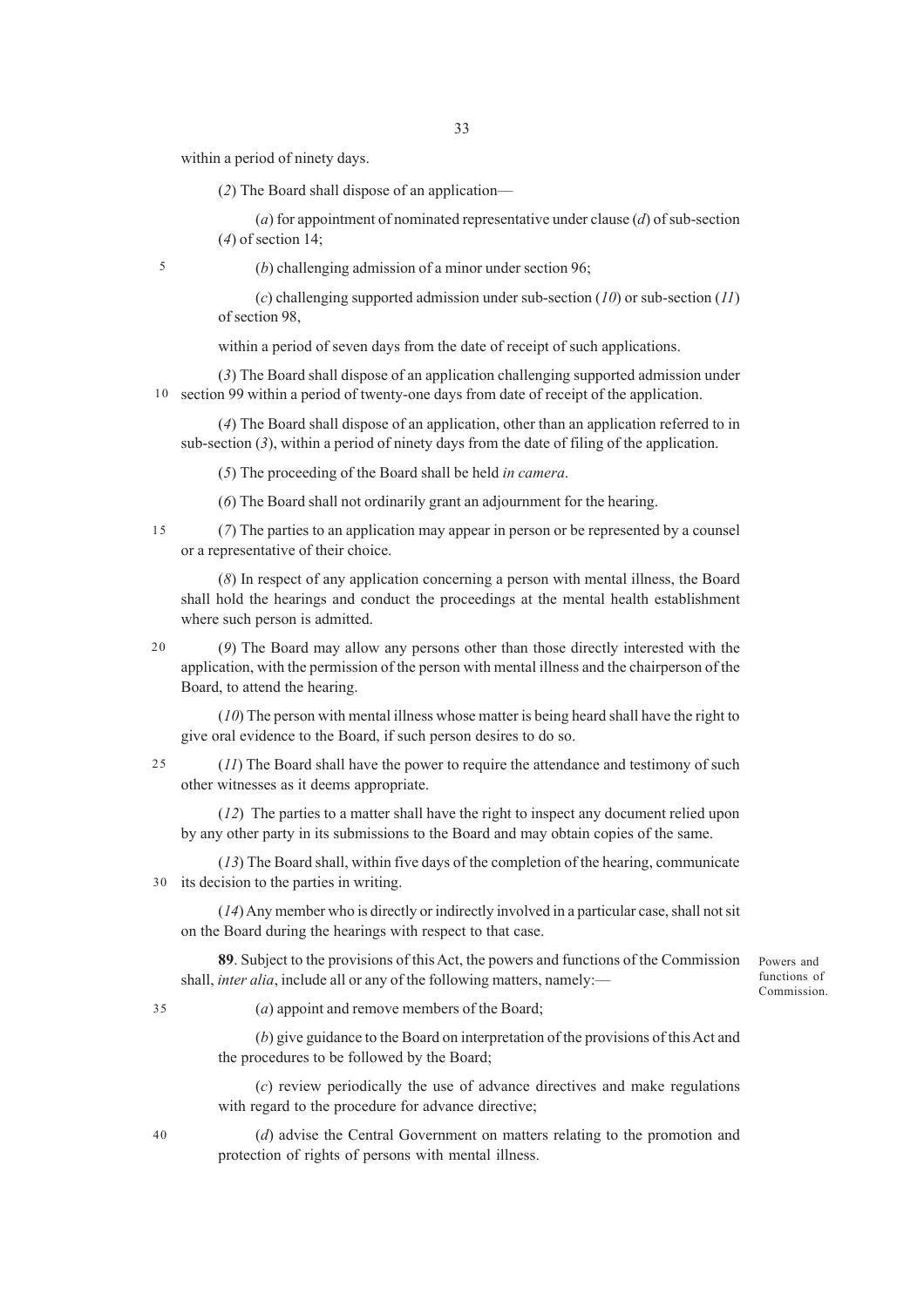within a period of ninety days.

(*2*) The Board shall dispose of an application—

(*a*) for appointment of nominated representative under clause (*d*) of sub-section (*4*) of section 14;

(*b*) challenging admission of a minor under section 96;

(*c*) challenging supported admission under sub-section (*10*) or sub-section (*11*) of section 98,

within a period of seven days from the date of receipt of such applications.

(*3*) The Board shall dispose of an application challenging supported admission under section 99 within a period of twenty-one days from date of receipt of the application.

(*4*) The Board shall dispose of an application, other than an application referred to in sub-section (*3*), within a period of ninety days from the date of filing of the application.

(*5*) The proceeding of the Board shall be held *in camera*.

(*6*) The Board shall not ordinarily grant an adjournment for the hearing.

(*7*) The parties to an application may appear in person or be represented by a counsel or a representative of their choice.

(*8*) In respect of any application concerning a person with mental illness, the Board shall hold the hearings and conduct the proceedings at the mental health establishment where such person is admitted.

(*9*) The Board may allow any persons other than those directly interested with the application, with the permission of the person with mental illness and the chairperson of the Board, to attend the hearing.

(*10*) The person with mental illness whose matter is being heard shall have the right to give oral evidence to the Board, if such person desires to do so.

(*11*) The Board shall have the power to require the attendance and testimony of such other witnesses as it deems appropriate.

(*12*) The parties to a matter shall have the right to inspect any document relied upon by any other party in its submissions to the Board and may obtain copies of the same.

(*13*) The Board shall, within five days of the completion of the hearing, communicate its decision to the parties in writing.

(*14*) Any member who is directly or indirectly involved in a particular case, shall not sit on the Board during the hearings with respect to that case.

Powers and functions of Commission.

**89**. Subject to the provisions of this Act, the powers and functions of the Commission shall, *inter alia*, include all or any of the following matters, namely:—

(*a*) appoint and remove members of the Board;

(*b*) give guidance to the Board on interpretation of the provisions of this Act and the procedures to be followed by the Board;

(*c*) review periodically the use of advance directives and make regulations with regard to the procedure for advance directive;

(*d*) advise the Central Government on matters relating to the promotion and protection of rights of persons with mental illness.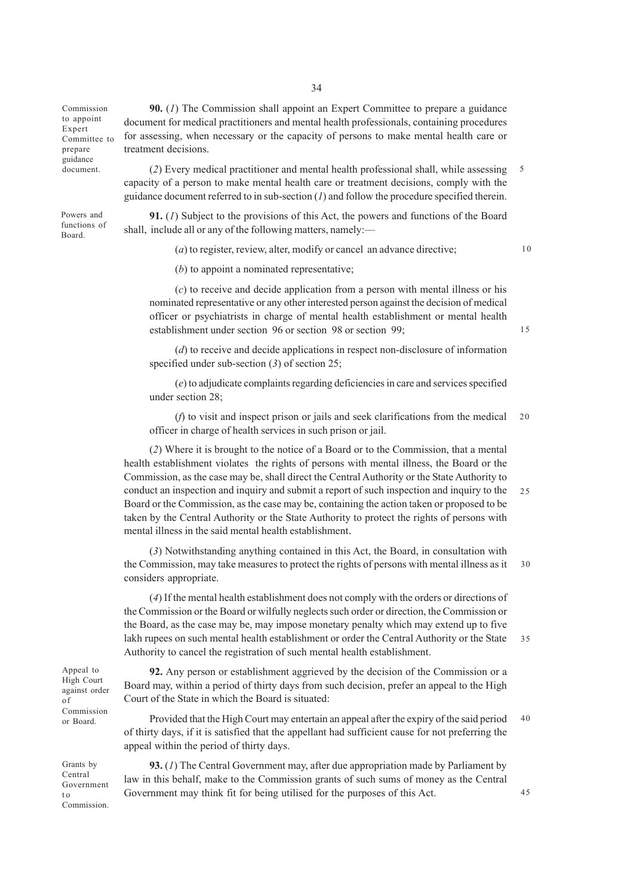**Commission to appoint Expert Committee to prepare guidance document.**

**90.** (*1*) The Commission shall appoint an Expert Committee to prepare a guidance document for medical practitioners and mental health professionals, containing procedures for assessing, when necessary or the capacity of persons to make mental health care or treatment decisions.

(*2*) Every medical practitioner and mental health professional shall, while assessing capacity of a person to make mental health care or treatment decisions, comply with the guidance document referred to in sub-section (*1*) and follow the procedure specified therein.

**Powers and functions of Board.**

**91.** (*1*) Subject to the provisions of this Act, the powers and functions of the Board shall, include all or any of the following matters, namely:—

(*a*) to register, review, alter, modify or cancel an advance directive;

(*b*) to appoint a nominated representative;

(*c*) to receive and decide application from a person with mental illness or his nominated representative or any other interested person against the decision of medical officer or psychiatrists in charge of mental health establishment or mental health establishment under section 96 or section 98 or section 99;

(*d*) to receive and decide applications in respect non-disclosure of information specified under sub-section (*3*) of section 25;

(*e*) to adjudicate complaints regarding deficiencies in care and services specified under section 28;

(*f*) to visit and inspect prison or jails and seek clarifications from the medical officer in charge of health services in such prison or jail.

(*2*) Where it is brought to the notice of a Board or to the Commission, that a mental health establishment violates the rights of persons with mental illness, the Board or the Commission, as the case may be, shall direct the Central Authority or the State Authority to conduct an inspection and inquiry and submit a report of such inspection and inquiry to the Board or the Commission, as the case may be, containing the action taken or proposed to be taken by the Central Authority or the State Authority to protect the rights of persons with mental illness in the said mental health establishment.

(*3*) Notwithstanding anything contained in this Act, the Board, in consultation with the Commission, may take measures to protect the rights of persons with mental illness as it considers appropriate.

(*4*) If the mental health establishment does not comply with the orders or directions of the Commission or the Board or wilfully neglects such order or direction, the Commission or the Board, as the case may be, may impose monetary penalty which may extend up to five lakh rupees on such mental health establishment or order the Central Authority or the State Authority to cancel the registration of such mental health establishment.

**Appeal to High Court against order of Commission or Board.**

**92.** Any person or establishment aggrieved by the decision of the Commission or a Board may, within a period of thirty days from such decision, prefer an appeal to the High Court of the State in which the Board is situated:

Provided that the High Court may entertain an appeal after the expiry of the said period of thirty days, if it is satisfied that the appellant had sufficient cause for not preferring the appeal within the period of thirty days.

**Grants by Central Government to Commission.**

**93.** (*1*) The Central Government may, after due appropriation made by Parliament by law in this behalf, make to the Commission grants of such sums of money as the Central Government may think fit for being utilised for the purposes of this Act.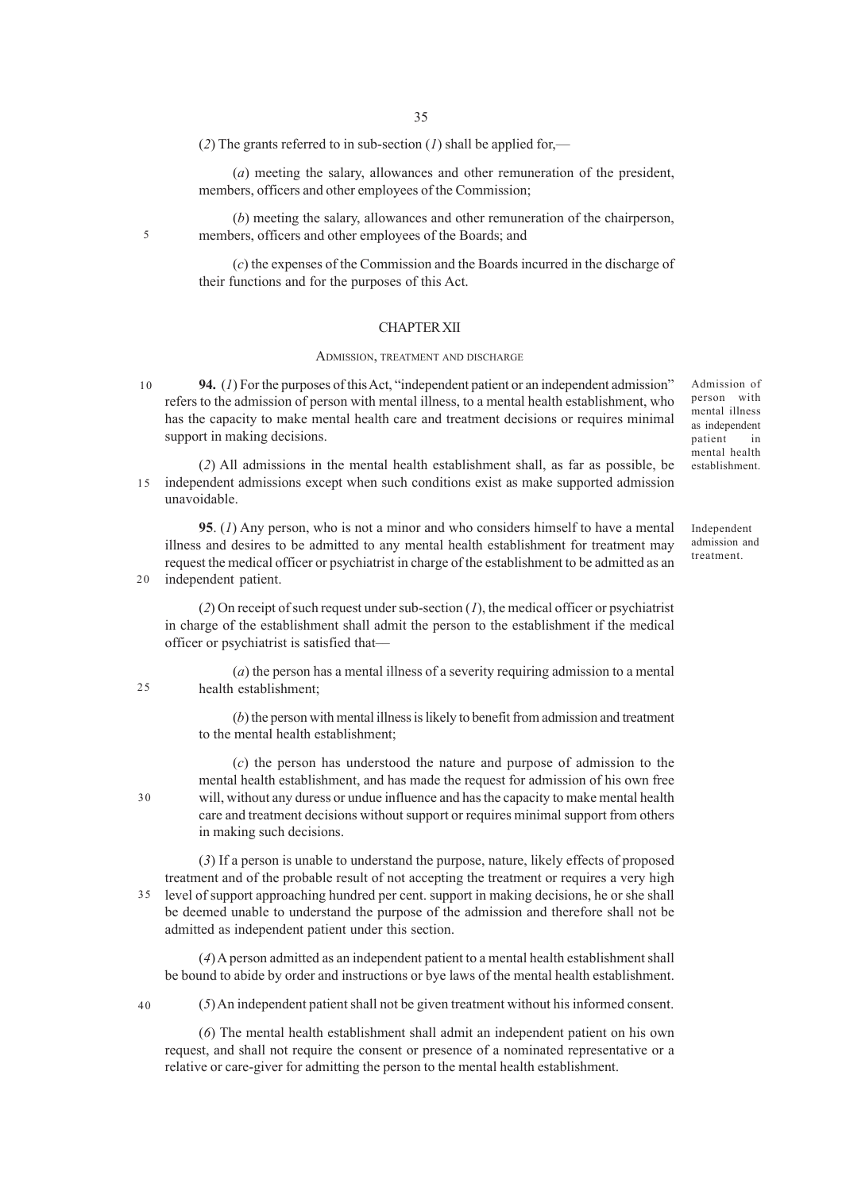(*2*) The grants referred to in sub-section (*1*) shall be applied for,—

(*a*) meeting the salary, allowances and other remuneration of the president, members, officers and other employees of the Commission;

(*b*) meeting the salary, allowances and other remuneration of the chairperson, members, officers and other employees of the Boards; and

(*c*) the expenses of the Commission and the Boards incurred in the discharge of their functions and for the purposes of this Act.

## CHAPTER XII

### ADMISSION, TREATMENT AND DISCHARGE

*Admission of person with mental illness as independent patient in mental health establishment.*

**94.** (*1*) For the purposes of this Act, "independent patient or an independent admission" refers to the admission of person with mental illness, to a mental health establishment, who has the capacity to make mental health care and treatment decisions or requires minimal support in making decisions.

(*2*) All admissions in the mental health establishment shall, as far as possible, be independent admissions except when such conditions exist as make supported admission unavoidable.

*Independent admission and treatment.*

**95**. (*1*) Any person, who is not a minor and who considers himself to have a mental illness and desires to be admitted to any mental health establishment for treatment may request the medical officer or psychiatrist in charge of the establishment to be admitted as an independent patient.

(*2*) On receipt of such request under sub-section (*1*), the medical officer or psychiatrist in charge of the establishment shall admit the person to the establishment if the medical officer or psychiatrist is satisfied that—

(*a*) the person has a mental illness of a severity requiring admission to a mental health establishment;

(*b*) the person with mental illness is likely to benefit from admission and treatment to the mental health establishment;

(*c*) the person has understood the nature and purpose of admission to the mental health establishment, and has made the request for admission of his own free will, without any duress or undue influence and has the capacity to make mental health care and treatment decisions without support or requires minimal support from others in making such decisions.

(*3*) If a person is unable to understand the purpose, nature, likely effects of proposed treatment and of the probable result of not accepting the treatment or requires a very high level of support approaching hundred per cent. support in making decisions, he or she shall be deemed unable to understand the purpose of the admission and therefore shall not be admitted as independent patient under this section.

(*4*) A person admitted as an independent patient to a mental health establishment shall be bound to abide by order and instructions or bye laws of the mental health establishment.

(*5*) An independent patient shall not be given treatment without his informed consent.

(*6*) The mental health establishment shall admit an independent patient on his own request, and shall not require the consent or presence of a nominated representative or a relative or care-giver for admitting the person to the mental health establishment.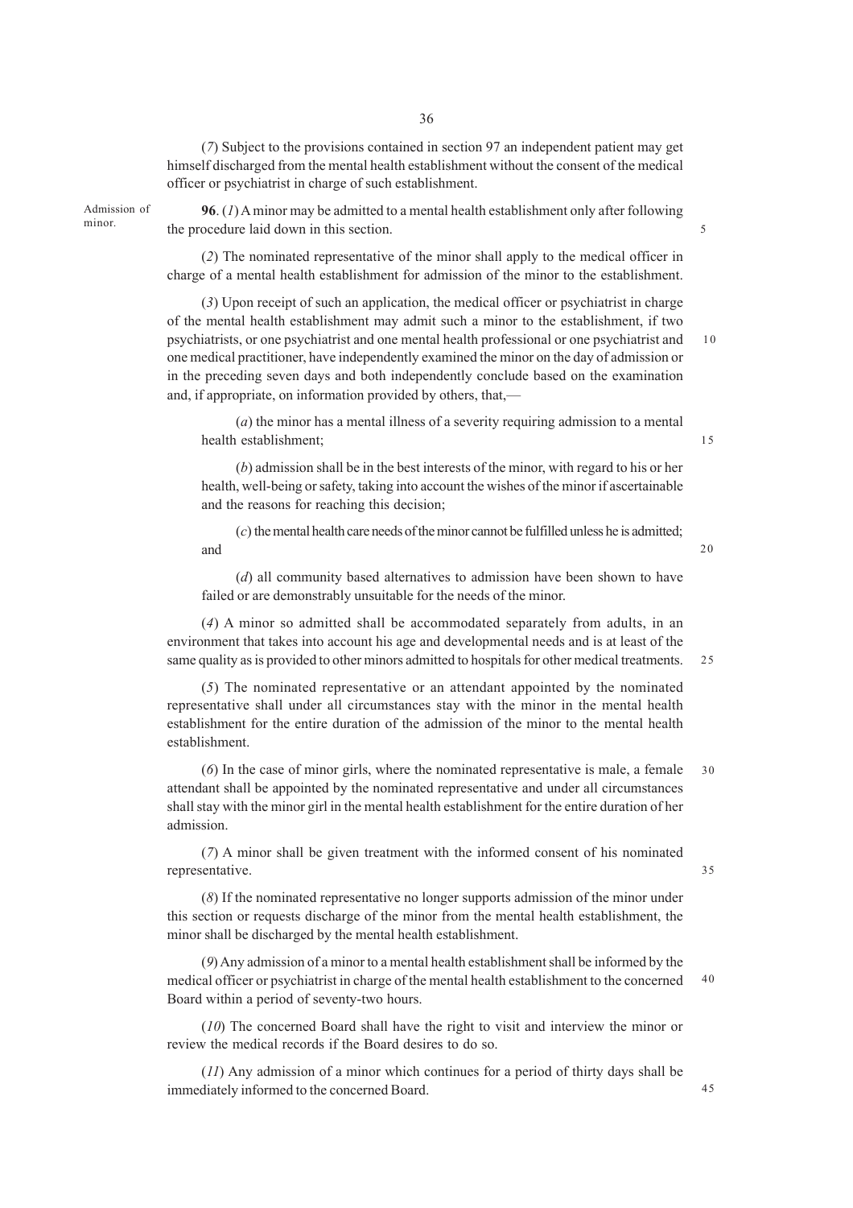(*7*) Subject to the provisions contained in section 97 an independent patient may get himself discharged from the mental health establishment without the consent of the medical officer or psychiatrist in charge of such establishment.

Admission of minor.

**96**. (*1*) A minor may be admitted to a mental health establishment only after following the procedure laid down in this section.

(*2*) The nominated representative of the minor shall apply to the medical officer in charge of a mental health establishment for admission of the minor to the establishment.

(*3*) Upon receipt of such an application, the medical officer or psychiatrist in charge of the mental health establishment may admit such a minor to the establishment, if two psychiatrists, or one psychiatrist and one mental health professional or one psychiatrist and one medical practitioner, have independently examined the minor on the day of admission or in the preceding seven days and both independently conclude based on the examination and, if appropriate, on information provided by others, that,—

(*a*) the minor has a mental illness of a severity requiring admission to a mental health establishment;

(*b*) admission shall be in the best interests of the minor, with regard to his or her health, well-being or safety, taking into account the wishes of the minor if ascertainable and the reasons for reaching this decision;

(*c*) the mental health care needs of the minor cannot be fulfilled unless he is admitted; and

(*d*) all community based alternatives to admission have been shown to have failed or are demonstrably unsuitable for the needs of the minor.

(*4*) A minor so admitted shall be accommodated separately from adults, in an environment that takes into account his age and developmental needs and is at least of the same quality as is provided to other minors admitted to hospitals for other medical treatments.

(*5*) The nominated representative or an attendant appointed by the nominated representative shall under all circumstances stay with the minor in the mental health establishment for the entire duration of the admission of the minor to the mental health establishment.

(*6*) In the case of minor girls, where the nominated representative is male, a female attendant shall be appointed by the nominated representative and under all circumstances shall stay with the minor girl in the mental health establishment for the entire duration of her admission.

(*7*) A minor shall be given treatment with the informed consent of his nominated representative.

(*8*) If the nominated representative no longer supports admission of the minor under this section or requests discharge of the minor from the mental health establishment, the minor shall be discharged by the mental health establishment.

(*9*) Any admission of a minor to a mental health establishment shall be informed by the medical officer or psychiatrist in charge of the mental health establishment to the concerned Board within a period of seventy-two hours.

(*10*) The concerned Board shall have the right to visit and interview the minor or review the medical records if the Board desires to do so.

(*11*) Any admission of a minor which continues for a period of thirty days shall be immediately informed to the concerned Board.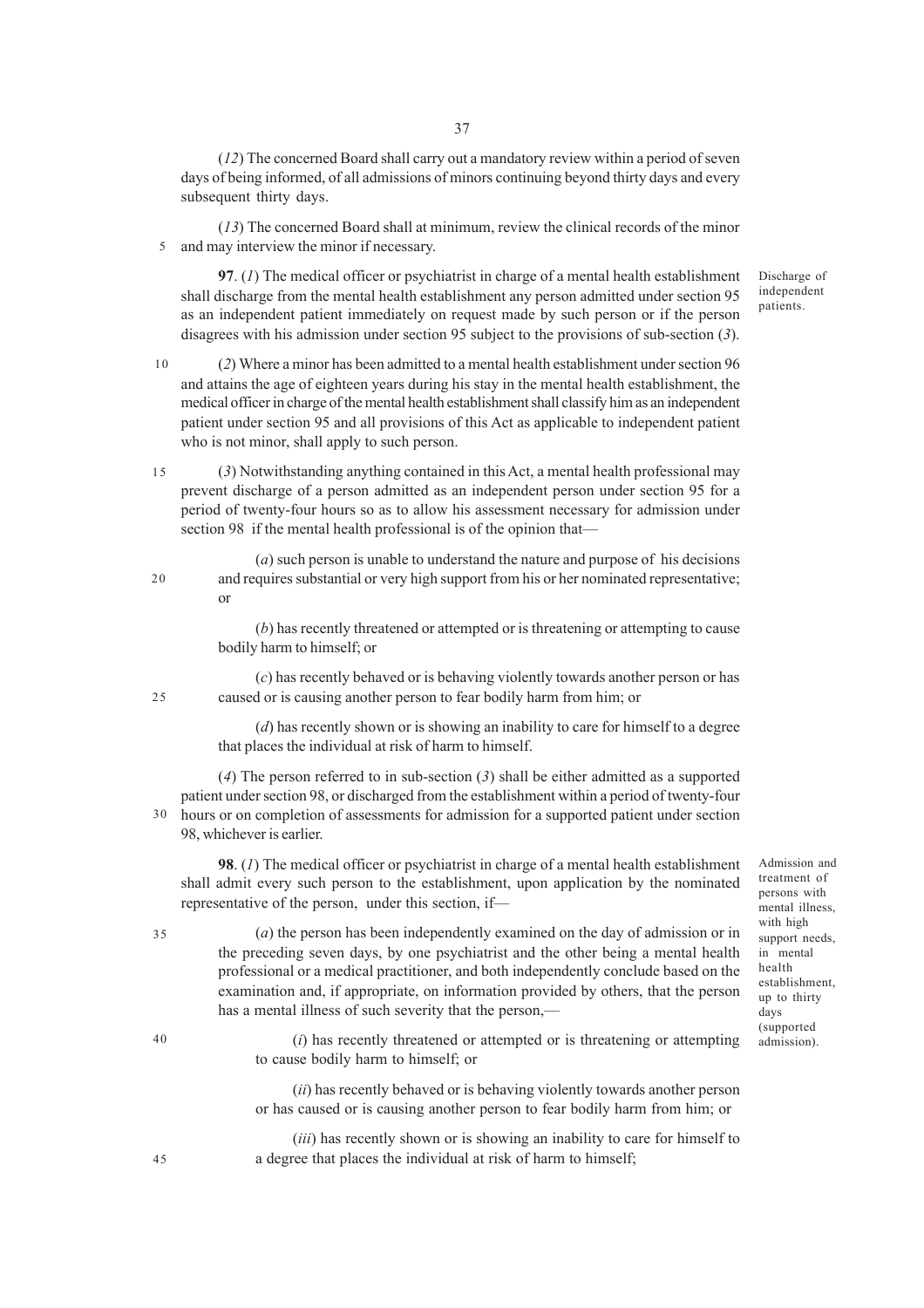(*12*) The concerned Board shall carry out a mandatory review within a period of seven days of being informed, of all admissions of minors continuing beyond thirty days and every subsequent thirty days.

(*13*) The concerned Board shall at minimum, review the clinical records of the minor and may interview the minor if necessary.

Discharge of independent patients.

**97**. (*1*) The medical officer or psychiatrist in charge of a mental health establishment shall discharge from the mental health establishment any person admitted under section 95 as an independent patient immediately on request made by such person or if the person disagrees with his admission under section 95 subject to the provisions of sub-section (*3*).

(*2*) Where a minor has been admitted to a mental health establishment under section 96 and attains the age of eighteen years during his stay in the mental health establishment, the medical officer in charge of the mental health establishment shall classify him as an independent patient under section 95 and all provisions of this Act as applicable to independent patient who is not minor, shall apply to such person.

(*3*) Notwithstanding anything contained in this Act, a mental health professional may prevent discharge of a person admitted as an independent person under section 95 for a period of twenty-four hours so as to allow his assessment necessary for admission under section 98 if the mental health professional is of the opinion that—

(*a*) such person is unable to understand the nature and purpose of his decisions and requires substantial or very high support from his or her nominated representative; or

(*b*) has recently threatened or attempted or is threatening or attempting to cause bodily harm to himself; or

(*c*) has recently behaved or is behaving violently towards another person or has caused or is causing another person to fear bodily harm from him; or

(*d*) has recently shown or is showing an inability to care for himself to a degree that places the individual at risk of harm to himself.

(*4*) The person referred to in sub-section (*3*) shall be either admitted as a supported patient under section 98, or discharged from the establishment within a period of twenty-four hours or on completion of assessments for admission for a supported patient under section 98, whichever is earlier.

Admission and treatment of persons with mental illness, with high support needs, in mental health establishment, up to thirty days (supported admission).

**98**. (*1*) The medical officer or psychiatrist in charge of a mental health establishment shall admit every such person to the establishment, upon application by the nominated representative of the person, under this section, if—

(*a*) the person has been independently examined on the day of admission or in the preceding seven days, by one psychiatrist and the other being a mental health professional or a medical practitioner, and both independently conclude based on the examination and, if appropriate, on information provided by others, that the person has a mental illness of such severity that the person,—

(*i*) has recently threatened or attempted or is threatening or attempting to cause bodily harm to himself; or

(*ii*) has recently behaved or is behaving violently towards another person or has caused or is causing another person to fear bodily harm from him; or

(*iii*) has recently shown or is showing an inability to care for himself to a degree that places the individual at risk of harm to himself;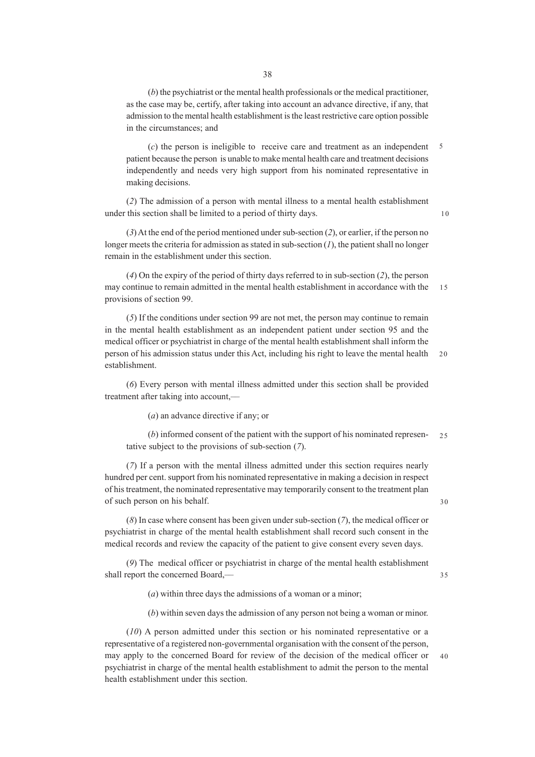(*b*) the psychiatrist or the mental health professionals or the medical practitioner, as the case may be, certify, after taking into account an advance directive, if any, that admission to the mental health establishment is the least restrictive care option possible in the circumstances; and

(*c*) the person is ineligible to receive care and treatment as an independent patient because the person is unable to make mental health care and treatment decisions independently and needs very high support from his nominated representative in making decisions.

(*2*) The admission of a person with mental illness to a mental health establishment under this section shall be limited to a period of thirty days.

(*3*) At the end of the period mentioned under sub-section (*2*), or earlier, if the person no longer meets the criteria for admission as stated in sub-section (*1*), the patient shall no longer remain in the establishment under this section.

(*4*) On the expiry of the period of thirty days referred to in sub-section (*2*), the person may continue to remain admitted in the mental health establishment in accordance with the provisions of section 99.

(*5*) If the conditions under section 99 are not met, the person may continue to remain in the mental health establishment as an independent patient under section 95 and the medical officer or psychiatrist in charge of the mental health establishment shall inform the person of his admission status under this Act, including his right to leave the mental health establishment.

(*6*) Every person with mental illness admitted under this section shall be provided treatment after taking into account,—

(*a*) an advance directive if any; or

(*b*) informed consent of the patient with the support of his nominated representative subject to the provisions of sub-section (*7*).

(*7*) If a person with the mental illness admitted under this section requires nearly hundred per cent. support from his nominated representative in making a decision in respect of his treatment, the nominated representative may temporarily consent to the treatment plan of such person on his behalf.

(*8*) In case where consent has been given under sub-section (*7*), the medical officer or psychiatrist in charge of the mental health establishment shall record such consent in the medical records and review the capacity of the patient to give consent every seven days.

(*9*) The medical officer or psychiatrist in charge of the mental health establishment shall report the concerned Board,—

(*a*) within three days the admissions of a woman or a minor;

(*b*) within seven days the admission of any person not being a woman or minor.

(*10*) A person admitted under this section or his nominated representative or a representative of a registered non-governmental organisation with the consent of the person, may apply to the concerned Board for review of the decision of the medical officer or psychiatrist in charge of the mental health establishment to admit the person to the mental health establishment under this section.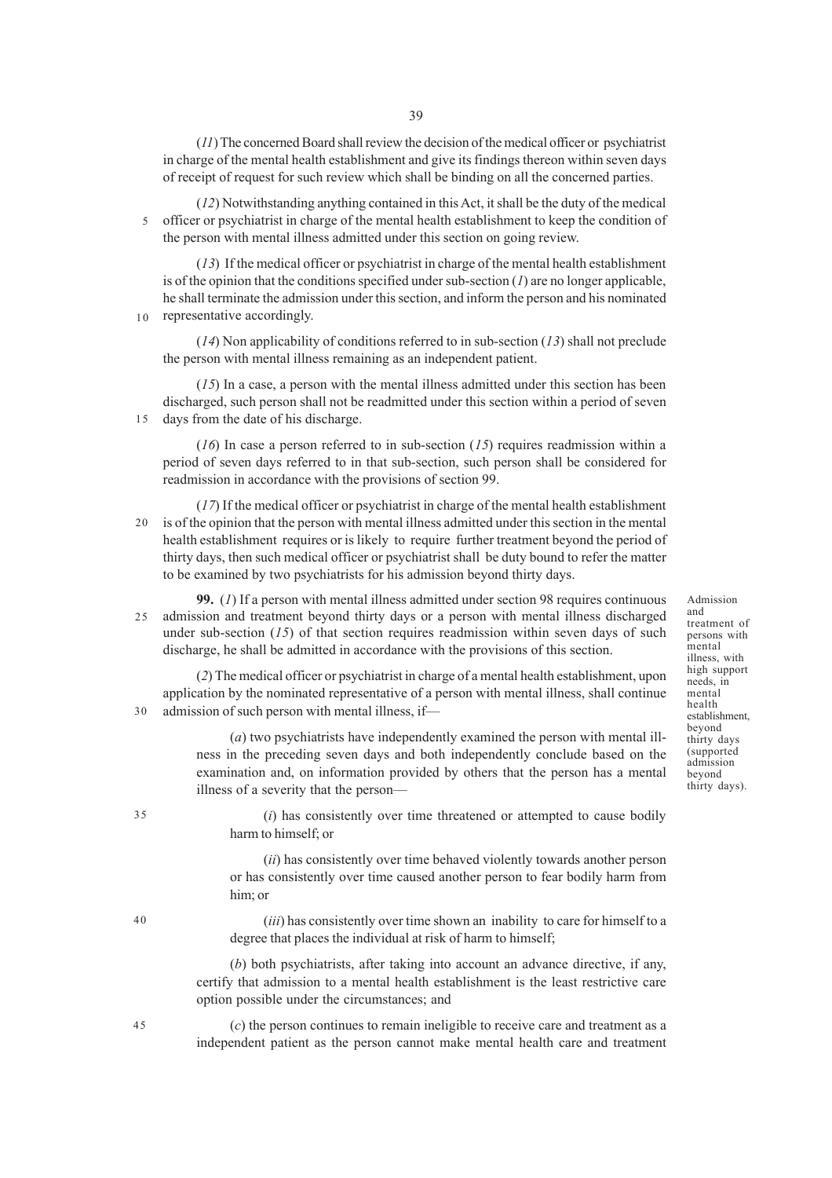(*11*) The concerned Board shall review the decision of the medical officer or psychiatrist in charge of the mental health establishment and give its findings thereon within seven days of receipt of request for such review which shall be binding on all the concerned parties.

(*12*) Notwithstanding anything contained in this Act, it shall be the duty of the medical officer or psychiatrist in charge of the mental health establishment to keep the condition of the person with mental illness admitted under this section on going review.

(*13*) If the medical officer or psychiatrist in charge of the mental health establishment is of the opinion that the conditions specified under sub-section (*1*) are no longer applicable, he shall terminate the admission under this section, and inform the person and his nominated representative accordingly.

(*14*) Non applicability of conditions referred to in sub-section (*13*) shall not preclude the person with mental illness remaining as an independent patient.

(*15*) In a case, a person with the mental illness admitted under this section has been discharged, such person shall not be readmitted under this section within a period of seven days from the date of his discharge.

(*16*) In case a person referred to in sub-section (*15*) requires readmission within a period of seven days referred to in that sub-section, such person shall be considered for readmission in accordance with the provisions of section 99.

(*17*) If the medical officer or psychiatrist in charge of the mental health establishment is of the opinion that the person with mental illness admitted under this section in the mental health establishment requires or is likely to require further treatment beyond the period of thirty days, then such medical officer or psychiatrist shall be duty bound to refer the matter to be examined by two psychiatrists for his admission beyond thirty days.

Admission and treatment of persons with mental illness, with high support needs, in mental health establishment, beyond thirty days (supported admission beyond thirty days).

**99.** (*1*) If a person with mental illness admitted under section 98 requires continuous admission and treatment beyond thirty days or a person with mental illness discharged under sub-section (*15*) of that section requires readmission within seven days of such discharge, he shall be admitted in accordance with the provisions of this section.

(*2*) The medical officer or psychiatrist in charge of a mental health establishment, upon application by the nominated representative of a person with mental illness, shall continue admission of such person with mental illness, if—

(*a*) two psychiatrists have independently examined the person with mental illness in the preceding seven days and both independently conclude based on the examination and, on information provided by others that the person has a mental illness of a severity that the person—

(*i*) has consistently over time threatened or attempted to cause bodily harm to himself; or

(*ii*) has consistently over time behaved violently towards another person or has consistently over time caused another person to fear bodily harm from him; or

(*iii*) has consistently over time shown an inability to care for himself to a degree that places the individual at risk of harm to himself;

(*b*) both psychiatrists, after taking into account an advance directive, if any, certify that admission to a mental health establishment is the least restrictive care option possible under the circumstances; and

(*c*) the person continues to remain ineligible to receive care and treatment as a independent patient as the person cannot make mental health care and treatment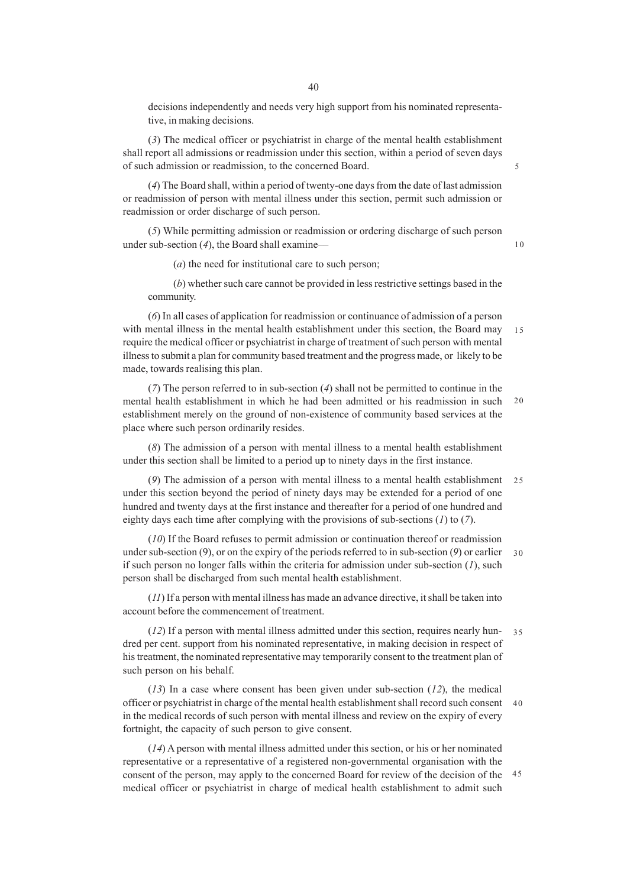decisions independently and needs very high support from his nominated representative, in making decisions.

(*3*) The medical officer or psychiatrist in charge of the mental health establishment shall report all admissions or readmission under this section, within a period of seven days of such admission or readmission, to the concerned Board.

(*4*) The Board shall, within a period of twenty-one days from the date of last admission or readmission of person with mental illness under this section, permit such admission or readmission or order discharge of such person.

(*5*) While permitting admission or readmission or ordering discharge of such person under sub-section (*4*), the Board shall examine—

(*a*) the need for institutional care to such person;

(*b*) whether such care cannot be provided in less restrictive settings based in the community.

(*6*) In all cases of application for readmission or continuance of admission of a person with mental illness in the mental health establishment under this section, the Board may require the medical officer or psychiatrist in charge of treatment of such person with mental illness to submit a plan for community based treatment and the progress made, or likely to be made, towards realising this plan.

(*7*) The person referred to in sub-section (*4*) shall not be permitted to continue in the mental health establishment in which he had been admitted or his readmission in such establishment merely on the ground of non-existence of community based services at the place where such person ordinarily resides.

(*8*) The admission of a person with mental illness to a mental health establishment under this section shall be limited to a period up to ninety days in the first instance.

(*9*) The admission of a person with mental illness to a mental health establishment under this section beyond the period of ninety days may be extended for a period of one hundred and twenty days at the first instance and thereafter for a period of one hundred and eighty days each time after complying with the provisions of sub-sections (*1*) to (*7*).

(*10*) If the Board refuses to permit admission or continuation thereof or readmission under sub-section (9), or on the expiry of the periods referred to in sub-section (*9*) or earlier if such person no longer falls within the criteria for admission under sub-section (*1*), such person shall be discharged from such mental health establishment.

(*11*) If a person with mental illness has made an advance directive, it shall be taken into account before the commencement of treatment.

(*12*) If a person with mental illness admitted under this section, requires nearly hundred per cent. support from his nominated representative, in making decision in respect of his treatment, the nominated representative may temporarily consent to the treatment plan of such person on his behalf.

(*13*) In a case where consent has been given under sub-section (*12*), the medical officer or psychiatrist in charge of the mental health establishment shall record such consent in the medical records of such person with mental illness and review on the expiry of every fortnight, the capacity of such person to give consent.

(*14*) A person with mental illness admitted under this section, or his or her nominated representative or a representative of a registered non-governmental organisation with the consent of the person, may apply to the concerned Board for review of the decision of the medical officer or psychiatrist in charge of medical health establishment to admit such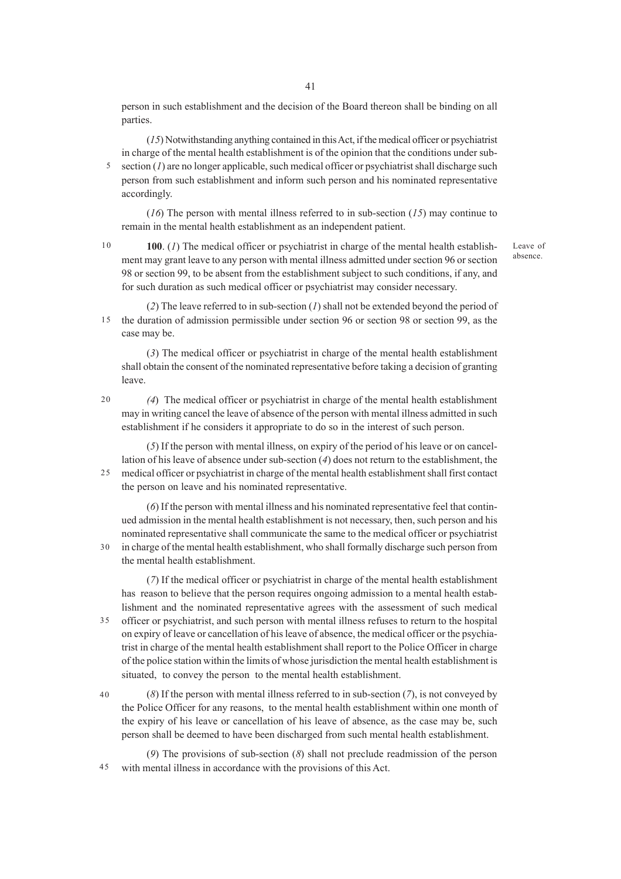person in such establishment and the decision of the Board thereon shall be binding on all parties.

(*15*) Notwithstanding anything contained in this Act, if the medical officer or psychiatrist in charge of the mental health establishment is of the opinion that the conditions under sub-section (*1*) are no longer applicable, such medical officer or psychiatrist shall discharge such person from such establishment and inform such person and his nominated representative accordingly.

(*16*) The person with mental illness referred to in sub-section (*15*) may continue to remain in the mental health establishment as an independent patient.

Leave of absence.

**100**. (*1*) The medical officer or psychiatrist in charge of the mental health establishment may grant leave to any person with mental illness admitted under section 96 or section 98 or section 99, to be absent from the establishment subject to such conditions, if any, and for such duration as such medical officer or psychiatrist may consider necessary.

(*2*) The leave referred to in sub-section (*1*) shall not be extended beyond the period of the duration of admission permissible under section 96 or section 98 or section 99, as the case may be.

(*3*) The medical officer or psychiatrist in charge of the mental health establishment shall obtain the consent of the nominated representative before taking a decision of granting leave.

*(4*) The medical officer or psychiatrist in charge of the mental health establishment may in writing cancel the leave of absence of the person with mental illness admitted in such establishment if he considers it appropriate to do so in the interest of such person.

(*5*) If the person with mental illness, on expiry of the period of his leave or on cancellation of his leave of absence under sub-section (*4*) does not return to the establishment, the medical officer or psychiatrist in charge of the mental health establishment shall first contact the person on leave and his nominated representative.

(*6*) If the person with mental illness and his nominated representative feel that continued admission in the mental health establishment is not necessary, then, such person and his nominated representative shall communicate the same to the medical officer or psychiatrist in charge of the mental health establishment, who shall formally discharge such person from the mental health establishment.

(*7*) If the medical officer or psychiatrist in charge of the mental health establishment has reason to believe that the person requires ongoing admission to a mental health establishment and the nominated representative agrees with the assessment of such medical officer or psychiatrist, and such person with mental illness refuses to return to the hospital on expiry of leave or cancellation of his leave of absence, the medical officer or the psychiatrist in charge of the mental health establishment shall report to the Police Officer in charge of the police station within the limits of whose jurisdiction the mental health establishment is situated, to convey the person to the mental health establishment.

(*8*) If the person with mental illness referred to in sub-section (*7*), is not conveyed by the Police Officer for any reasons, to the mental health establishment within one month of the expiry of his leave or cancellation of his leave of absence, as the case may be, such person shall be deemed to have been discharged from such mental health establishment.

(*9*) The provisions of sub-section (*8*) shall not preclude readmission of the person with mental illness in accordance with the provisions of this Act.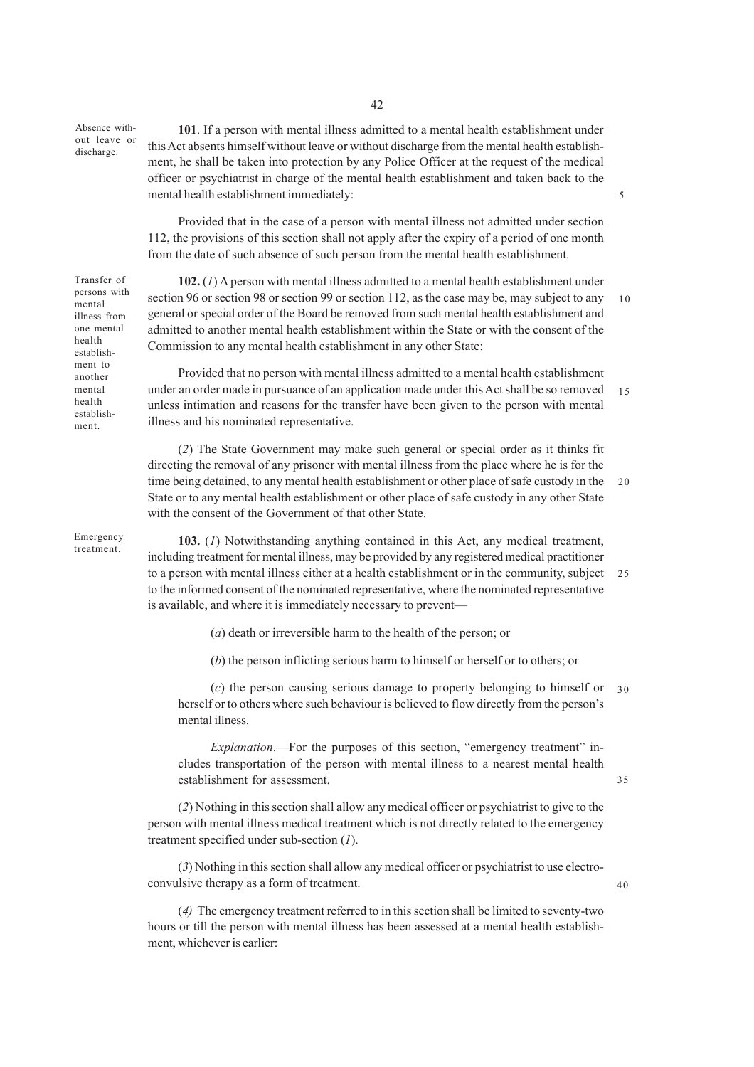**Absence without leave or discharge.**

**101**. If a person with mental illness admitted to a mental health establishment under this Act absents himself without leave or without discharge from the mental health establishment, he shall be taken into protection by any Police Officer at the request of the medical officer or psychiatrist in charge of the mental health establishment and taken back to the mental health establishment immediately:

Provided that in the case of a person with mental illness not admitted under section 112, the provisions of this section shall not apply after the expiry of a period of one month from the date of such absence of such person from the mental health establishment.

**Transfer of persons with mental illness from one mental health establishment to another mental health establishment.**

**102.** (*1*) A person with mental illness admitted to a mental health establishment under section 96 or section 98 or section 99 or section 112, as the case may be, may subject to any general or special order of the Board be removed from such mental health establishment and admitted to another mental health establishment within the State or with the consent of the Commission to any mental health establishment in any other State:

Provided that no person with mental illness admitted to a mental health establishment under an order made in pursuance of an application made under this Act shall be so removed unless intimation and reasons for the transfer have been given to the person with mental illness and his nominated representative.

(*2*) The State Government may make such general or special order as it thinks fit directing the removal of any prisoner with mental illness from the place where he is for the time being detained, to any mental health establishment or other place of safe custody in the State or to any mental health establishment or other place of safe custody in any other State with the consent of the Government of that other State.

**Emergency treatment.**

**103.** (*1*) Notwithstanding anything contained in this Act, any medical treatment, including treatment for mental illness, may be provided by any registered medical practitioner to a person with mental illness either at a health establishment or in the community, subject to the informed consent of the nominated representative, where the nominated representative is available, and where it is immediately necessary to prevent—

(*a*) death or irreversible harm to the health of the person; or

(*b*) the person inflicting serious harm to himself or herself or to others; or

(*c*) the person causing serious damage to property belonging to himself or herself or to others where such behaviour is believed to flow directly from the person's mental illness.

*Explanation*.—For the purposes of this section, "emergency treatment" includes transportation of the person with mental illness to a nearest mental health establishment for assessment.

(*2*) Nothing in this section shall allow any medical officer or psychiatrist to give to the person with mental illness medical treatment which is not directly related to the emergency treatment specified under sub-section (*1*).

(*3*) Nothing in this section shall allow any medical officer or psychiatrist to use electro-convulsive therapy as a form of treatment.

(*4*) The emergency treatment referred to in this section shall be limited to seventy-two hours or till the person with mental illness has been assessed at a mental health establishment, whichever is earlier: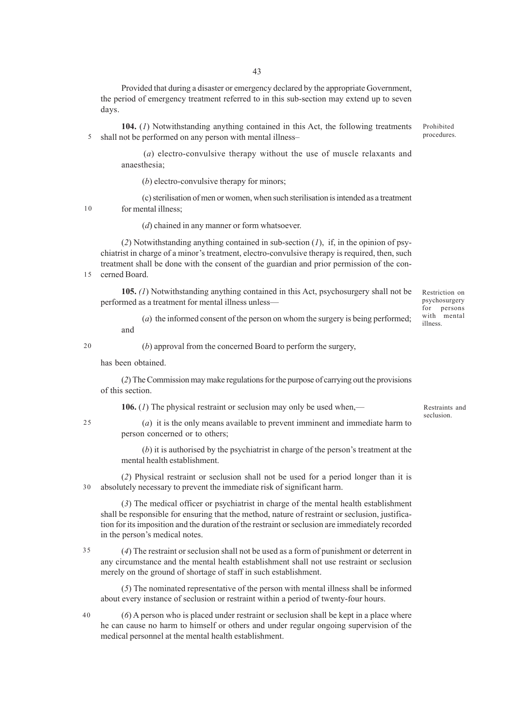Provided that during a disaster or emergency declared by the appropriate Government, the period of emergency treatment referred to in this sub-section may extend up to seven days.

Prohibited procedures.

**104.** (*1*) Notwithstanding anything contained in this Act, the following treatments shall not be performed on any person with mental illness–

(*a*) electro-convulsive therapy without the use of muscle relaxants and anaesthesia;

(*b*) electro-convulsive therapy for minors;

(c) sterilisation of men or women, when such sterilisation is intended as a treatment for mental illness;

(*d*) chained in any manner or form whatsoever.

(*2*) Notwithstanding anything contained in sub-section (*1*), if, in the opinion of psychiatrist in charge of a minor's treatment, electro-convulsive therapy is required, then, such treatment shall be done with the consent of the guardian and prior permission of the concerned Board.

Restriction on psychosurgery for persons with mental illness.

**105.** *(1*) Notwithstanding anything contained in this Act, psychosurgery shall not be performed as a treatment for mental illness unless—

(*a*) the informed consent of the person on whom the surgery is being performed; and

(*b*) approval from the concerned Board to perform the surgery,

has been obtained.

(*2*) The Commission may make regulations for the purpose of carrying out the provisions of this section.

Restraints and seclusion.

**106.** (*1*) The physical restraint or seclusion may only be used when,—

(*a*) it is the only means available to prevent imminent and immediate harm to person concerned or to others;

(*b*) it is authorised by the psychiatrist in charge of the person's treatment at the mental health establishment.

(*2*) Physical restraint or seclusion shall not be used for a period longer than it is absolutely necessary to prevent the immediate risk of significant harm.

(*3*) The medical officer or psychiatrist in charge of the mental health establishment shall be responsible for ensuring that the method, nature of restraint or seclusion, justification for its imposition and the duration of the restraint or seclusion are immediately recorded in the person's medical notes.

(*4*) The restraint or seclusion shall not be used as a form of punishment or deterrent in any circumstance and the mental health establishment shall not use restraint or seclusion merely on the ground of shortage of staff in such establishment.

(*5*) The nominated representative of the person with mental illness shall be informed about every instance of seclusion or restraint within a period of twenty-four hours.

(*6*) A person who is placed under restraint or seclusion shall be kept in a place where he can cause no harm to himself or others and under regular ongoing supervision of the medical personnel at the mental health establishment.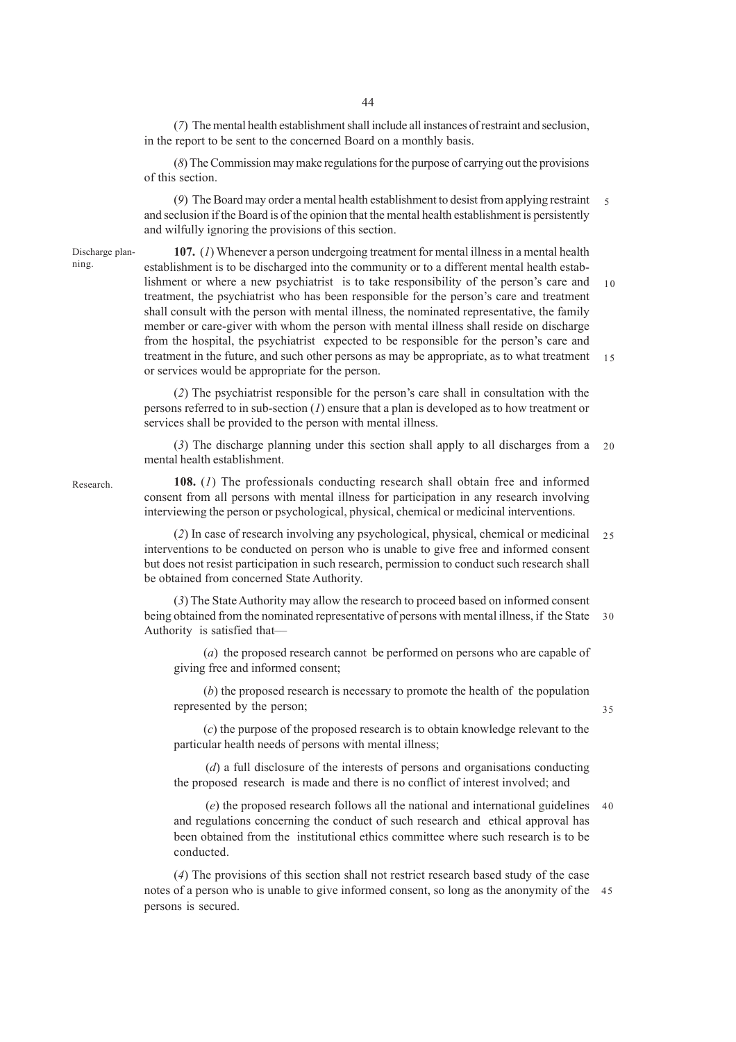(*7*) The mental health establishment shall include all instances of restraint and seclusion, in the report to be sent to the concerned Board on a monthly basis.

(*8*) The Commission may make regulations for the purpose of carrying out the provisions of this section.

(*9*) The Board may order a mental health establishment to desist from applying restraint and seclusion if the Board is of the opinion that the mental health establishment is persistently and wilfully ignoring the provisions of this section.

Discharge planning.

**107.** (*1*) Whenever a person undergoing treatment for mental illness in a mental health establishment is to be discharged into the community or to a different mental health establishment or where a new psychiatrist is to take responsibility of the person's care and treatment, the psychiatrist who has been responsible for the person's care and treatment shall consult with the person with mental illness, the nominated representative, the family member or care-giver with whom the person with mental illness shall reside on discharge from the hospital, the psychiatrist expected to be responsible for the person's care and treatment in the future, and such other persons as may be appropriate, as to what treatment or services would be appropriate for the person.

(*2*) The psychiatrist responsible for the person's care shall in consultation with the persons referred to in sub-section (*1*) ensure that a plan is developed as to how treatment or services shall be provided to the person with mental illness.

(*3*) The discharge planning under this section shall apply to all discharges from a mental health establishment.

Research.

**108.** (*1*) The professionals conducting research shall obtain free and informed consent from all persons with mental illness for participation in any research involving interviewing the person or psychological, physical, chemical or medicinal interventions.

(*2*) In case of research involving any psychological, physical, chemical or medicinal interventions to be conducted on person who is unable to give free and informed consent but does not resist participation in such research, permission to conduct such research shall be obtained from concerned State Authority.

(*3*) The State Authority may allow the research to proceed based on informed consent being obtained from the nominated representative of persons with mental illness, if the State Authority is satisfied that—

(*a*) the proposed research cannot be performed on persons who are capable of giving free and informed consent;

(*b*) the proposed research is necessary to promote the health of the population represented by the person;

(*c*) the purpose of the proposed research is to obtain knowledge relevant to the particular health needs of persons with mental illness;

(*d*) a full disclosure of the interests of persons and organisations conducting the proposed research is made and there is no conflict of interest involved; and

(*e*) the proposed research follows all the national and international guidelines and regulations concerning the conduct of such research and ethical approval has been obtained from the institutional ethics committee where such research is to be conducted.

(*4*) The provisions of this section shall not restrict research based study of the case notes of a person who is unable to give informed consent, so long as the anonymity of the persons is secured.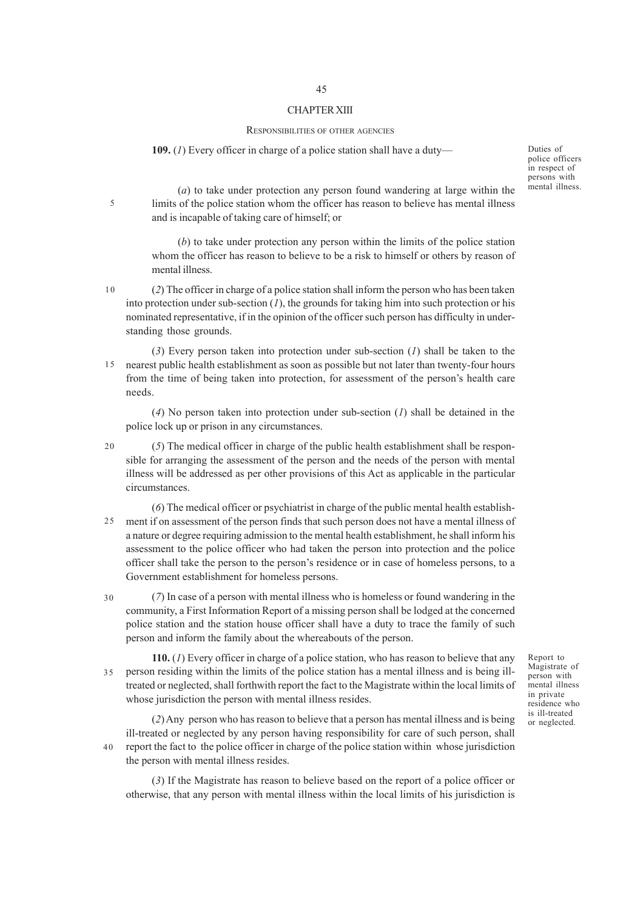## CHAPTER XIII

### RESPONSIBILITIES OF OTHER AGENCIES

*Duties of police officers in respect of persons with mental illness.*

**109.** (*1*) Every officer in charge of a police station shall have a duty—

(*a*) to take under protection any person found wandering at large within the limits of the police station whom the officer has reason to believe has mental illness and is incapable of taking care of himself; or

(*b*) to take under protection any person within the limits of the police station whom the officer has reason to believe to be a risk to himself or others by reason of mental illness.

(*2*) The officer in charge of a police station shall inform the person who has been taken into protection under sub-section (*1*), the grounds for taking him into such protection or his nominated representative, if in the opinion of the officer such person has difficulty in understanding those grounds.

(*3*) Every person taken into protection under sub-section (*1*) shall be taken to the nearest public health establishment as soon as possible but not later than twenty-four hours from the time of being taken into protection, for assessment of the person's health care needs.

(*4*) No person taken into protection under sub-section (*1*) shall be detained in the police lock up or prison in any circumstances.

(*5*) The medical officer in charge of the public health establishment shall be responsible for arranging the assessment of the person and the needs of the person with mental illness will be addressed as per other provisions of this Act as applicable in the particular circumstances.

(*6*) The medical officer or psychiatrist in charge of the public mental health establishment if on assessment of the person finds that such person does not have a mental illness of a nature or degree requiring admission to the mental health establishment, he shall inform his assessment to the police officer who had taken the person into protection and the police officer shall take the person to the person's residence or in case of homeless persons, to a Government establishment for homeless persons.

(*7*) In case of a person with mental illness who is homeless or found wandering in the community, a First Information Report of a missing person shall be lodged at the concerned police station and the station house officer shall have a duty to trace the family of such person and inform the family about the whereabouts of the person.

*Report to Magistrate of person with mental illness in private residence who is ill-treated or neglected.*

**110.** (*1*) Every officer in charge of a police station, who has reason to believe that any person residing within the limits of the police station has a mental illness and is being ill-treated or neglected, shall forthwith report the fact to the Magistrate within the local limits of whose jurisdiction the person with mental illness resides.

(*2*) Any person who has reason to believe that a person has mental illness and is being ill-treated or neglected by any person having responsibility for care of such person, shall report the fact to the police officer in charge of the police station within whose jurisdiction the person with mental illness resides.

(*3*) If the Magistrate has reason to believe based on the report of a police officer or otherwise, that any person with mental illness within the local limits of his jurisdiction is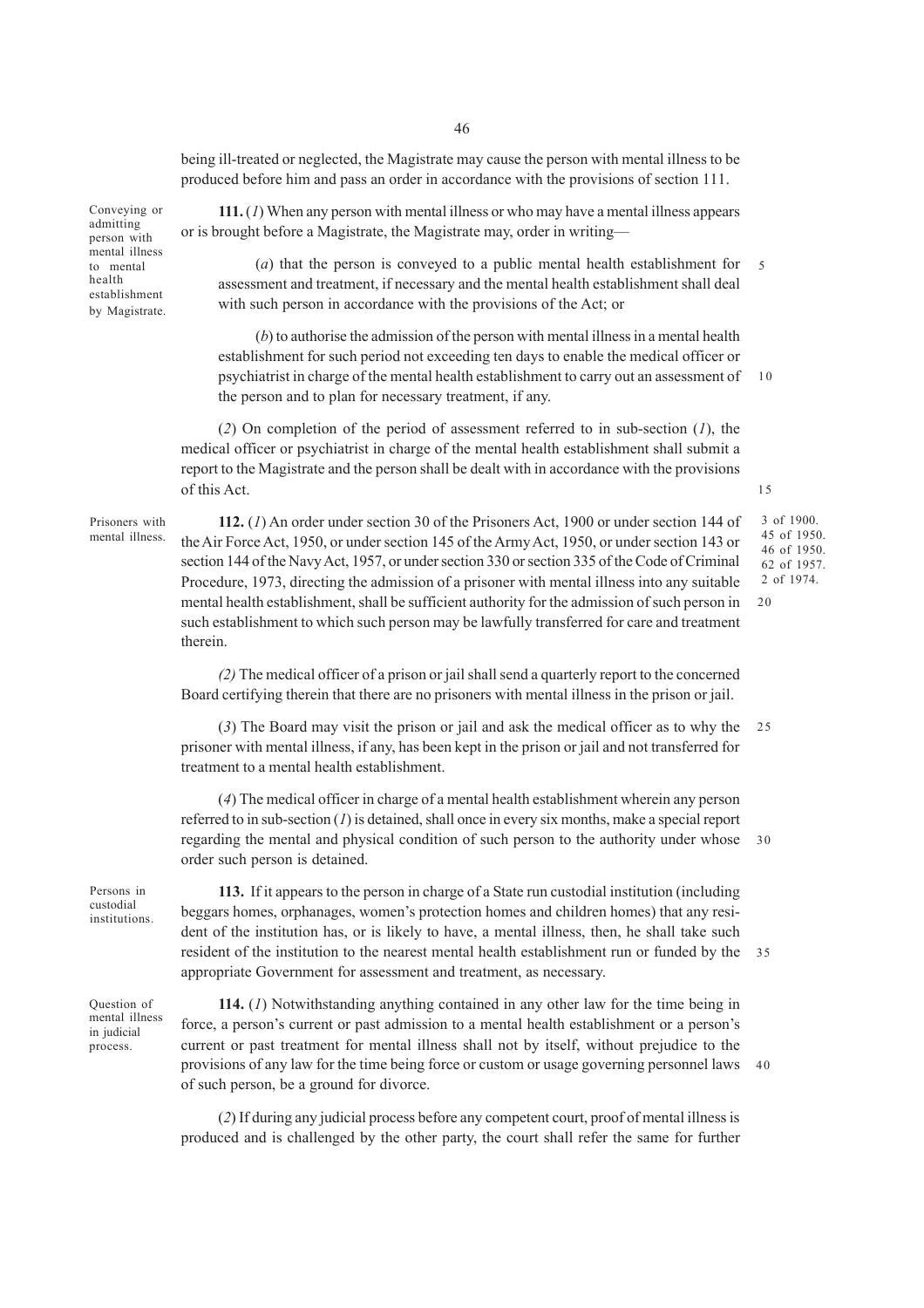being ill-treated or neglected, the Magistrate may cause the person with mental illness to be produced before him and pass an order in accordance with the provisions of section 111.

*Conveying or admitting person with mental illness to mental health establishment by Magistrate.*

**111.** (*1*) When any person with mental illness or who may have a mental illness appears or is brought before a Magistrate, the Magistrate may, order in writing—

(*a*) that the person is conveyed to a public mental health establishment for assessment and treatment, if necessary and the mental health establishment shall deal with such person in accordance with the provisions of the Act; or

(*b*) to authorise the admission of the person with mental illness in a mental health establishment for such period not exceeding ten days to enable the medical officer or psychiatrist in charge of the mental health establishment to carry out an assessment of the person and to plan for necessary treatment, if any.

(*2*) On completion of the period of assessment referred to in sub-section (*1*), the medical officer or psychiatrist in charge of the mental health establishment shall submit a report to the Magistrate and the person shall be dealt with in accordance with the provisions of this Act.

*Prisoners with mental illness.*

**112.** (*1*) An order under section 30 of the Prisoners Act, 1900 or under section 144 of the Air Force Act, 1950, or under section 145 of the Army Act, 1950, or under section 143 or section 144 of the Navy Act, 1957, or under section 330 or section 335 of the Code of Criminal Procedure, 1973, directing the admission of a prisoner with mental illness into any suitable mental health establishment, shall be sufficient authority for the admission of such person in such establishment to which such person may be lawfully transferred for care and treatment therein.

*3 of 1900. 45 of 1950. 46 of 1950. 62 of 1957. 2 of 1974.*

*(2)* The medical officer of a prison or jail shall send a quarterly report to the concerned Board certifying therein that there are no prisoners with mental illness in the prison or jail.

(*3*) The Board may visit the prison or jail and ask the medical officer as to why the prisoner with mental illness, if any, has been kept in the prison or jail and not transferred for treatment to a mental health establishment.

(*4*) The medical officer in charge of a mental health establishment wherein any person referred to in sub-section (*1*) is detained, shall once in every six months, make a special report regarding the mental and physical condition of such person to the authority under whose order such person is detained.

*Persons in custodial institutions.*

**113.** If it appears to the person in charge of a State run custodial institution (including beggars homes, orphanages, women's protection homes and children homes) that any resident of the institution has, or is likely to have, a mental illness, then, he shall take such resident of the institution to the nearest mental health establishment run or funded by the appropriate Government for assessment and treatment, as necessary.

*Question of mental illness in judicial process.*

**114.** (*1*) Notwithstanding anything contained in any other law for the time being in force, a person's current or past admission to a mental health establishment or a person's current or past treatment for mental illness shall not by itself, without prejudice to the provisions of any law for the time being force or custom or usage governing personnel laws of such person, be a ground for divorce.

(*2*) If during any judicial process before any competent court, proof of mental illness is produced and is challenged by the other party, the court shall refer the same for further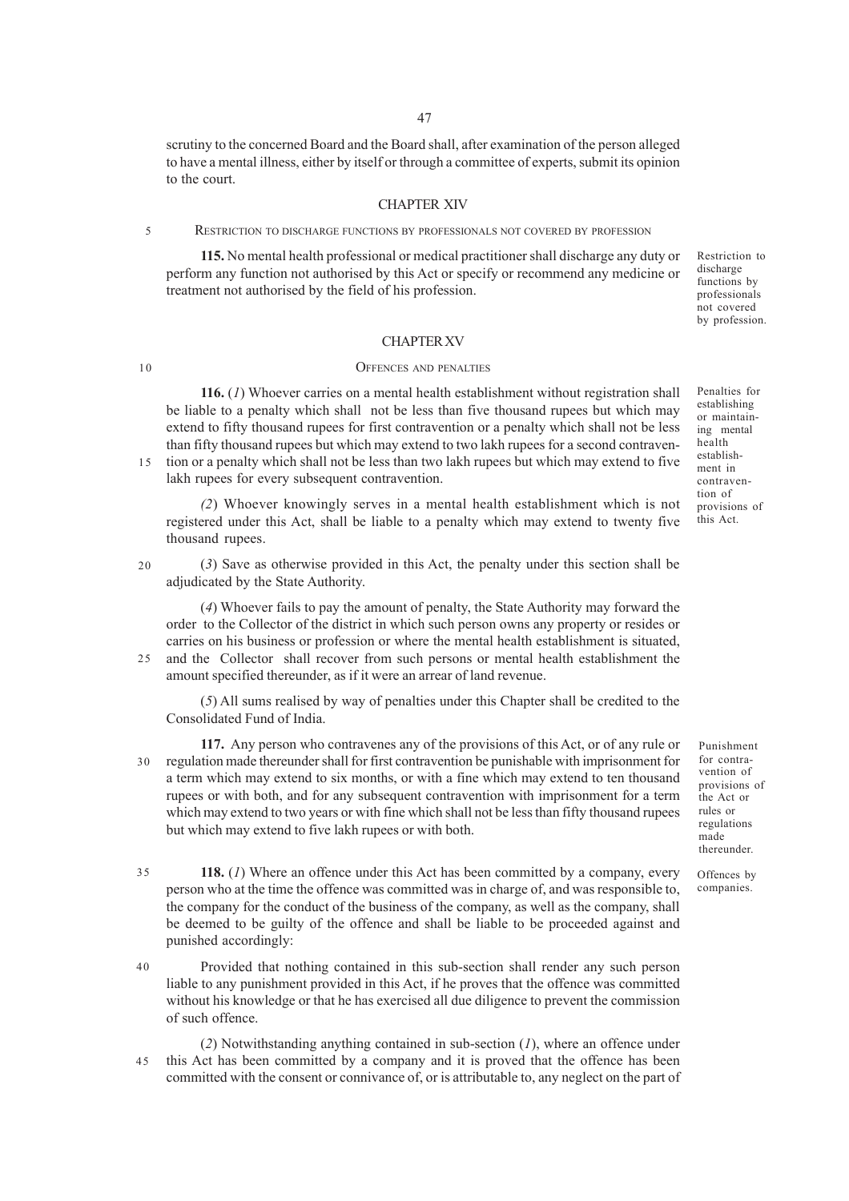scrutiny to the concerned Board and the Board shall, after examination of the person alleged to have a mental illness, either by itself or through a committee of experts, submit its opinion to the court.

## CHAPTER XIV

### RESTRICTION TO DISCHARGE FUNCTIONS BY PROFESSIONALS NOT COVERED BY PROFESSION

Restriction to discharge functions by professionals not covered by profession.

**115.** No mental health professional or medical practitioner shall discharge any duty or perform any function not authorised by this Act or specify or recommend any medicine or treatment not authorised by the field of his profession.

## CHAPTER XV

### OFFENCES AND PENALTIES

Penalties for establishing or maintaining mental health establishment in contravention of provisions of this Act.

**116.** (*1*) Whoever carries on a mental health establishment without registration shall be liable to a penalty which shall not be less than five thousand rupees but which may extend to fifty thousand rupees for first contravention or a penalty which shall not be less than fifty thousand rupees but which may extend to two lakh rupees for a second contravention or a penalty which shall not be less than two lakh rupees but which may extend to five lakh rupees for every subsequent contravention.

(*2*) Whoever knowingly serves in a mental health establishment which is not registered under this Act, shall be liable to a penalty which may extend to twenty five thousand rupees.

(*3*) Save as otherwise provided in this Act, the penalty under this section shall be adjudicated by the State Authority.

(*4*) Whoever fails to pay the amount of penalty, the State Authority may forward the order to the Collector of the district in which such person owns any property or resides or carries on his business or profession or where the mental health establishment is situated, and the Collector shall recover from such persons or mental health establishment the amount specified thereunder, as if it were an arrear of land revenue.

(*5*) All sums realised by way of penalties under this Chapter shall be credited to the Consolidated Fund of India.

Punishment for contravention of provisions of the Act or rules or regulations made thereunder.

**117.** Any person who contravenes any of the provisions of this Act, or of any rule or regulation made thereunder shall for first contravention be punishable with imprisonment for a term which may extend to six months, or with a fine which may extend to ten thousand rupees or with both, and for any subsequent contravention with imprisonment for a term which may extend to two years or with fine which shall not be less than fifty thousand rupees but which may extend to five lakh rupees or with both.

Offences by companies.

**118.** (*1*) Where an offence under this Act has been committed by a company, every person who at the time the offence was committed was in charge of, and was responsible to, the company for the conduct of the business of the company, as well as the company, shall be deemed to be guilty of the offence and shall be liable to be proceeded against and punished accordingly:

Provided that nothing contained in this sub-section shall render any such person liable to any punishment provided in this Act, if he proves that the offence was committed without his knowledge or that he has exercised all due diligence to prevent the commission of such offence.

(*2*) Notwithstanding anything contained in sub-section (*1*), where an offence under this Act has been committed by a company and it is proved that the offence has been committed with the consent or connivance of, or is attributable to, any neglect on the part of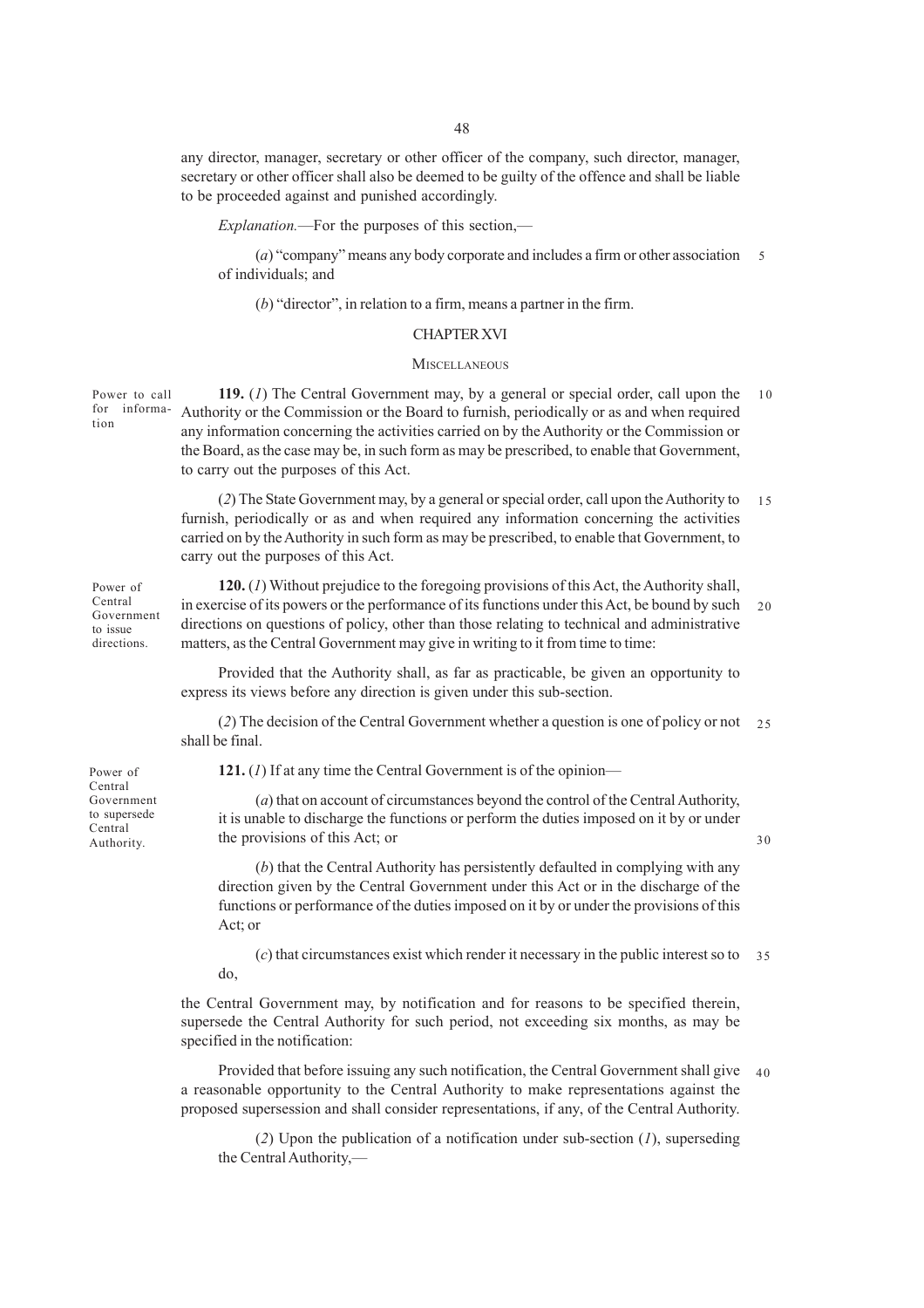any director, manager, secretary or other officer of the company, such director, manager, secretary or other officer shall also be deemed to be guilty of the offence and shall be liable to be proceeded against and punished accordingly.

*Explanation.*—For the purposes of this section,—

(*a*) "company" means any body corporate and includes a firm or other association of individuals; and

(*b*) "director", in relation to a firm, means a partner in the firm.

## CHAPTER XVI

### MISCELLANEOUS

*Power to call for information.*

**119.** (*1*) The Central Government may, by a general or special order, call upon the Authority or the Commission or the Board to furnish, periodically or as and when required any information concerning the activities carried on by the Authority or the Commission or the Board, as the case may be, in such form as may be prescribed, to enable that Government, to carry out the purposes of this Act.

(*2*) The State Government may, by a general or special order, call upon the Authority to furnish, periodically or as and when required any information concerning the activities carried on by the Authority in such form as may be prescribed, to enable that Government, to carry out the purposes of this Act.

*Power of Central Government to issue directions.*

**120.** (*1*) Without prejudice to the foregoing provisions of this Act, the Authority shall, in exercise of its powers or the performance of its functions under this Act, be bound by such directions on questions of policy, other than those relating to technical and administrative matters, as the Central Government may give in writing to it from time to time:

Provided that the Authority shall, as far as practicable, be given an opportunity to express its views before any direction is given under this sub-section.

(*2*) The decision of the Central Government whether a question is one of policy or not shall be final.

*Power of Central Government to supersede Central Authority.*

**121.** (*1*) If at any time the Central Government is of the opinion—

(*a*) that on account of circumstances beyond the control of the Central Authority, it is unable to discharge the functions or perform the duties imposed on it by or under the provisions of this Act; or

(*b*) that the Central Authority has persistently defaulted in complying with any direction given by the Central Government under this Act or in the discharge of the functions or performance of the duties imposed on it by or under the provisions of this Act; or

(*c*) that circumstances exist which render it necessary in the public interest so to do,

the Central Government may, by notification and for reasons to be specified therein, supersede the Central Authority for such period, not exceeding six months, as may be specified in the notification:

Provided that before issuing any such notification, the Central Government shall give a reasonable opportunity to the Central Authority to make representations against the proposed supersession and shall consider representations, if any, of the Central Authority.

(*2*) Upon the publication of a notification under sub-section (*1*), superseding the Central Authority,—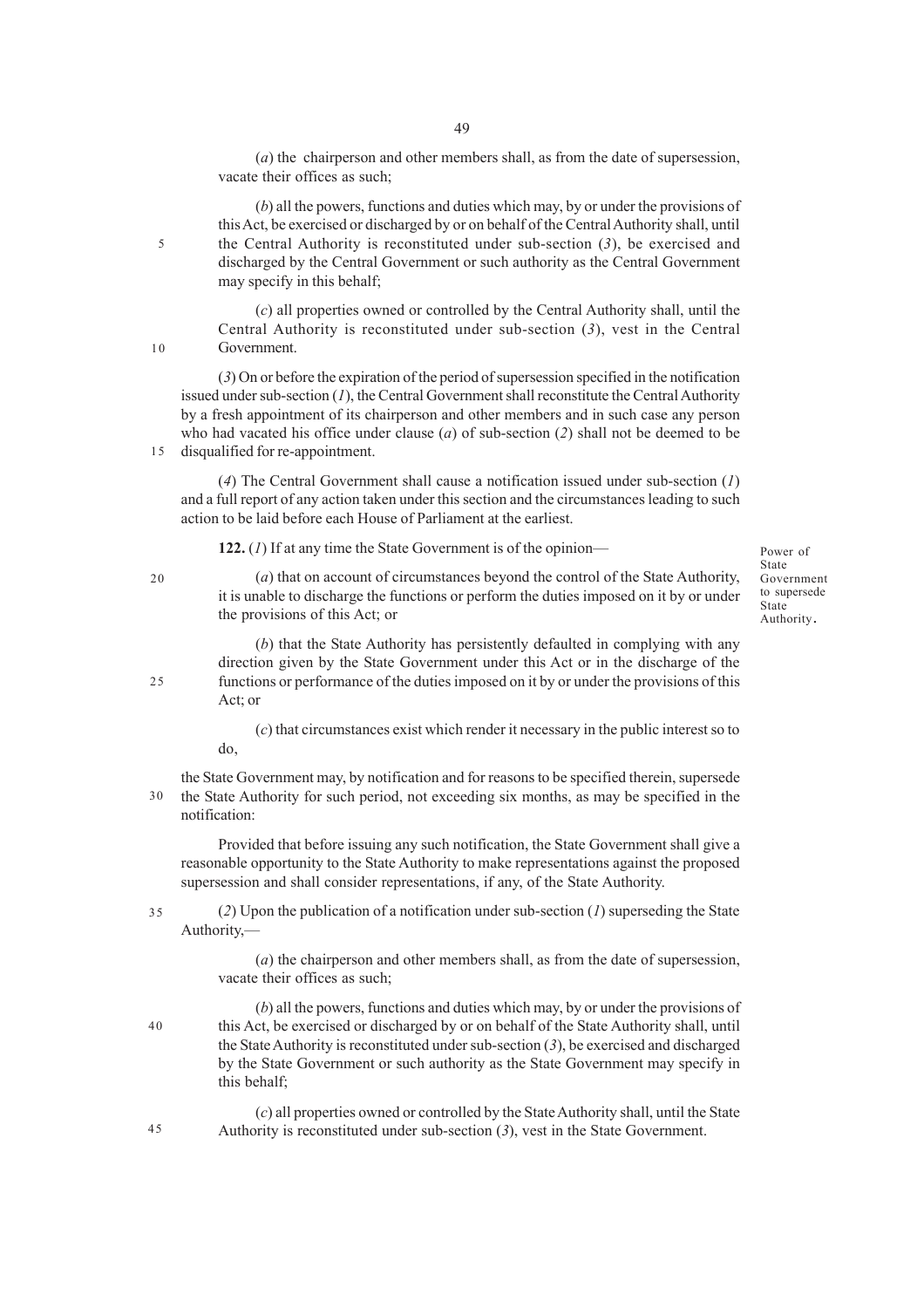(*a*) the chairperson and other members shall, as from the date of supersession, vacate their offices as such;

(*b*) all the powers, functions and duties which may, by or under the provisions of this Act, be exercised or discharged by or on behalf of the Central Authority shall, until the Central Authority is reconstituted under sub-section (*3*), be exercised and discharged by the Central Government or such authority as the Central Government may specify in this behalf;

(*c*) all properties owned or controlled by the Central Authority shall, until the Central Authority is reconstituted under sub-section (*3*), vest in the Central Government.

(*3*) On or before the expiration of the period of supersession specified in the notification issued under sub-section (*1*), the Central Government shall reconstitute the Central Authority by a fresh appointment of its chairperson and other members and in such case any person who had vacated his office under clause (*a*) of sub-section (*2*) shall not be deemed to be disqualified for re-appointment.

(*4*) The Central Government shall cause a notification issued under sub-section (*1*) and a full report of any action taken under this section and the circumstances leading to such action to be laid before each House of Parliament at the earliest.

*Power of State Government to supersede State Authority.*

**122.** (*1*) If at any time the State Government is of the opinion—

(*a*) that on account of circumstances beyond the control of the State Authority, it is unable to discharge the functions or perform the duties imposed on it by or under the provisions of this Act; or

(*b*) that the State Authority has persistently defaulted in complying with any direction given by the State Government under this Act or in the discharge of the functions or performance of the duties imposed on it by or under the provisions of this Act; or

(*c*) that circumstances exist which render it necessary in the public interest so to do,

the State Government may, by notification and for reasons to be specified therein, supersede the State Authority for such period, not exceeding six months, as may be specified in the notification:

Provided that before issuing any such notification, the State Government shall give a reasonable opportunity to the State Authority to make representations against the proposed supersession and shall consider representations, if any, of the State Authority.

(*2*) Upon the publication of a notification under sub-section (*1*) superseding the State Authority,—

(*a*) the chairperson and other members shall, as from the date of supersession, vacate their offices as such;

(*b*) all the powers, functions and duties which may, by or under the provisions of this Act, be exercised or discharged by or on behalf of the State Authority shall, until the State Authority is reconstituted under sub-section (*3*), be exercised and discharged by the State Government or such authority as the State Government may specify in this behalf;

(*c*) all properties owned or controlled by the State Authority shall, until the State Authority is reconstituted under sub-section (*3*), vest in the State Government.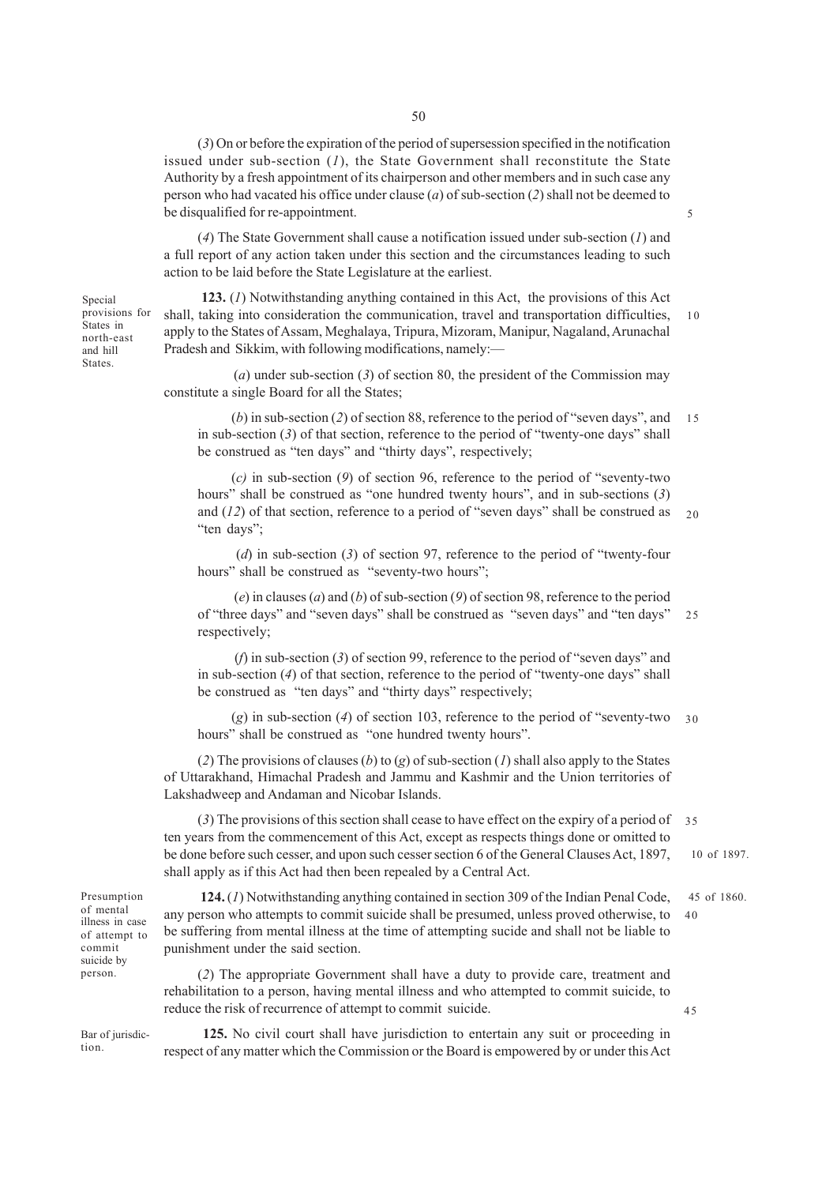(*3*) On or before the expiration of the period of supersession specified in the notification issued under sub-section (*1*), the State Government shall reconstitute the State Authority by a fresh appointment of its chairperson and other members and in such case any person who had vacated his office under clause (*a*) of sub-section (*2*) shall not be deemed to be disqualified for re-appointment.

(*4*) The State Government shall cause a notification issued under sub-section (*1*) and a full report of any action taken under this section and the circumstances leading to such action to be laid before the State Legislature at the earliest.

*Special provisions for States in north-east and hill States.*

**123.** (*1*) Notwithstanding anything contained in this Act, the provisions of this Act shall, taking into consideration the communication, travel and transportation difficulties, apply to the States of Assam, Meghalaya, Tripura, Mizoram, Manipur, Nagaland, Arunachal Pradesh and Sikkim, with following modifications, namely:—

(*a*) under sub-section (*3*) of section 80, the president of the Commission may constitute a single Board for all the States;

(*b*) in sub-section (*2*) of section 88, reference to the period of "seven days", and in sub-section (*3*) of that section, reference to the period of "twenty-one days" shall be construed as "ten days" and "thirty days", respectively;

(*c*) in sub-section (*9*) of section 96, reference to the period of "seventy-two hours" shall be construed as "one hundred twenty hours", and in sub-sections (*3*) and (*12*) of that section, reference to a period of "seven days" shall be construed as "ten days";

(*d*) in sub-section (*3*) of section 97, reference to the period of "twenty-four hours" shall be construed as "seventy-two hours";

(*e*) in clauses (*a*) and (*b*) of sub-section (*9*) of section 98, reference to the period of "three days" and "seven days" shall be construed as "seven days" and "ten days" respectively;

(*f*) in sub-section (*3*) of section 99, reference to the period of "seven days" and in sub-section (*4*) of that section, reference to the period of "twenty-one days" shall be construed as "ten days" and "thirty days" respectively;

(*g*) in sub-section (*4*) of section 103, reference to the period of "seventy-two hours" shall be construed as "one hundred twenty hours".

(*2*) The provisions of clauses (*b*) to (*g*) of sub-section (*1*) shall also apply to the States of Uttarakhand, Himachal Pradesh and Jammu and Kashmir and the Union territories of Lakshadweep and Andaman and Nicobar Islands.

(*3*) The provisions of this section shall cease to have effect on the expiry of a period of ten years from the commencement of this Act, except as respects things done or omitted to be done before such cesser, and upon such cesser section 6 of the General Clauses Act, 1897, shall apply as if this Act had then been repealed by a Central Act.

*10 of 1897.*

*Presumption of mental illness in case of attempt to commit suicide by person.*

*45 of 1860.*

**124.** (*1*) Notwithstanding anything contained in section 309 of the Indian Penal Code, any person who attempts to commit suicide shall be presumed, unless proved otherwise, to be suffering from mental illness at the time of attempting sucide and shall not be liable to punishment under the said section.

(*2*) The appropriate Government shall have a duty to provide care, treatment and rehabilitation to a person, having mental illness and who attempted to commit suicide, to reduce the risk of recurrence of attempt to commit suicide.

*Bar of jurisdiction.*

**125.** No civil court shall have jurisdiction to entertain any suit or proceeding in respect of any matter which the Commission or the Board is empowered by or under this Act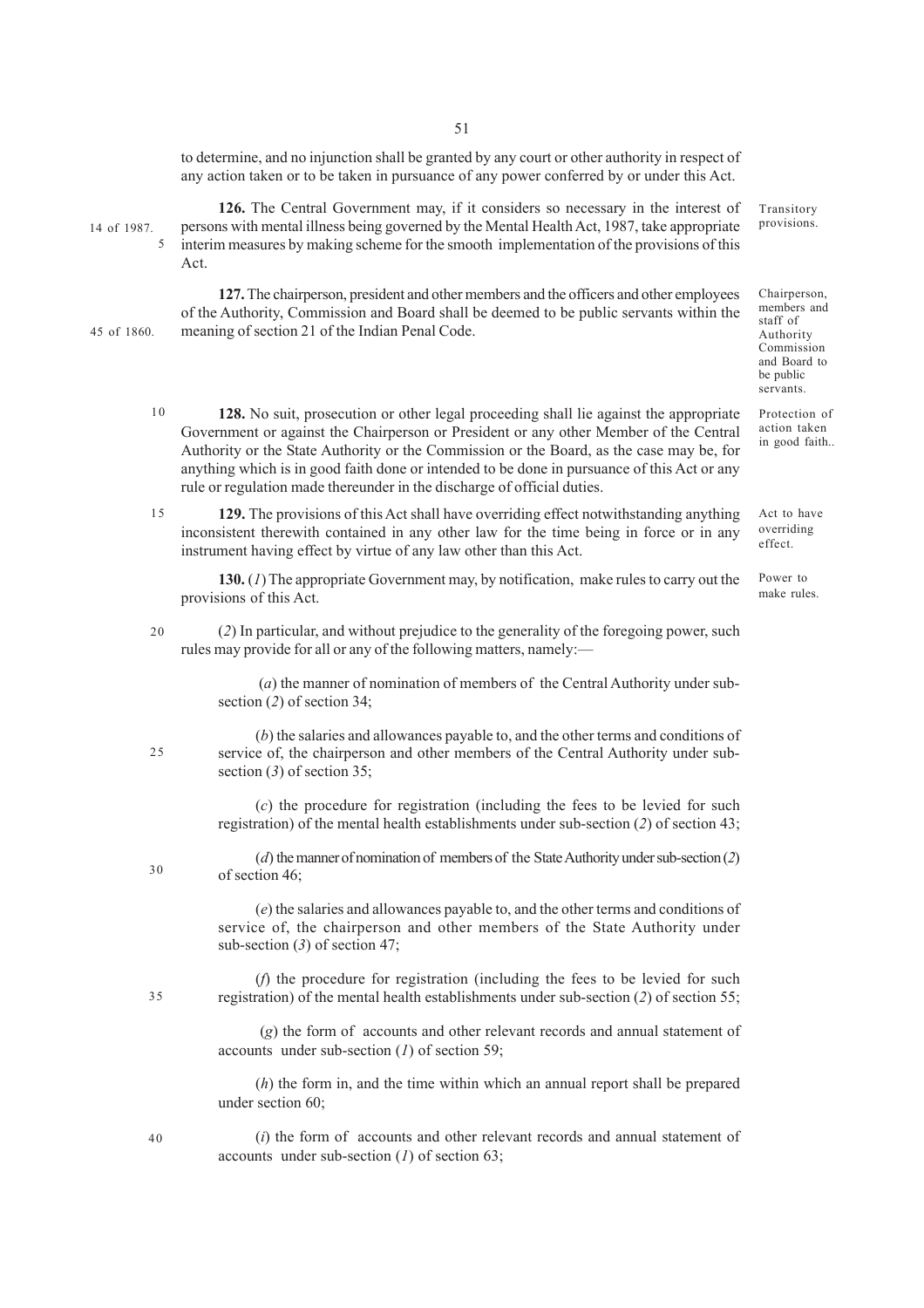to determine, and no injunction shall be granted by any court or other authority in respect of any action taken or to be taken in pursuance of any power conferred by or under this Act.

Transitory provisions.

14 of 1987.

**126.** The Central Government may, if it considers so necessary in the interest of persons with mental illness being governed by the Mental Health Act, 1987, take appropriate interim measures by making scheme for the smooth implementation of the provisions of this Act.

Chairperson, members and staff of Authority Commission and Board to be public servants.

45 of 1860.

**127.** The chairperson, president and other members and the officers and other employees of the Authority, Commission and Board shall be deemed to be public servants within the meaning of section 21 of the Indian Penal Code.

Protection of action taken in good faith..

**128.** No suit, prosecution or other legal proceeding shall lie against the appropriate Government or against the Chairperson or President or any other Member of the Central Authority or the State Authority or the Commission or the Board, as the case may be, for anything which is in good faith done or intended to be done in pursuance of this Act or any rule or regulation made thereunder in the discharge of official duties.

Act to have overriding effect.

**129.** The provisions of this Act shall have overriding effect notwithstanding anything inconsistent therewith contained in any other law for the time being in force or in any instrument having effect by virtue of any law other than this Act.

Power to make rules.

**130.** (*1*) The appropriate Government may, by notification, make rules to carry out the provisions of this Act.

(*2*) In particular, and without prejudice to the generality of the foregoing power, such rules may provide for all or any of the following matters, namely:—

(*a*) the manner of nomination of members of the Central Authority under sub-section (*2*) of section 34;

(*b*) the salaries and allowances payable to, and the other terms and conditions of service of, the chairperson and other members of the Central Authority under sub-section (*3*) of section 35;

(*c*) the procedure for registration (including the fees to be levied for such registration) of the mental health establishments under sub-section (*2*) of section 43;

(*d*) the manner of nomination of members of the State Authority under sub-section (*2*) of section 46;

(*e*) the salaries and allowances payable to, and the other terms and conditions of service of, the chairperson and other members of the State Authority under sub-section (*3*) of section 47;

(*f*) the procedure for registration (including the fees to be levied for such registration) of the mental health establishments under sub-section (*2*) of section 55;

(*g*) the form of accounts and other relevant records and annual statement of accounts under sub-section (*1*) of section 59;

(*h*) the form in, and the time within which an annual report shall be prepared under section 60;

(*i*) the form of accounts and other relevant records and annual statement of accounts under sub-section (*1*) of section 63;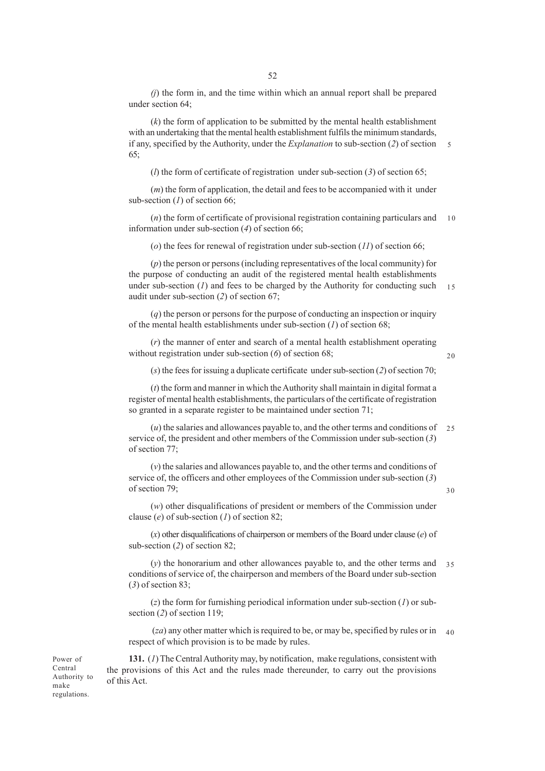(*j*) the form in, and the time within which an annual report shall be prepared under section 64;

(*k*) the form of application to be submitted by the mental health establishment with an undertaking that the mental health establishment fulfils the minimum standards, if any, specified by the Authority, under the *Explanation* to sub-section (*2*) of section 65;

(*l*) the form of certificate of registration under sub-section (*3*) of section 65;

(*m*) the form of application, the detail and fees to be accompanied with it under sub-section (*1*) of section 66;

(*n*) the form of certificate of provisional registration containing particulars and information under sub-section (*4*) of section 66;

(*o*) the fees for renewal of registration under sub-section (*11*) of section 66;

(*p*) the person or persons (including representatives of the local community) for the purpose of conducting an audit of the registered mental health establishments under sub-section (*1*) and fees to be charged by the Authority for conducting such audit under sub-section (*2*) of section 67;

(*q*) the person or persons for the purpose of conducting an inspection or inquiry of the mental health establishments under sub-section (*1*) of section 68;

(*r*) the manner of enter and search of a mental health establishment operating without registration under sub-section (*6*) of section 68;

(*s*) the fees for issuing a duplicate certificate under sub-section (*2*) of section 70;

(*t*) the form and manner in which the Authority shall maintain in digital format a register of mental health establishments, the particulars of the certificate of registration so granted in a separate register to be maintained under section 71;

(*u*) the salaries and allowances payable to, and the other terms and conditions of service of, the president and other members of the Commission under sub-section (*3*) of section 77;

(*v*) the salaries and allowances payable to, and the other terms and conditions of service of, the officers and other employees of the Commission under sub-section (*3*) of section 79;

(*w*) other disqualifications of president or members of the Commission under clause (*e*) of sub-section (*1*) of section 82;

(*x*) other disqualifications of chairperson or members of the Board under clause (*e*) of sub-section (*2*) of section 82;

(*y*) the honorarium and other allowances payable to, and the other terms and conditions of service of, the chairperson and members of the Board under sub-section (*3*) of section 83;

(*z*) the form for furnishing periodical information under sub-section (*1*) or sub-section (*2*) of section 119;

(*za*) any other matter which is required to be, or may be, specified by rules or in respect of which provision is to be made by rules.

Power of Central Authority to make regulations.

**131.** (*1*) The Central Authority may, by notification, make regulations, consistent with the provisions of this Act and the rules made thereunder, to carry out the provisions of this Act.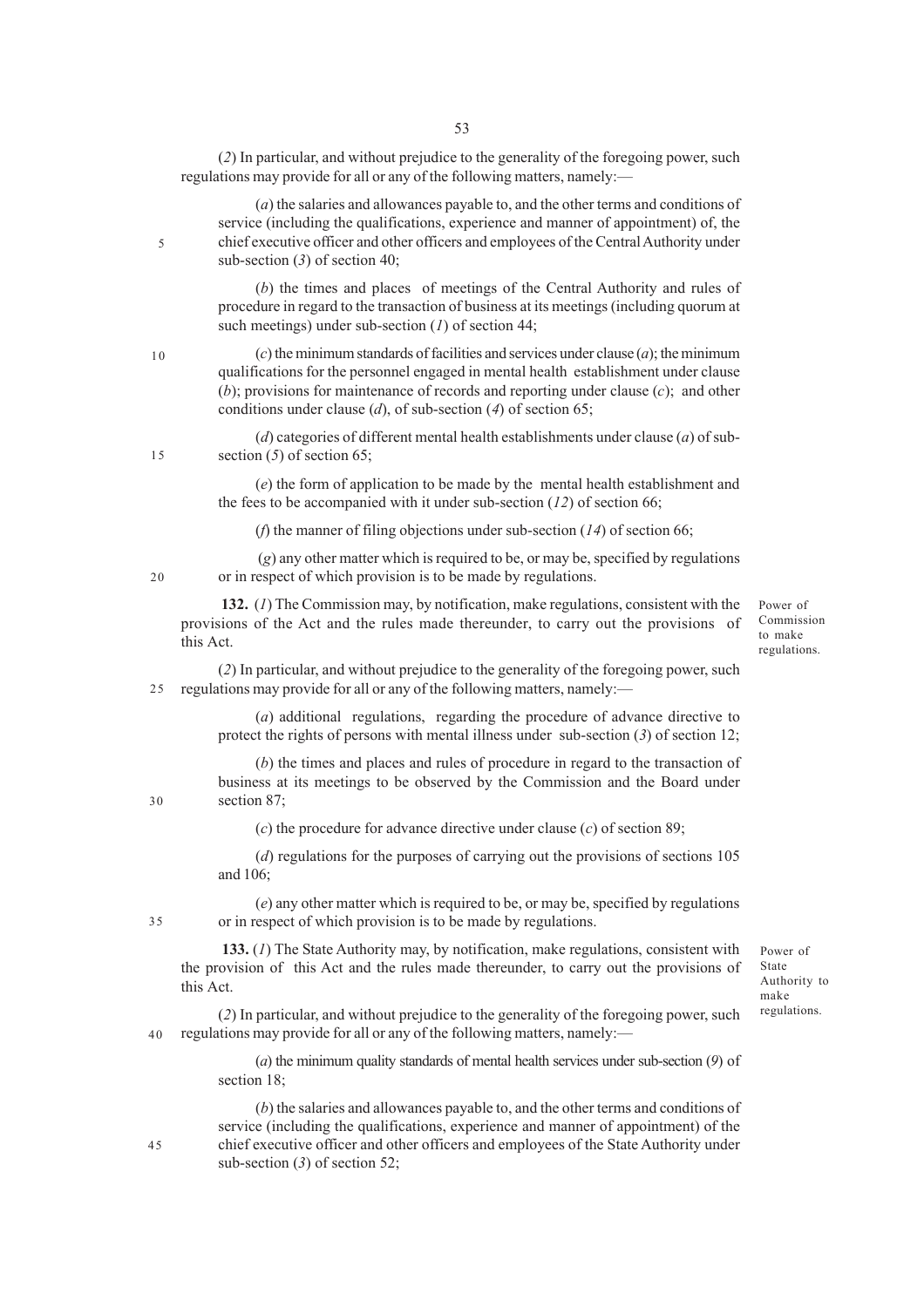(*2*) In particular, and without prejudice to the generality of the foregoing power, such regulations may provide for all or any of the following matters, namely:—

(*a*) the salaries and allowances payable to, and the other terms and conditions of service (including the qualifications, experience and manner of appointment) of, the chief executive officer and other officers and employees of the Central Authority under sub-section (*3*) of section 40;

(*b*) the times and places of meetings of the Central Authority and rules of procedure in regard to the transaction of business at its meetings (including quorum at such meetings) under sub-section (*1*) of section 44;

(*c*) the minimum standards of facilities and services under clause (*a*); the minimum qualifications for the personnel engaged in mental health establishment under clause (*b*); provisions for maintenance of records and reporting under clause (*c*); and other conditions under clause (*d*), of sub-section (*4*) of section 65;

(*d*) categories of different mental health establishments under clause (*a*) of sub-section (*5*) of section 65;

(*e*) the form of application to be made by the mental health establishment and the fees to be accompanied with it under sub-section (*12*) of section 66;

(*f*) the manner of filing objections under sub-section (*14*) of section 66;

(*g*) any other matter which is required to be, or may be, specified by regulations or in respect of which provision is to be made by regulations.

**Power of Commission to make regulations.**

**132.** (*1*) The Commission may, by notification, make regulations, consistent with the provisions of the Act and the rules made thereunder, to carry out the provisions of this Act.

(*2*) In particular, and without prejudice to the generality of the foregoing power, such regulations may provide for all or any of the following matters, namely:—

(*a*) additional regulations, regarding the procedure of advance directive to protect the rights of persons with mental illness under sub-section (*3*) of section 12;

(*b*) the times and places and rules of procedure in regard to the transaction of business at its meetings to be observed by the Commission and the Board under section 87;

(*c*) the procedure for advance directive under clause (*c*) of section 89;

(*d*) regulations for the purposes of carrying out the provisions of sections 105 and 106;

(*e*) any other matter which is required to be, or may be, specified by regulations or in respect of which provision is to be made by regulations.

**Power of State Authority to make regulations.**

**133.** (*1*) The State Authority may, by notification, make regulations, consistent with the provision of this Act and the rules made thereunder, to carry out the provisions of this Act.

(*2*) In particular, and without prejudice to the generality of the foregoing power, such regulations may provide for all or any of the following matters, namely:—

(*a*) the minimum quality standards of mental health services under sub-section (*9*) of section 18;

(*b*) the salaries and allowances payable to, and the other terms and conditions of service (including the qualifications, experience and manner of appointment) of the chief executive officer and other officers and employees of the State Authority under sub-section (*3*) of section 52;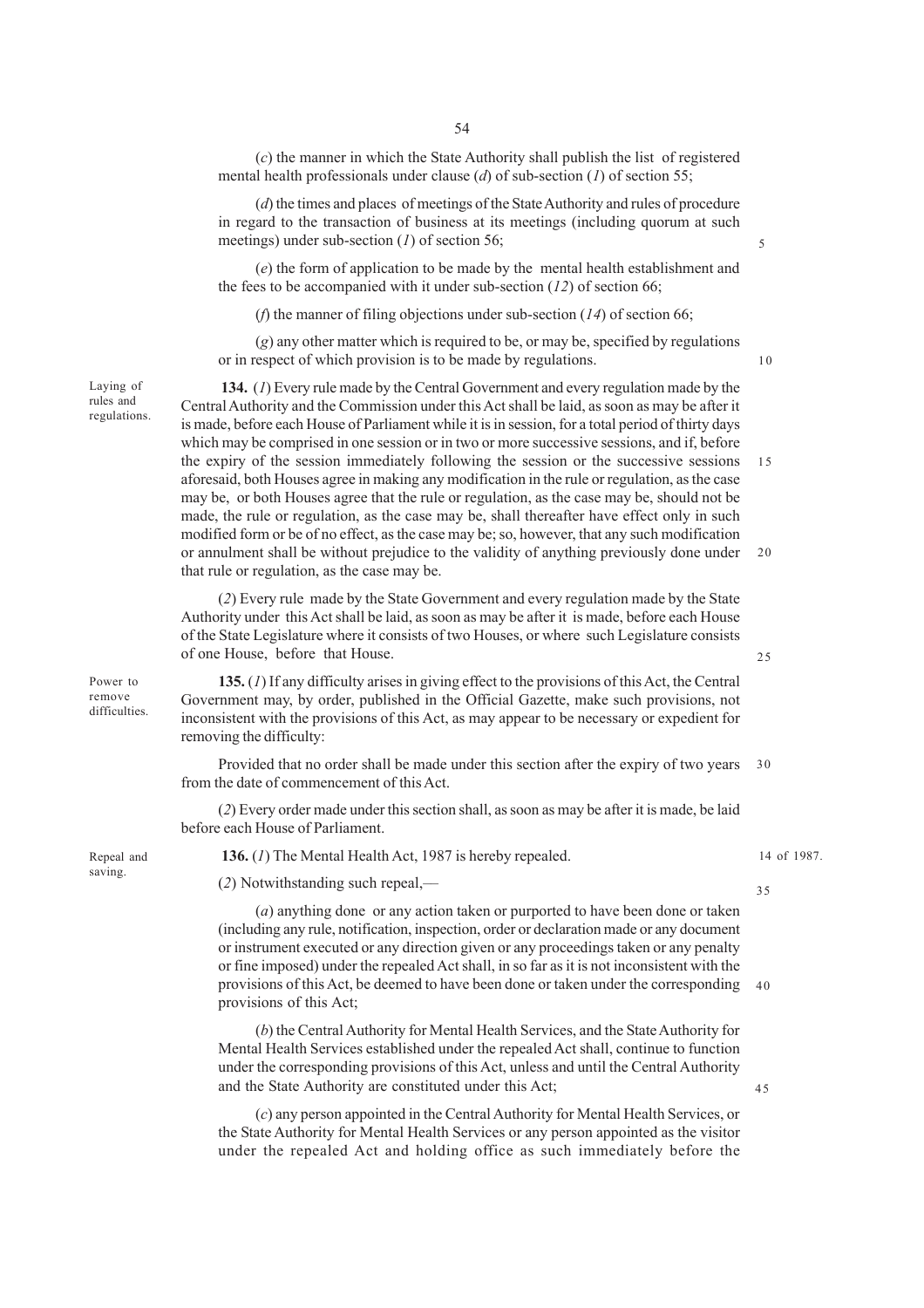(*c*) the manner in which the State Authority shall publish the list of registered mental health professionals under clause (*d*) of sub-section (*1*) of section 55;

(*d*) the times and places of meetings of the State Authority and rules of procedure in regard to the transaction of business at its meetings (including quorum at such meetings) under sub-section (*1*) of section 56;

(*e*) the form of application to be made by the mental health establishment and the fees to be accompanied with it under sub-section (*12*) of section 66;

(*f*) the manner of filing objections under sub-section (*14*) of section 66;

(*g*) any other matter which is required to be, or may be, specified by regulations or in respect of which provision is to be made by regulations.

Laying of rules and regulations.

**134.** (*1*) Every rule made by the Central Government and every regulation made by the Central Authority and the Commission under this Act shall be laid, as soon as may be after it is made, before each House of Parliament while it is in session, for a total period of thirty days which may be comprised in one session or in two or more successive sessions, and if, before the expiry of the session immediately following the session or the successive sessions aforesaid, both Houses agree in making any modification in the rule or regulation, as the case may be, or both Houses agree that the rule or regulation, as the case may be, should not be made, the rule or regulation, as the case may be, shall thereafter have effect only in such modified form or be of no effect, as the case may be; so, however, that any such modification or annulment shall be without prejudice to the validity of anything previously done under that rule or regulation, as the case may be.

(*2*) Every rule made by the State Government and every regulation made by the State Authority under this Act shall be laid, as soon as may be after it is made, before each House of the State Legislature where it consists of two Houses, or where such Legislature consists of one House, before that House.

Power to remove difficulties.

**135.** (*1*) If any difficulty arises in giving effect to the provisions of this Act, the Central Government may, by order, published in the Official Gazette, make such provisions, not inconsistent with the provisions of this Act, as may appear to be necessary or expedient for removing the difficulty:

Provided that no order shall be made under this section after the expiry of two years from the date of commencement of this Act.

(*2*) Every order made under this section shall, as soon as may be after it is made, be laid before each House of Parliament.

Repeal and saving.

**136.** (*1*) The Mental Health Act, 1987 is hereby repealed. 14 of 1987.

(*2*) Notwithstanding such repeal,—

(*a*) anything done or any action taken or purported to have been done or taken (including any rule, notification, inspection, order or declaration made or any document or instrument executed or any direction given or any proceedings taken or any penalty or fine imposed) under the repealed Act shall, in so far as it is not inconsistent with the provisions of this Act, be deemed to have been done or taken under the corresponding provisions of this Act;

(*b*) the Central Authority for Mental Health Services, and the State Authority for Mental Health Services established under the repealed Act shall, continue to function under the corresponding provisions of this Act, unless and until the Central Authority and the State Authority are constituted under this Act;

(*c*) any person appointed in the Central Authority for Mental Health Services, or the State Authority for Mental Health Services or any person appointed as the visitor under the repealed Act and holding office as such immediately before the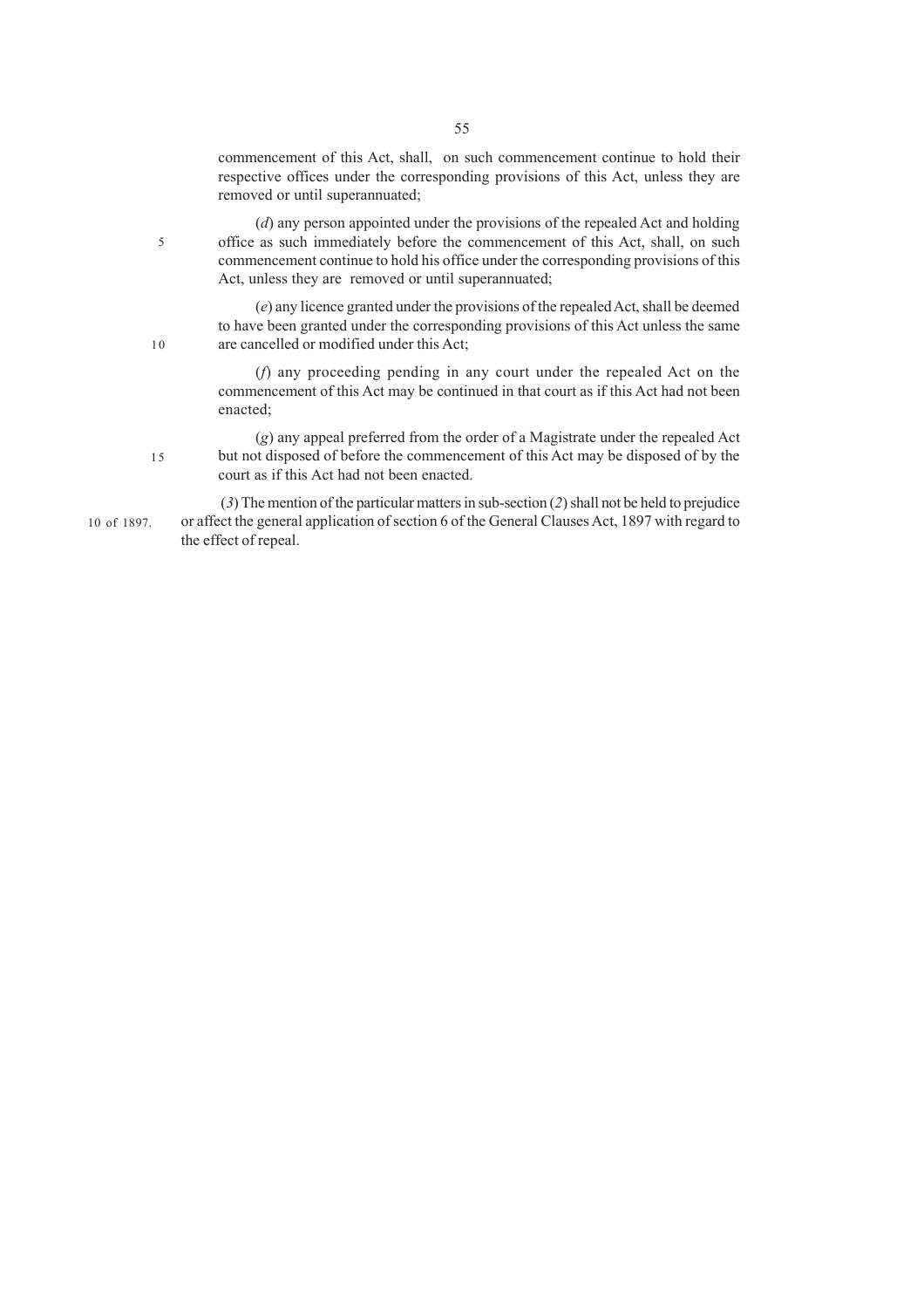commencement of this Act, shall, on such commencement continue to hold their respective offices under the corresponding provisions of this Act, unless they are removed or until superannuated;

(*d*) any person appointed under the provisions of the repealed Act and holding office as such immediately before the commencement of this Act, shall, on such commencement continue to hold his office under the corresponding provisions of this Act, unless they are removed or until superannuated;

(*e*) any licence granted under the provisions of the repealed Act, shall be deemed to have been granted under the corresponding provisions of this Act unless the same are cancelled or modified under this Act;

(*f*) any proceeding pending in any court under the repealed Act on the commencement of this Act may be continued in that court as if this Act had not been enacted;

(*g*) any appeal preferred from the order of a Magistrate under the repealed Act but not disposed of before the commencement of this Act may be disposed of by the court as if this Act had not been enacted.

(*3*) The mention of the particular matters in sub-section (*2*) shall not be held to prejudice or affect the general application of section 6 of the General Clauses Act, 1897 with regard to the effect of repeal.

10 of 1897.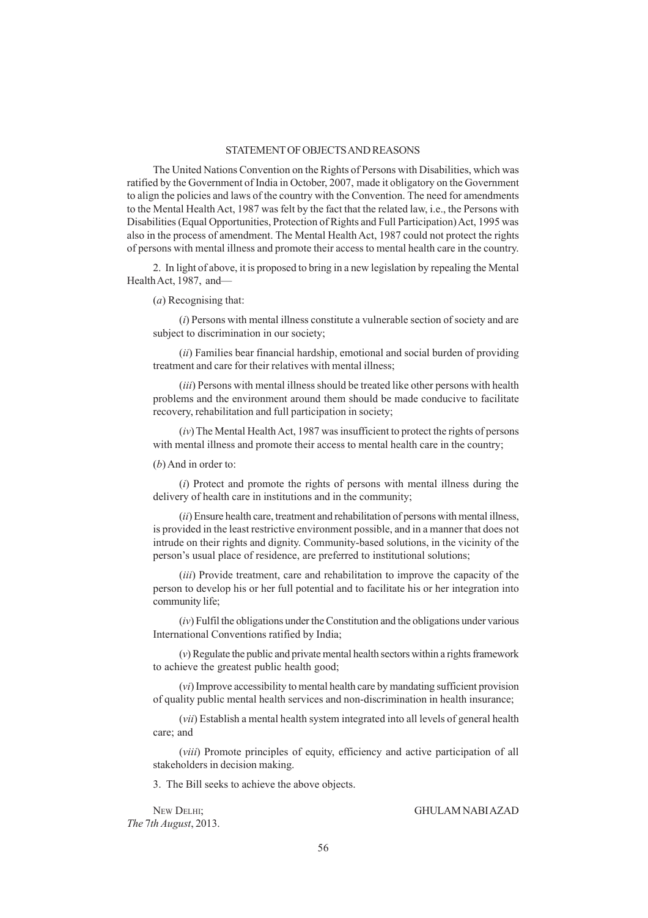## STATEMENT OF OBJECTS AND REASONS

The United Nations Convention on the Rights of Persons with Disabilities, which was ratified by the Government of India in October, 2007, made it obligatory on the Government to align the policies and laws of the country with the Convention. The need for amendments to the Mental Health Act, 1987 was felt by the fact that the related law, i.e., the Persons with Disabilities (Equal Opportunities, Protection of Rights and Full Participation) Act, 1995 was also in the process of amendment. The Mental Health Act, 1987 could not protect the rights of persons with mental illness and promote their access to mental health care in the country.

2. In light of above, it is proposed to bring in a new legislation by repealing the Mental Health Act, 1987, and—

(*a*) Recognising that:

(*i*) Persons with mental illness constitute a vulnerable section of society and are subject to discrimination in our society;

(*ii*) Families bear financial hardship, emotional and social burden of providing treatment and care for their relatives with mental illness;

(*iii*) Persons with mental illness should be treated like other persons with health problems and the environment around them should be made conducive to facilitate recovery, rehabilitation and full participation in society;

(*iv*) The Mental Health Act, 1987 was insufficient to protect the rights of persons with mental illness and promote their access to mental health care in the country;

(*b*) And in order to:

(*i*) Protect and promote the rights of persons with mental illness during the delivery of health care in institutions and in the community;

(*ii*) Ensure health care, treatment and rehabilitation of persons with mental illness, is provided in the least restrictive environment possible, and in a manner that does not intrude on their rights and dignity. Community-based solutions, in the vicinity of the person's usual place of residence, are preferred to institutional solutions;

(*iii*) Provide treatment, care and rehabilitation to improve the capacity of the person to develop his or her full potential and to facilitate his or her integration into community life;

(*iv*) Fulfil the obligations under the Constitution and the obligations under various International Conventions ratified by India;

(*v*) Regulate the public and private mental health sectors within a rights framework to achieve the greatest public health good;

(*vi*) Improve accessibility to mental health care by mandating sufficient provision of quality public mental health services and non-discrimination in health insurance;

(*vii*) Establish a mental health system integrated into all levels of general health care; and

(*viii*) Promote principles of equity, efficiency and active participation of all stakeholders in decision making.

3. The Bill seeks to achieve the above objects.

NEW DELHI;
*The* 7*th August*, 2013.

GHULAM NABI AZAD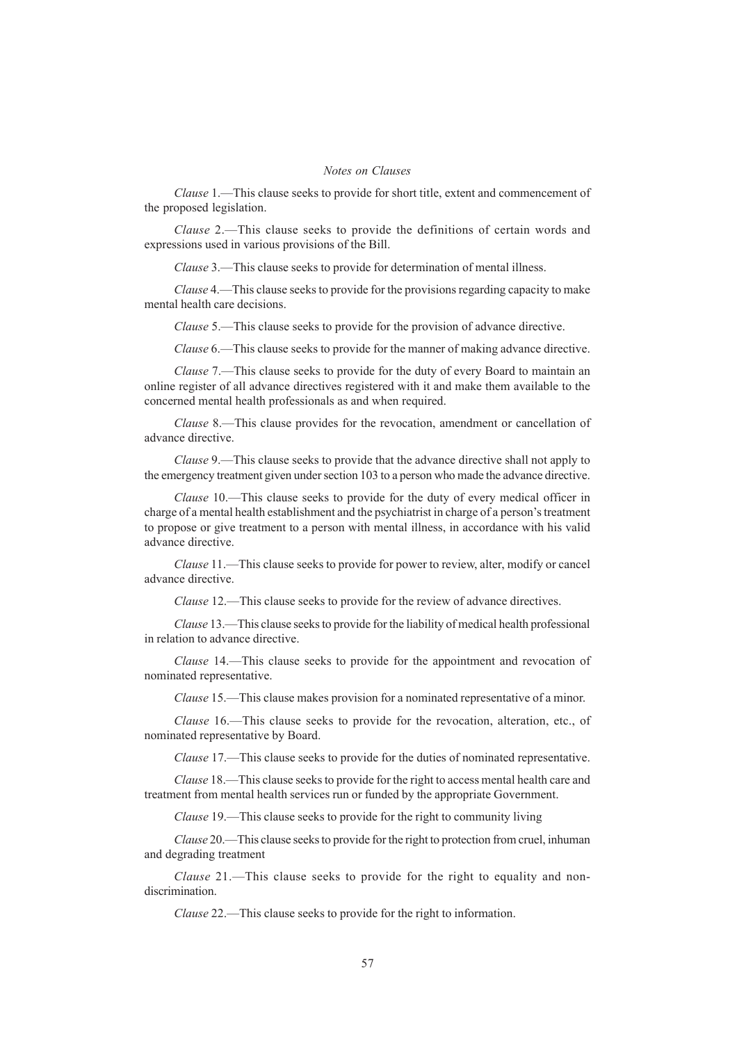*Notes on Clauses*

*Clause* 1.—This clause seeks to provide for short title, extent and commencement of the proposed legislation.

*Clause* 2.—This clause seeks to provide the definitions of certain words and expressions used in various provisions of the Bill.

*Clause* 3.—This clause seeks to provide for determination of mental illness.

*Clause* 4.—This clause seeks to provide for the provisions regarding capacity to make mental health care decisions.

*Clause* 5.—This clause seeks to provide for the provision of advance directive.

*Clause* 6.—This clause seeks to provide for the manner of making advance directive.

*Clause* 7.—This clause seeks to provide for the duty of every Board to maintain an online register of all advance directives registered with it and make them available to the concerned mental health professionals as and when required.

*Clause* 8.—This clause provides for the revocation, amendment or cancellation of advance directive.

*Clause* 9.—This clause seeks to provide that the advance directive shall not apply to the emergency treatment given under section 103 to a person who made the advance directive.

*Clause* 10.—This clause seeks to provide for the duty of every medical officer in charge of a mental health establishment and the psychiatrist in charge of a person's treatment to propose or give treatment to a person with mental illness, in accordance with his valid advance directive.

*Clause* 11.—This clause seeks to provide for power to review, alter, modify or cancel advance directive.

*Clause* 12.—This clause seeks to provide for the review of advance directives.

*Clause* 13.—This clause seeks to provide for the liability of medical health professional in relation to advance directive.

*Clause* 14.—This clause seeks to provide for the appointment and revocation of nominated representative.

*Clause* 15.—This clause makes provision for a nominated representative of a minor.

*Clause* 16.—This clause seeks to provide for the revocation, alteration, etc., of nominated representative by Board.

*Clause* 17.—This clause seeks to provide for the duties of nominated representative.

*Clause* 18.—This clause seeks to provide for the right to access mental health care and treatment from mental health services run or funded by the appropriate Government.

*Clause* 19.—This clause seeks to provide for the right to community living

*Clause* 20.—This clause seeks to provide for the right to protection from cruel, inhuman and degrading treatment

*Clause* 21.—This clause seeks to provide for the right to equality and non-discrimination.

*Clause* 22.—This clause seeks to provide for the right to information.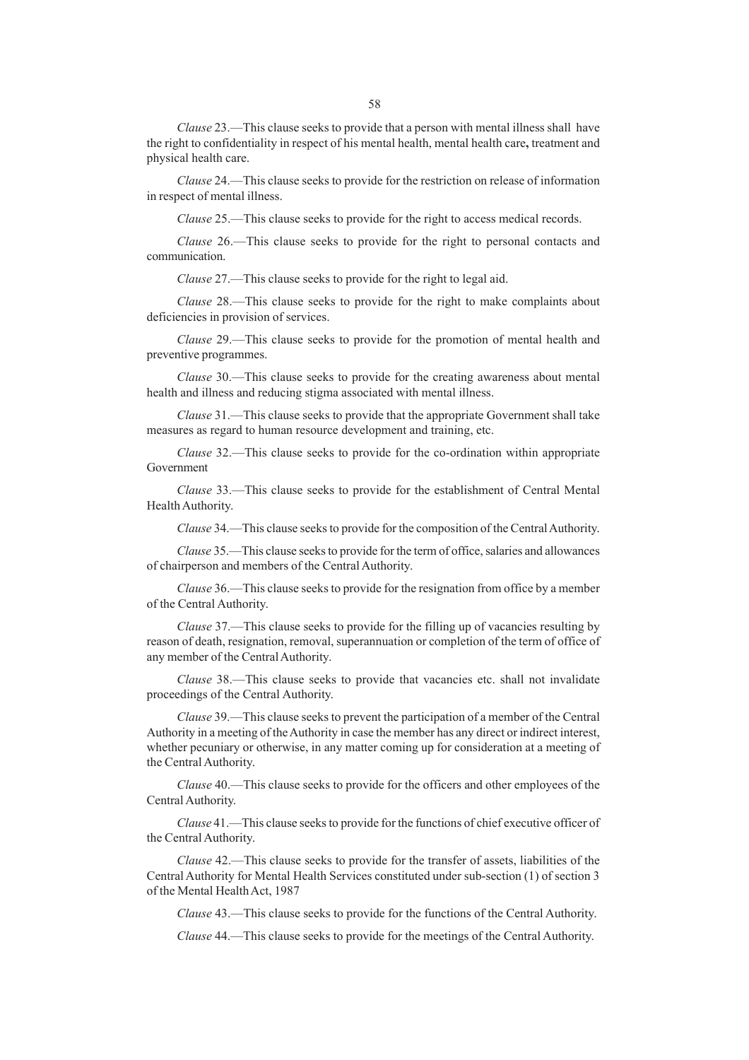*Clause* 23.—This clause seeks to provide that a person with mental illness shall have the right to confidentiality in respect of his mental health, mental health care**,** treatment and physical health care.

*Clause* 24.—This clause seeks to provide for the restriction on release of information in respect of mental illness.

*Clause* 25.—This clause seeks to provide for the right to access medical records.

*Clause* 26.—This clause seeks to provide for the right to personal contacts and communication.

*Clause* 27.—This clause seeks to provide for the right to legal aid.

*Clause* 28.—This clause seeks to provide for the right to make complaints about deficiencies in provision of services.

*Clause* 29.—This clause seeks to provide for the promotion of mental health and preventive programmes.

*Clause* 30.—This clause seeks to provide for the creating awareness about mental health and illness and reducing stigma associated with mental illness.

*Clause* 31.—This clause seeks to provide that the appropriate Government shall take measures as regard to human resource development and training, etc.

*Clause* 32.—This clause seeks to provide for the co-ordination within appropriate Government

*Clause* 33.—This clause seeks to provide for the establishment of Central Mental Health Authority.

*Clause* 34.—This clause seeks to provide for the composition of the Central Authority.

*Clause* 35.—This clause seeks to provide for the term of office, salaries and allowances of chairperson and members of the Central Authority.

*Clause* 36.—This clause seeks to provide for the resignation from office by a member of the Central Authority.

*Clause* 37.—This clause seeks to provide for the filling up of vacancies resulting by reason of death, resignation, removal, superannuation or completion of the term of office of any member of the Central Authority.

*Clause* 38.—This clause seeks to provide that vacancies etc. shall not invalidate proceedings of the Central Authority.

*Clause* 39.—This clause seeks to prevent the participation of a member of the Central Authority in a meeting of the Authority in case the member has any direct or indirect interest, whether pecuniary or otherwise, in any matter coming up for consideration at a meeting of the Central Authority.

*Clause* 40.—This clause seeks to provide for the officers and other employees of the Central Authority.

*Clause* 41.—This clause seeks to provide for the functions of chief executive officer of the Central Authority.

*Clause* 42.—This clause seeks to provide for the transfer of assets, liabilities of the Central Authority for Mental Health Services constituted under sub-section (1) of section 3 of the Mental Health Act, 1987

*Clause* 43.—This clause seeks to provide for the functions of the Central Authority.

*Clause* 44.—This clause seeks to provide for the meetings of the Central Authority.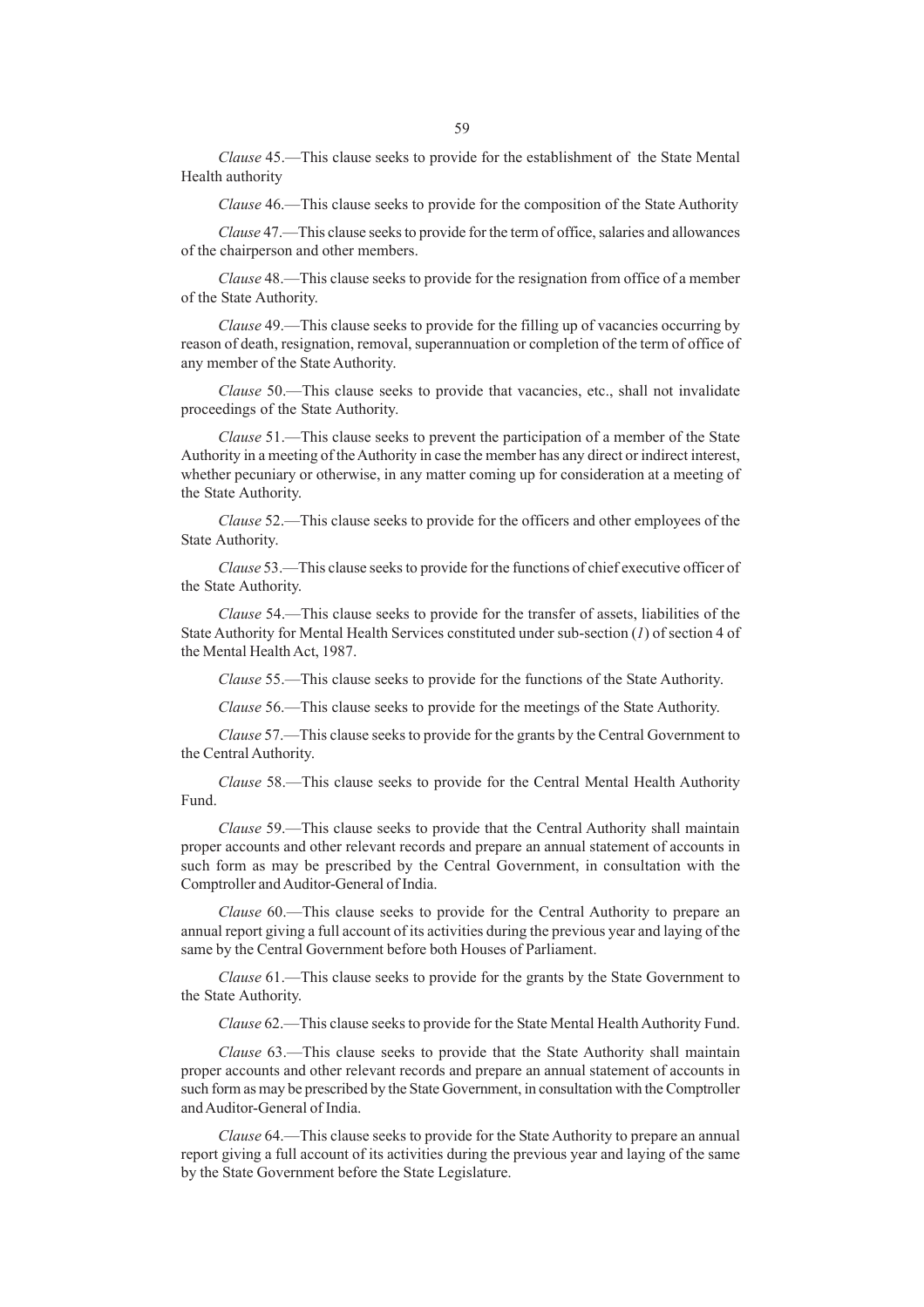*Clause* 45.—This clause seeks to provide for the establishment of the State Mental Health authority

*Clause* 46.—This clause seeks to provide for the composition of the State Authority

*Clause* 47.—This clause seeks to provide for the term of office, salaries and allowances of the chairperson and other members.

*Clause* 48.—This clause seeks to provide for the resignation from office of a member of the State Authority.

*Clause* 49.—This clause seeks to provide for the filling up of vacancies occurring by reason of death, resignation, removal, superannuation or completion of the term of office of any member of the State Authority.

*Clause* 50.—This clause seeks to provide that vacancies, etc., shall not invalidate proceedings of the State Authority.

*Clause* 51.—This clause seeks to prevent the participation of a member of the State Authority in a meeting of the Authority in case the member has any direct or indirect interest, whether pecuniary or otherwise, in any matter coming up for consideration at a meeting of the State Authority.

*Clause* 52.—This clause seeks to provide for the officers and other employees of the State Authority.

*Clause* 53.—This clause seeks to provide for the functions of chief executive officer of the State Authority.

*Clause* 54.—This clause seeks to provide for the transfer of assets, liabilities of the State Authority for Mental Health Services constituted under sub-section (*1*) of section 4 of the Mental Health Act, 1987.

*Clause* 55.—This clause seeks to provide for the functions of the State Authority.

*Clause* 56.—This clause seeks to provide for the meetings of the State Authority.

*Clause* 57.—This clause seeks to provide for the grants by the Central Government to the Central Authority.

*Clause* 58.—This clause seeks to provide for the Central Mental Health Authority Fund.

*Clause* 59.—This clause seeks to provide that the Central Authority shall maintain proper accounts and other relevant records and prepare an annual statement of accounts in such form as may be prescribed by the Central Government, in consultation with the Comptroller and Auditor-General of India.

*Clause* 60.—This clause seeks to provide for the Central Authority to prepare an annual report giving a full account of its activities during the previous year and laying of the same by the Central Government before both Houses of Parliament.

*Clause* 61.—This clause seeks to provide for the grants by the State Government to the State Authority.

*Clause* 62.—This clause seeks to provide for the State Mental Health Authority Fund.

*Clause* 63.—This clause seeks to provide that the State Authority shall maintain proper accounts and other relevant records and prepare an annual statement of accounts in such form as may be prescribed by the State Government, in consultation with the Comptroller and Auditor-General of India.

*Clause* 64.—This clause seeks to provide for the State Authority to prepare an annual report giving a full account of its activities during the previous year and laying of the same by the State Government before the State Legislature.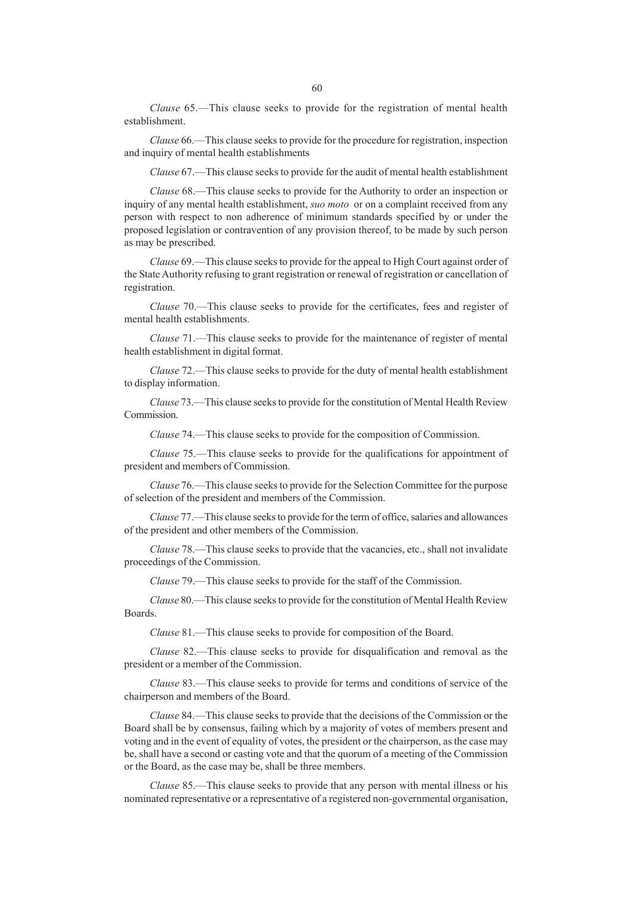*Clause* 65.—This clause seeks to provide for the registration of mental health establishment.

*Clause* 66.—This clause seeks to provide for the procedure for registration, inspection and inquiry of mental health establishments

*Clause* 67.—This clause seeks to provide for the audit of mental health establishment

*Clause* 68.—This clause seeks to provide for the Authority to order an inspection or inquiry of any mental health establishment, *suo moto* or on a complaint received from any person with respect to non adherence of minimum standards specified by or under the proposed legislation or contravention of any provision thereof, to be made by such person as may be prescribed.

*Clause* 69.—This clause seeks to provide for the appeal to High Court against order of the State Authority refusing to grant registration or renewal of registration or cancellation of registration.

*Clause* 70.—This clause seeks to provide for the certificates, fees and register of mental health establishments.

*Clause* 71.—This clause seeks to provide for the maintenance of register of mental health establishment in digital format.

*Clause* 72.—This clause seeks to provide for the duty of mental health establishment to display information.

*Clause* 73.—This clause seeks to provide for the constitution of Mental Health Review Commission.

*Clause* 74.—This clause seeks to provide for the composition of Commission.

*Clause* 75.—This clause seeks to provide for the qualifications for appointment of president and members of Commission.

*Clause* 76.—This clause seeks to provide for the Selection Committee for the purpose of selection of the president and members of the Commission.

*Clause* 77.—This clause seeks to provide for the term of office, salaries and allowances of the president and other members of the Commission.

*Clause* 78.—This clause seeks to provide that the vacancies, etc., shall not invalidate proceedings of the Commission.

*Clause* 79.—This clause seeks to provide for the staff of the Commission.

*Clause* 80.—This clause seeks to provide for the constitution of Mental Health Review Boards.

*Clause* 81.—This clause seeks to provide for composition of the Board.

*Clause* 82.—This clause seeks to provide for disqualification and removal as the president or a member of the Commission.

*Clause* 83.—This clause seeks to provide for terms and conditions of service of the chairperson and members of the Board.

*Clause* 84.—This clause seeks to provide that the decisions of the Commission or the Board shall be by consensus, failing which by a majority of votes of members present and voting and in the event of equality of votes, the president or the chairperson, as the case may be, shall have a second or casting vote and that the quorum of a meeting of the Commission or the Board, as the case may be, shall be three members.

*Clause* 85.—This clause seeks to provide that any person with mental illness or his nominated representative or a representative of a registered non-governmental organisation,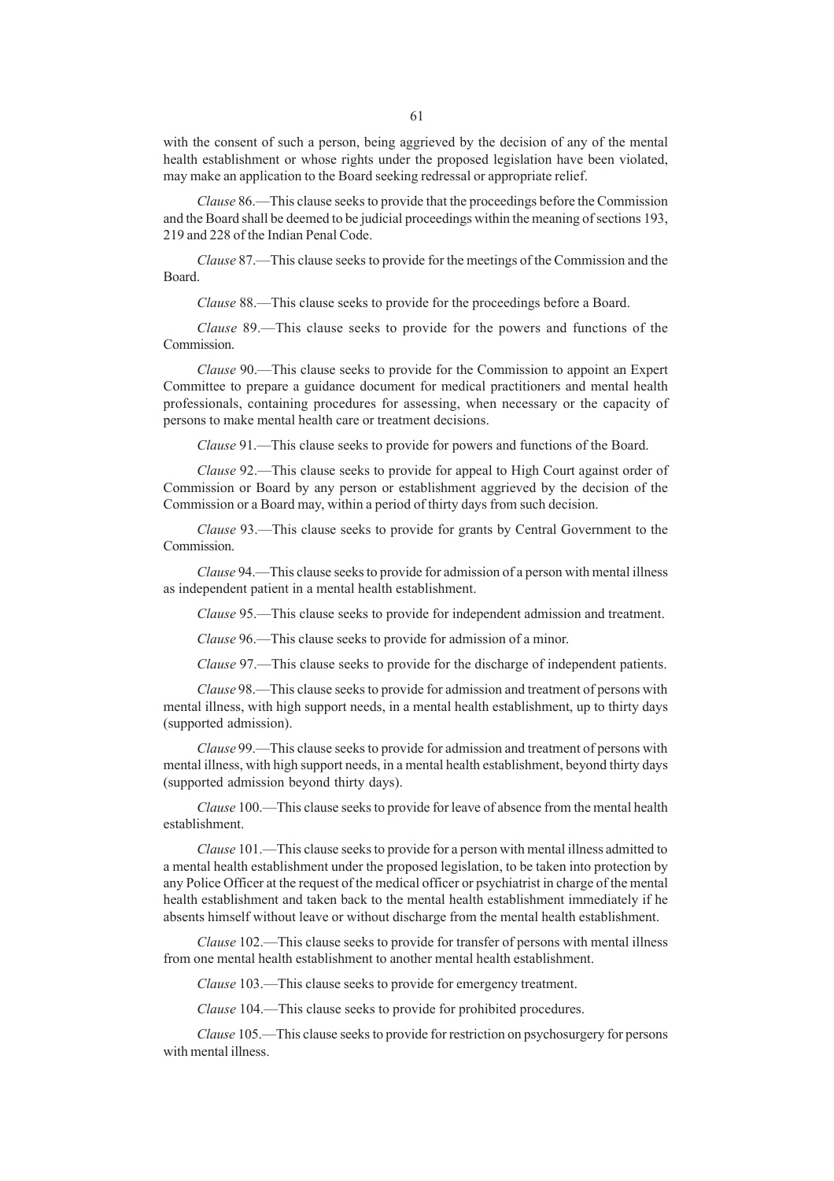with the consent of such a person, being aggrieved by the decision of any of the mental health establishment or whose rights under the proposed legislation have been violated, may make an application to the Board seeking redressal or appropriate relief.

*Clause* 86.—This clause seeks to provide that the proceedings before the Commission and the Board shall be deemed to be judicial proceedings within the meaning of sections 193, 219 and 228 of the Indian Penal Code.

*Clause* 87.—This clause seeks to provide for the meetings of the Commission and the Board.

*Clause* 88.—This clause seeks to provide for the proceedings before a Board.

*Clause* 89.—This clause seeks to provide for the powers and functions of the Commission.

*Clause* 90.—This clause seeks to provide for the Commission to appoint an Expert Committee to prepare a guidance document for medical practitioners and mental health professionals, containing procedures for assessing, when necessary or the capacity of persons to make mental health care or treatment decisions.

*Clause* 91.—This clause seeks to provide for powers and functions of the Board.

*Clause* 92.—This clause seeks to provide for appeal to High Court against order of Commission or Board by any person or establishment aggrieved by the decision of the Commission or a Board may, within a period of thirty days from such decision.

*Clause* 93.—This clause seeks to provide for grants by Central Government to the Commission.

*Clause* 94.—This clause seeks to provide for admission of a person with mental illness as independent patient in a mental health establishment.

*Clause* 95.—This clause seeks to provide for independent admission and treatment.

*Clause* 96.—This clause seeks to provide for admission of a minor.

*Clause* 97.—This clause seeks to provide for the discharge of independent patients.

*Clause* 98.—This clause seeks to provide for admission and treatment of persons with mental illness, with high support needs, in a mental health establishment, up to thirty days (supported admission).

*Clause* 99.—This clause seeks to provide for admission and treatment of persons with mental illness, with high support needs, in a mental health establishment, beyond thirty days (supported admission beyond thirty days).

*Clause* 100.—This clause seeks to provide for leave of absence from the mental health establishment.

*Clause* 101.—This clause seeks to provide for a person with mental illness admitted to a mental health establishment under the proposed legislation, to be taken into protection by any Police Officer at the request of the medical officer or psychiatrist in charge of the mental health establishment and taken back to the mental health establishment immediately if he absents himself without leave or without discharge from the mental health establishment.

*Clause* 102.—This clause seeks to provide for transfer of persons with mental illness from one mental health establishment to another mental health establishment.

*Clause* 103.—This clause seeks to provide for emergency treatment.

*Clause* 104.—This clause seeks to provide for prohibited procedures.

*Clause* 105.—This clause seeks to provide for restriction on psychosurgery for persons with mental illness.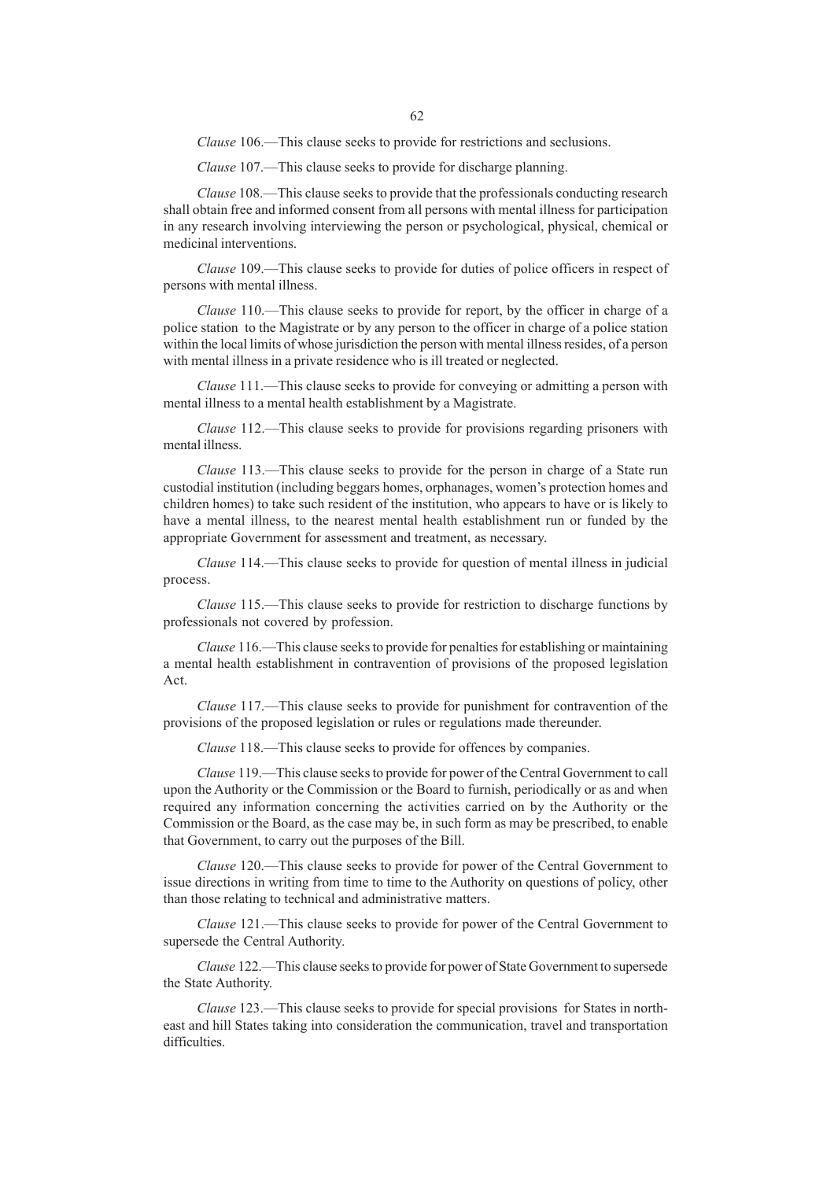*Clause* 106.—This clause seeks to provide for restrictions and seclusions.

*Clause* 107.—This clause seeks to provide for discharge planning.

*Clause* 108.—This clause seeks to provide that the professionals conducting research shall obtain free and informed consent from all persons with mental illness for participation in any research involving interviewing the person or psychological, physical, chemical or medicinal interventions.

*Clause* 109.—This clause seeks to provide for duties of police officers in respect of persons with mental illness.

*Clause* 110.—This clause seeks to provide for report, by the officer in charge of a police station to the Magistrate or by any person to the officer in charge of a police station within the local limits of whose jurisdiction the person with mental illness resides, of a person with mental illness in a private residence who is ill treated or neglected.

*Clause* 111.—This clause seeks to provide for conveying or admitting a person with mental illness to a mental health establishment by a Magistrate.

*Clause* 112.—This clause seeks to provide for provisions regarding prisoners with mental illness.

*Clause* 113.—This clause seeks to provide for the person in charge of a State run custodial institution (including beggars homes, orphanages, women's protection homes and children homes) to take such resident of the institution, who appears to have or is likely to have a mental illness, to the nearest mental health establishment run or funded by the appropriate Government for assessment and treatment, as necessary.

*Clause* 114.—This clause seeks to provide for question of mental illness in judicial process.

*Clause* 115.—This clause seeks to provide for restriction to discharge functions by professionals not covered by profession.

*Clause* 116.—This clause seeks to provide for penalties for establishing or maintaining a mental health establishment in contravention of provisions of the proposed legislation Act.

*Clause* 117.—This clause seeks to provide for punishment for contravention of the provisions of the proposed legislation or rules or regulations made thereunder.

*Clause* 118.—This clause seeks to provide for offences by companies.

*Clause* 119.—This clause seeks to provide for power of the Central Government to call upon the Authority or the Commission or the Board to furnish, periodically or as and when required any information concerning the activities carried on by the Authority or the Commission or the Board, as the case may be, in such form as may be prescribed, to enable that Government, to carry out the purposes of the Bill.

*Clause* 120.—This clause seeks to provide for power of the Central Government to issue directions in writing from time to time to the Authority on questions of policy, other than those relating to technical and administrative matters.

*Clause* 121.—This clause seeks to provide for power of the Central Government to supersede the Central Authority.

*Clause* 122.—This clause seeks to provide for power of State Government to supersede the State Authority.

*Clause* 123.—This clause seeks to provide for special provisions for States in north-east and hill States taking into consideration the communication, travel and transportation difficulties.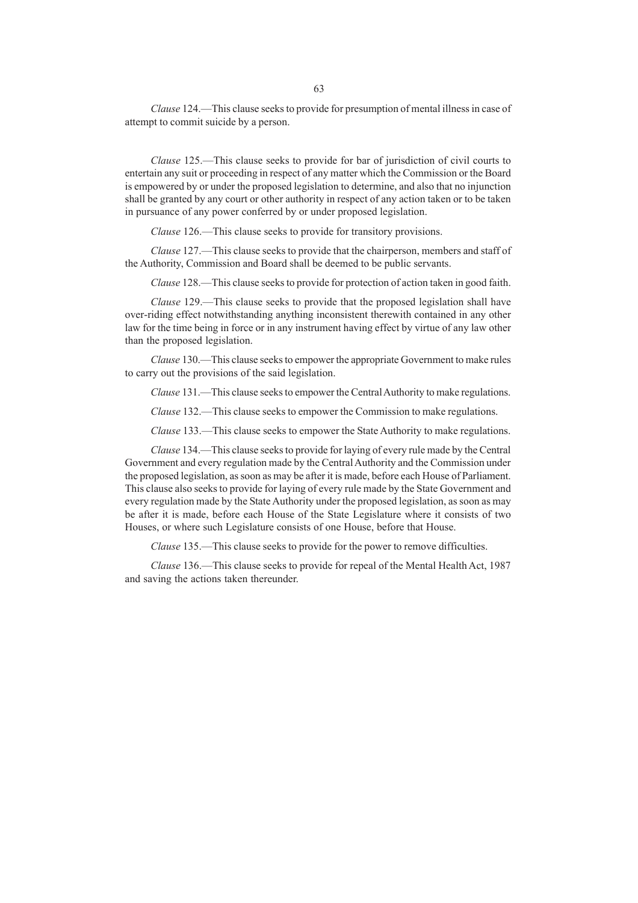*Clause* 124.—This clause seeks to provide for presumption of mental illness in case of attempt to commit suicide by a person.

*Clause* 125.—This clause seeks to provide for bar of jurisdiction of civil courts to entertain any suit or proceeding in respect of any matter which the Commission or the Board is empowered by or under the proposed legislation to determine, and also that no injunction shall be granted by any court or other authority in respect of any action taken or to be taken in pursuance of any power conferred by or under proposed legislation.

*Clause* 126.—This clause seeks to provide for transitory provisions.

*Clause* 127.—This clause seeks to provide that the chairperson, members and staff of the Authority, Commission and Board shall be deemed to be public servants.

*Clause* 128.—This clause seeks to provide for protection of action taken in good faith.

*Clause* 129.—This clause seeks to provide that the proposed legislation shall have over-riding effect notwithstanding anything inconsistent therewith contained in any other law for the time being in force or in any instrument having effect by virtue of any law other than the proposed legislation.

*Clause* 130.—This clause seeks to empower the appropriate Government to make rules to carry out the provisions of the said legislation.

*Clause* 131.—This clause seeks to empower the Central Authority to make regulations.

*Clause* 132.—This clause seeks to empower the Commission to make regulations.

*Clause* 133.—This clause seeks to empower the State Authority to make regulations.

*Clause* 134.—This clause seeks to provide for laying of every rule made by the Central Government and every regulation made by the Central Authority and the Commission under the proposed legislation, as soon as may be after it is made, before each House of Parliament. This clause also seeks to provide for laying of every rule made by the State Government and every regulation made by the State Authority under the proposed legislation, as soon as may be after it is made, before each House of the State Legislature where it consists of two Houses, or where such Legislature consists of one House, before that House.

*Clause* 135.—This clause seeks to provide for the power to remove difficulties.

*Clause* 136.—This clause seeks to provide for repeal of the Mental Health Act, 1987 and saving the actions taken thereunder.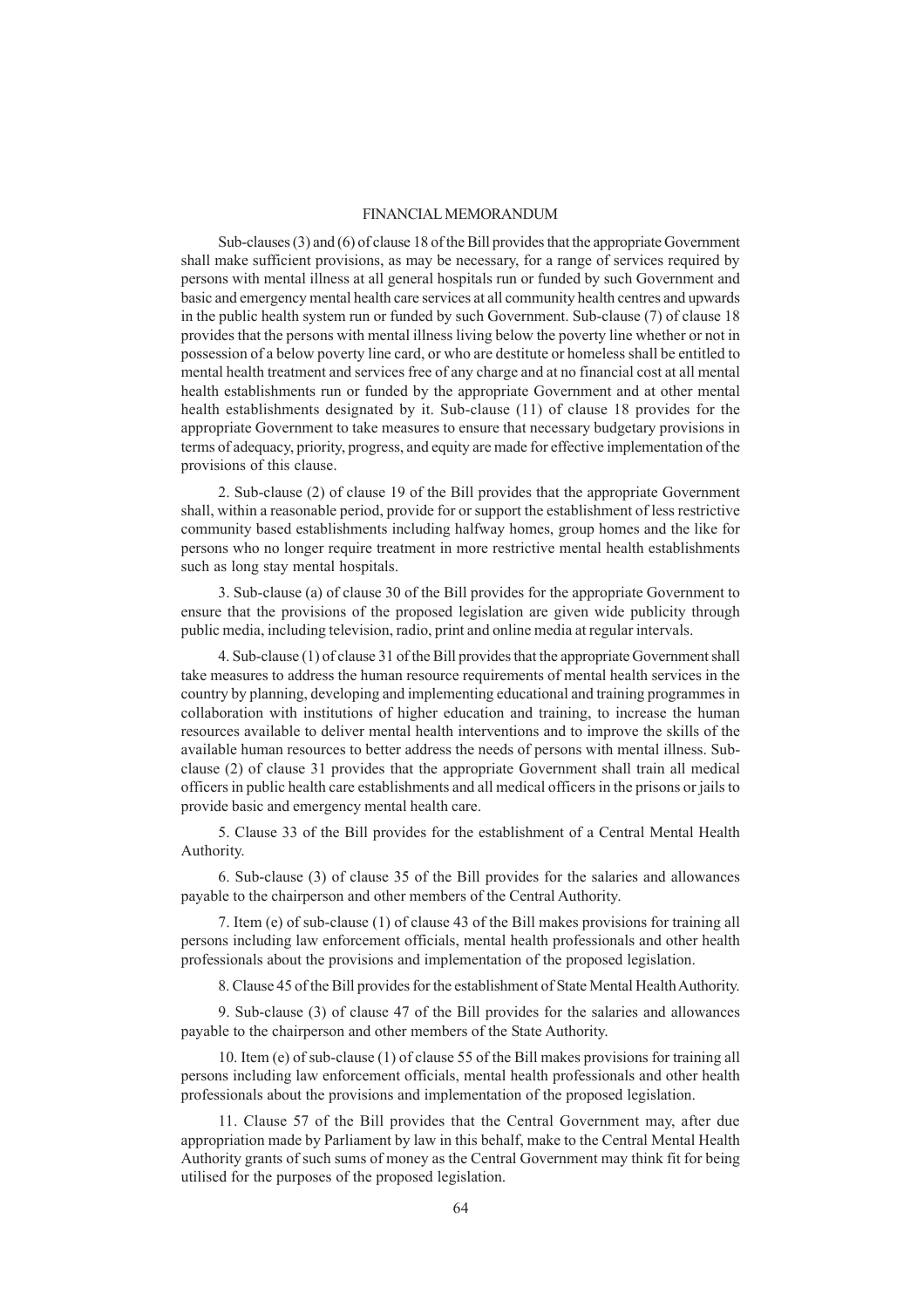## FINANCIAL MEMORANDUM

Sub-clauses (3) and (6) of clause 18 of the Bill provides that the appropriate Government shall make sufficient provisions, as may be necessary, for a range of services required by persons with mental illness at all general hospitals run or funded by such Government and basic and emergency mental health care services at all community health centres and upwards in the public health system run or funded by such Government. Sub-clause (7) of clause 18 provides that the persons with mental illness living below the poverty line whether or not in possession of a below poverty line card, or who are destitute or homeless shall be entitled to mental health treatment and services free of any charge and at no financial cost at all mental health establishments run or funded by the appropriate Government and at other mental health establishments designated by it. Sub-clause (11) of clause 18 provides for the appropriate Government to take measures to ensure that necessary budgetary provisions in terms of adequacy, priority, progress, and equity are made for effective implementation of the provisions of this clause.

2. Sub-clause (2) of clause 19 of the Bill provides that the appropriate Government shall, within a reasonable period, provide for or support the establishment of less restrictive community based establishments including halfway homes, group homes and the like for persons who no longer require treatment in more restrictive mental health establishments such as long stay mental hospitals.

3. Sub-clause (a) of clause 30 of the Bill provides for the appropriate Government to ensure that the provisions of the proposed legislation are given wide publicity through public media, including television, radio, print and online media at regular intervals.

4. Sub-clause (1) of clause 31 of the Bill provides that the appropriate Government shall take measures to address the human resource requirements of mental health services in the country by planning, developing and implementing educational and training programmes in collaboration with institutions of higher education and training, to increase the human resources available to deliver mental health interventions and to improve the skills of the available human resources to better address the needs of persons with mental illness. Sub-clause (2) of clause 31 provides that the appropriate Government shall train all medical officers in public health care establishments and all medical officers in the prisons or jails to provide basic and emergency mental health care.

5. Clause 33 of the Bill provides for the establishment of a Central Mental Health Authority.

6. Sub-clause (3) of clause 35 of the Bill provides for the salaries and allowances payable to the chairperson and other members of the Central Authority.

7. Item (e) of sub-clause (1) of clause 43 of the Bill makes provisions for training all persons including law enforcement officials, mental health professionals and other health professionals about the provisions and implementation of the proposed legislation.

8. Clause 45 of the Bill provides for the establishment of State Mental Health Authority.

9. Sub-clause (3) of clause 47 of the Bill provides for the salaries and allowances payable to the chairperson and other members of the State Authority.

10. Item (e) of sub-clause (1) of clause 55 of the Bill makes provisions for training all persons including law enforcement officials, mental health professionals and other health professionals about the provisions and implementation of the proposed legislation.

11. Clause 57 of the Bill provides that the Central Government may, after due appropriation made by Parliament by law in this behalf, make to the Central Mental Health Authority grants of such sums of money as the Central Government may think fit for being utilised for the purposes of the proposed legislation.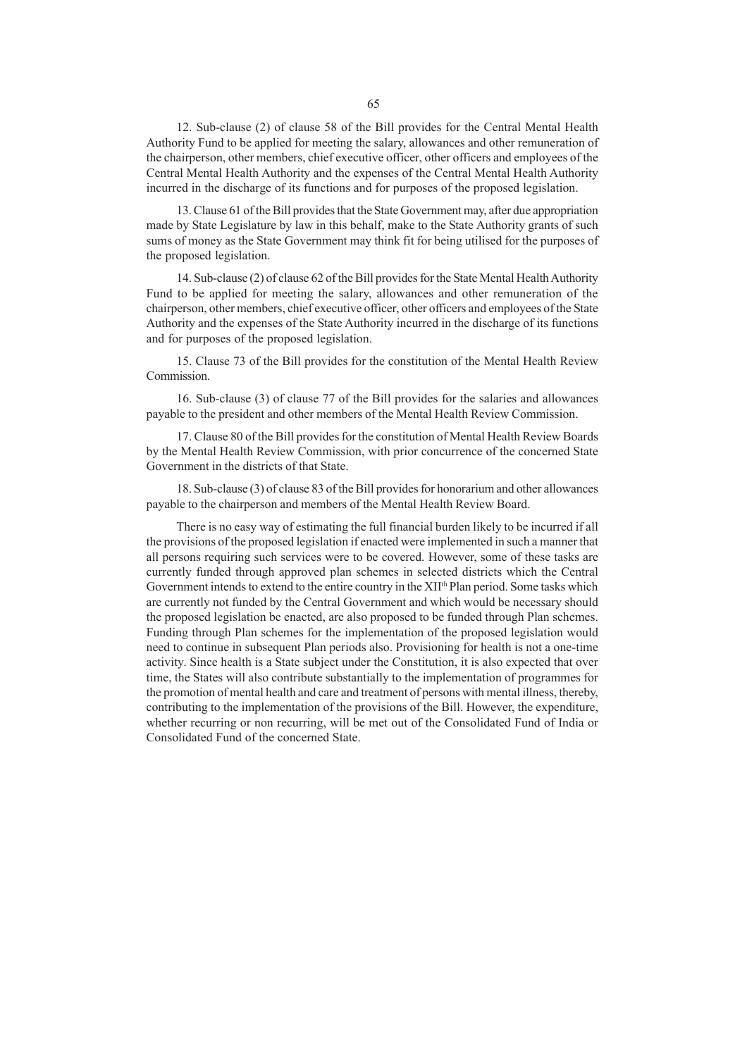12. Sub-clause (2) of clause 58 of the Bill provides for the Central Mental Health Authority Fund to be applied for meeting the salary, allowances and other remuneration of the chairperson, other members, chief executive officer, other officers and employees of the Central Mental Health Authority and the expenses of the Central Mental Health Authority incurred in the discharge of its functions and for purposes of the proposed legislation.

13. Clause 61 of the Bill provides that the State Government may, after due appropriation made by State Legislature by law in this behalf, make to the State Authority grants of such sums of money as the State Government may think fit for being utilised for the purposes of the proposed legislation.

14. Sub-clause (2) of clause 62 of the Bill provides for the State Mental Health Authority Fund to be applied for meeting the salary, allowances and other remuneration of the chairperson, other members, chief executive officer, other officers and employees of the State Authority and the expenses of the State Authority incurred in the discharge of its functions and for purposes of the proposed legislation.

15. Clause 73 of the Bill provides for the constitution of the Mental Health Review Commission.

16. Sub-clause (3) of clause 77 of the Bill provides for the salaries and allowances payable to the president and other members of the Mental Health Review Commission.

17. Clause 80 of the Bill provides for the constitution of Mental Health Review Boards by the Mental Health Review Commission, with prior concurrence of the concerned State Government in the districts of that State.

18. Sub-clause (3) of clause 83 of the Bill provides for honorarium and other allowances payable to the chairperson and members of the Mental Health Review Board.

There is no easy way of estimating the full financial burden likely to be incurred if all the provisions of the proposed legislation if enacted were implemented in such a manner that all persons requiring such services were to be covered. However, some of these tasks are currently funded through approved plan schemes in selected districts which the Central Government intends to extend to the entire country in the XII[th] Plan period. Some tasks which are currently not funded by the Central Government and which would be necessary should the proposed legislation be enacted, are also proposed to be funded through Plan schemes. Funding through Plan schemes for the implementation of the proposed legislation would need to continue in subsequent Plan periods also. Provisioning for health is not a one-time activity. Since health is a State subject under the Constitution, it is also expected that over time, the States will also contribute substantially to the implementation of programmes for the promotion of mental health and care and treatment of persons with mental illness, thereby, contributing to the implementation of the provisions of the Bill. However, the expenditure, whether recurring or non recurring, will be met out of the Consolidated Fund of India or Consolidated Fund of the concerned State.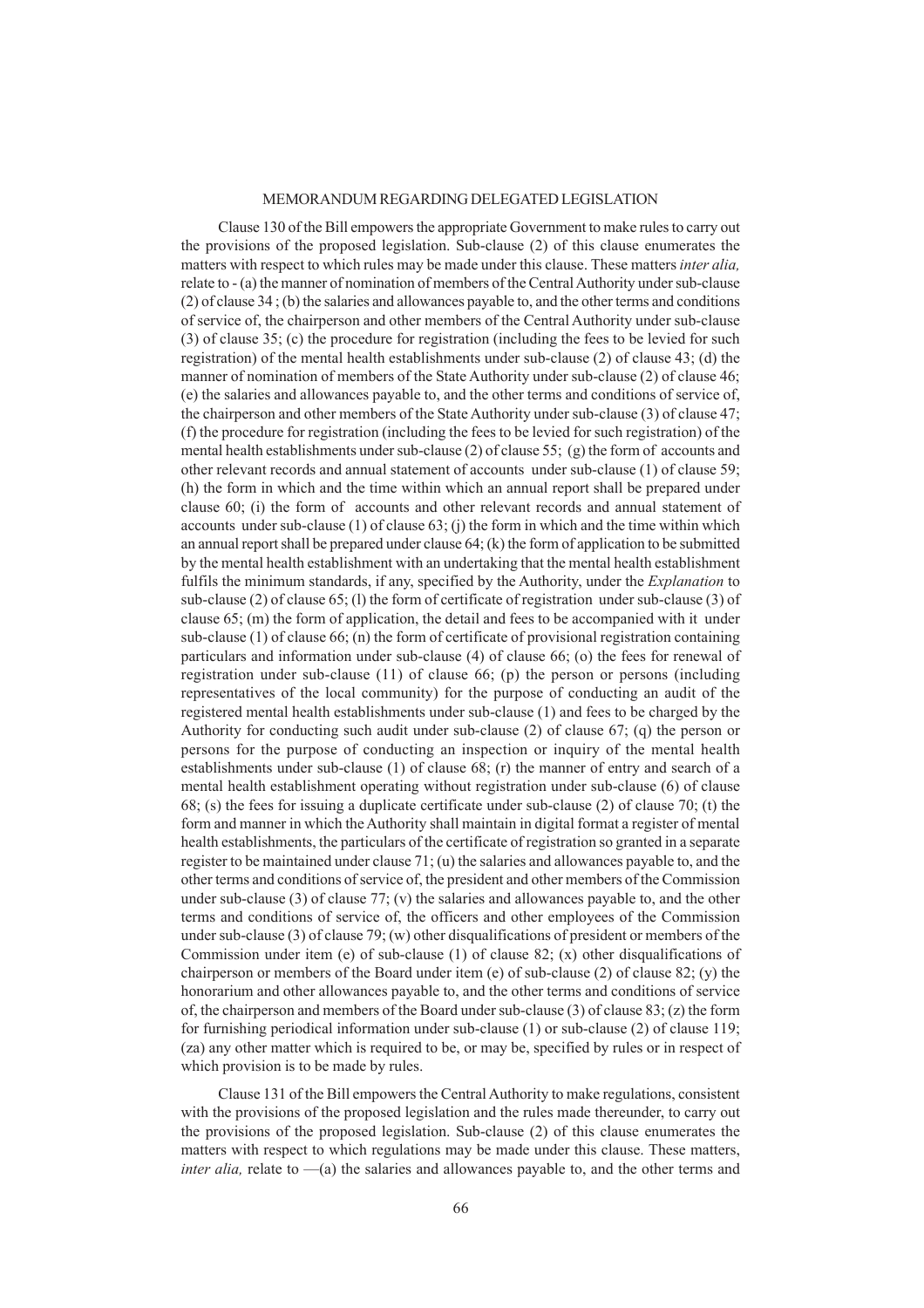## MEMORANDUM REGARDING DELEGATED LEGISLATION

Clause 130 of the Bill empowers the appropriate Government to make rules to carry out the provisions of the proposed legislation. Sub-clause (2) of this clause enumerates the matters with respect to which rules may be made under this clause. These matters *inter alia,* relate to - (a) the manner of nomination of members of the Central Authority under sub-clause (2) of clause 34 ; (b) the salaries and allowances payable to, and the other terms and conditions of service of, the chairperson and other members of the Central Authority under sub-clause (3) of clause 35; (c) the procedure for registration (including the fees to be levied for such registration) of the mental health establishments under sub-clause (2) of clause 43; (d) the manner of nomination of members of the State Authority under sub-clause (2) of clause 46; (e) the salaries and allowances payable to, and the other terms and conditions of service of, the chairperson and other members of the State Authority under sub-clause (3) of clause 47; (f) the procedure for registration (including the fees to be levied for such registration) of the mental health establishments under sub-clause (2) of clause 55; (g) the form of accounts and other relevant records and annual statement of accounts under sub-clause (1) of clause 59; (h) the form in which and the time within which an annual report shall be prepared under clause 60; (i) the form of accounts and other relevant records and annual statement of accounts under sub-clause (1) of clause 63; (j) the form in which and the time within which an annual report shall be prepared under clause 64; (k) the form of application to be submitted by the mental health establishment with an undertaking that the mental health establishment fulfils the minimum standards, if any, specified by the Authority, under the *Explanation* to sub-clause (2) of clause 65; (l) the form of certificate of registration under sub-clause (3) of clause 65; (m) the form of application, the detail and fees to be accompanied with it under sub-clause (1) of clause 66; (n) the form of certificate of provisional registration containing particulars and information under sub-clause (4) of clause 66; (o) the fees for renewal of registration under sub-clause (11) of clause 66; (p) the person or persons (including representatives of the local community) for the purpose of conducting an audit of the registered mental health establishments under sub-clause (1) and fees to be charged by the Authority for conducting such audit under sub-clause (2) of clause 67; (q) the person or persons for the purpose of conducting an inspection or inquiry of the mental health establishments under sub-clause (1) of clause 68; (r) the manner of entry and search of a mental health establishment operating without registration under sub-clause (6) of clause 68; (s) the fees for issuing a duplicate certificate under sub-clause (2) of clause 70; (t) the form and manner in which the Authority shall maintain in digital format a register of mental health establishments, the particulars of the certificate of registration so granted in a separate register to be maintained under clause 71; (u) the salaries and allowances payable to, and the other terms and conditions of service of, the president and other members of the Commission under sub-clause (3) of clause 77; (v) the salaries and allowances payable to, and the other terms and conditions of service of, the officers and other employees of the Commission under sub-clause (3) of clause 79; (w) other disqualifications of president or members of the Commission under item (e) of sub-clause (1) of clause 82; (x) other disqualifications of chairperson or members of the Board under item (e) of sub-clause (2) of clause 82; (y) the honorarium and other allowances payable to, and the other terms and conditions of service of, the chairperson and members of the Board under sub-clause (3) of clause 83; (z) the form for furnishing periodical information under sub-clause (1) or sub-clause (2) of clause 119; (za) any other matter which is required to be, or may be, specified by rules or in respect of which provision is to be made by rules.

Clause 131 of the Bill empowers the Central Authority to make regulations, consistent with the provisions of the proposed legislation and the rules made thereunder, to carry out the provisions of the proposed legislation. Sub-clause (2) of this clause enumerates the matters with respect to which regulations may be made under this clause. These matters, *inter alia,* relate to —(a) the salaries and allowances payable to, and the other terms and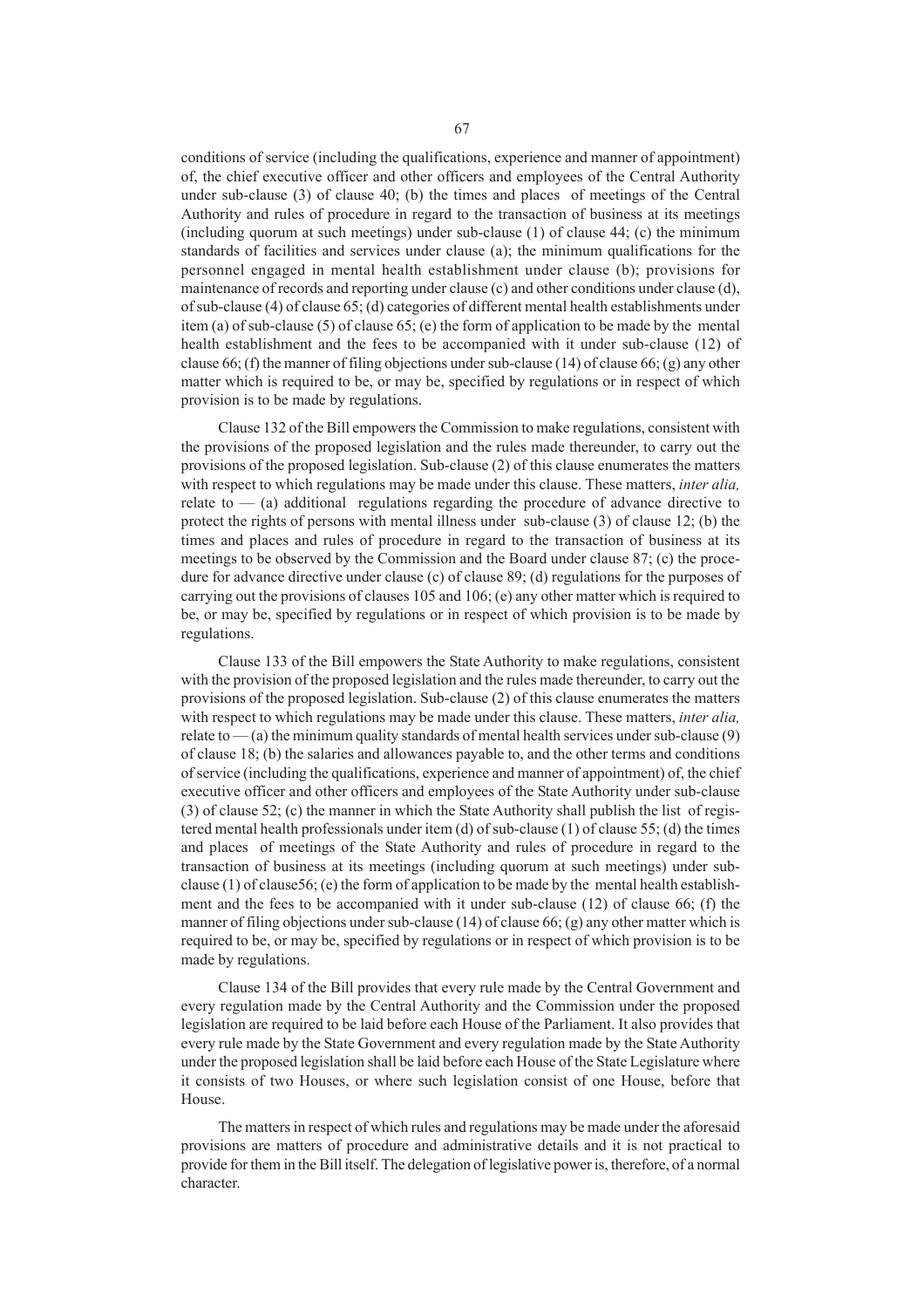conditions of service (including the qualifications, experience and manner of appointment) of, the chief executive officer and other officers and employees of the Central Authority under sub-clause (3) of clause 40; (b) the times and places of meetings of the Central Authority and rules of procedure in regard to the transaction of business at its meetings (including quorum at such meetings) under sub-clause (1) of clause 44; (c) the minimum standards of facilities and services under clause (a); the minimum qualifications for the personnel engaged in mental health establishment under clause (b); provisions for maintenance of records and reporting under clause (c) and other conditions under clause (d), of sub-clause (4) of clause 65; (d) categories of different mental health establishments under item (a) of sub-clause (5) of clause 65; (e) the form of application to be made by the mental health establishment and the fees to be accompanied with it under sub-clause (12) of clause 66; (f) the manner of filing objections under sub-clause (14) of clause 66; (g) any other matter which is required to be, or may be, specified by regulations or in respect of which provision is to be made by regulations.

Clause 132 of the Bill empowers the Commission to make regulations, consistent with the provisions of the proposed legislation and the rules made thereunder, to carry out the provisions of the proposed legislation. Sub-clause (2) of this clause enumerates the matters with respect to which regulations may be made under this clause. These matters, *inter alia,* relate to — (a) additional regulations regarding the procedure of advance directive to protect the rights of persons with mental illness under sub-clause (3) of clause 12; (b) the times and places and rules of procedure in regard to the transaction of business at its meetings to be observed by the Commission and the Board under clause 87; (c) the procedure for advance directive under clause (c) of clause 89; (d) regulations for the purposes of carrying out the provisions of clauses 105 and 106; (e) any other matter which is required to be, or may be, specified by regulations or in respect of which provision is to be made by regulations.

Clause 133 of the Bill empowers the State Authority to make regulations, consistent with the provision of the proposed legislation and the rules made thereunder, to carry out the provisions of the proposed legislation. Sub-clause (2) of this clause enumerates the matters with respect to which regulations may be made under this clause. These matters, *inter alia,* relate to — (a) the minimum quality standards of mental health services under sub-clause (9) of clause 18; (b) the salaries and allowances payable to, and the other terms and conditions of service (including the qualifications, experience and manner of appointment) of, the chief executive officer and other officers and employees of the State Authority under sub-clause (3) of clause 52; (c) the manner in which the State Authority shall publish the list of registered mental health professionals under item (d) of sub-clause (1) of clause 55; (d) the times and places of meetings of the State Authority and rules of procedure in regard to the transaction of business at its meetings (including quorum at such meetings) under sub-clause (1) of clause56; (e) the form of application to be made by the mental health establishment and the fees to be accompanied with it under sub-clause (12) of clause 66; (f) the manner of filing objections under sub-clause (14) of clause 66; (g) any other matter which is required to be, or may be, specified by regulations or in respect of which provision is to be made by regulations.

Clause 134 of the Bill provides that every rule made by the Central Government and every regulation made by the Central Authority and the Commission under the proposed legislation are required to be laid before each House of the Parliament. It also provides that every rule made by the State Government and every regulation made by the State Authority under the proposed legislation shall be laid before each House of the State Legislature where it consists of two Houses, or where such legislation consist of one House, before that House.

The matters in respect of which rules and regulations may be made under the aforesaid provisions are matters of procedure and administrative details and it is not practical to provide for them in the Bill itself. The delegation of legislative power is, therefore, of a normal character.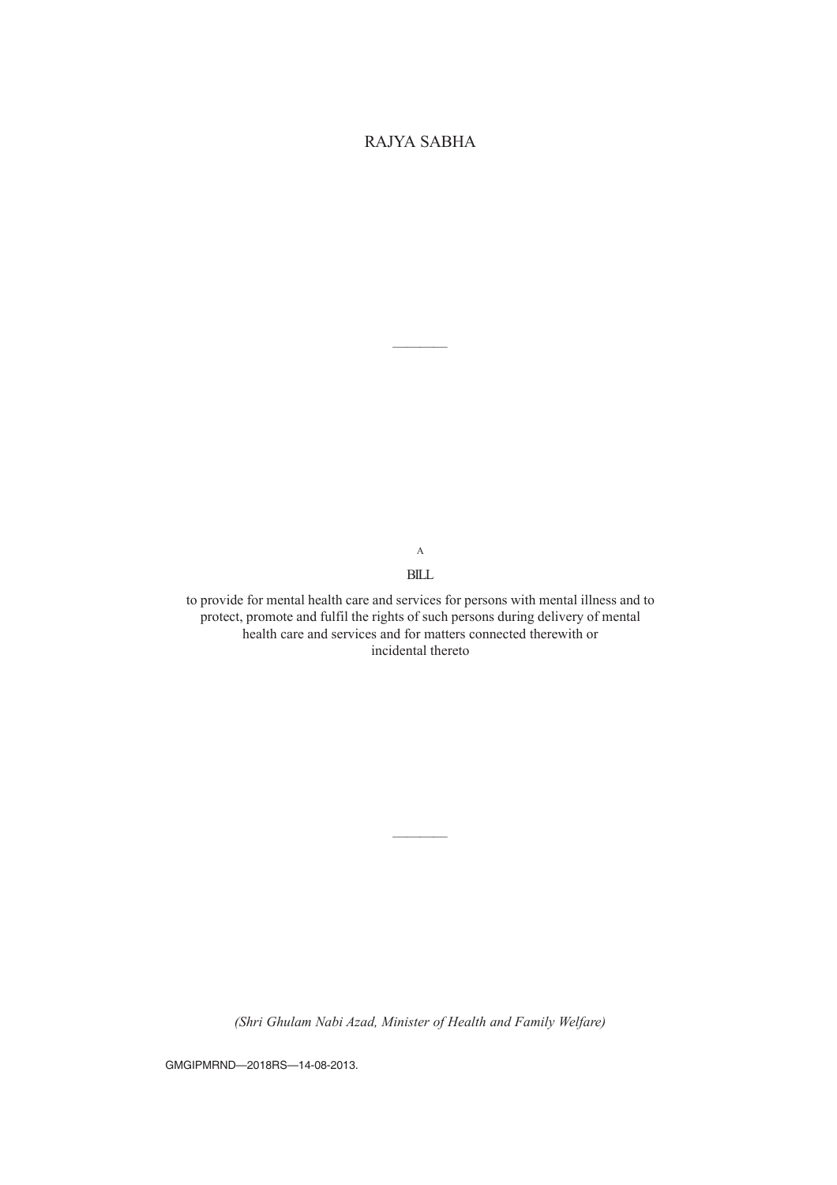RAJYA SABHA

————

A

BILL

to provide for mental health care and services for persons with mental illness and to protect, promote and fulfil the rights of such persons during delivery of mental health care and services and for matters connected therewith or incidental thereto

————

*(Shri Ghulam Nabi Azad, Minister of Health and Family Welfare)*

GMGIPMRND—2018RS—14-08-2013.